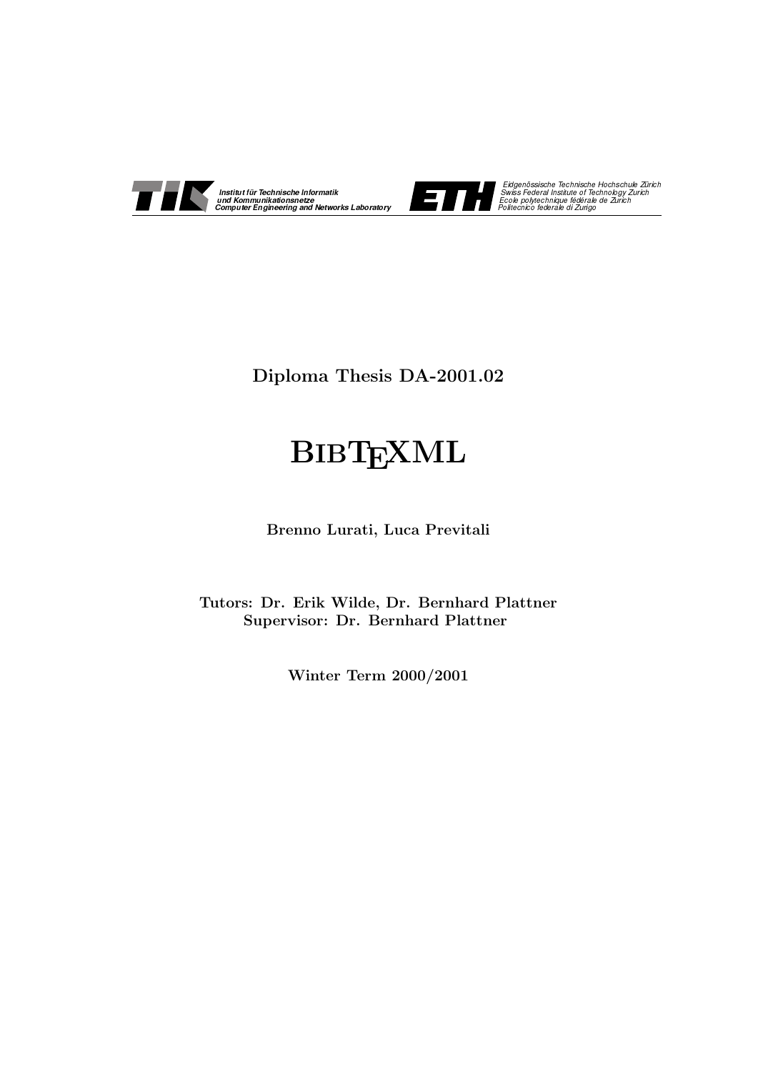Institut für Technische Informatik
und Kommunikationsnetze
Computer Engineering and Networks Laboratory

Eidgenössische Technische Hochschule Zürich
Swiss Federal Institute of Technology Zurich
Ecole polytechnique fédérale de Zurich
Politecnico federale di Zurigo

**Diploma Thesis DA-2001.02**

# BibTeXML

**Brenno Lurati, Luca Previtali**

**Tutors: Dr. Erik Wilde, Dr. Bernhard Plattner**
**Supervisor: Dr. Bernhard Plattner**

**Winter Term 2000/2001**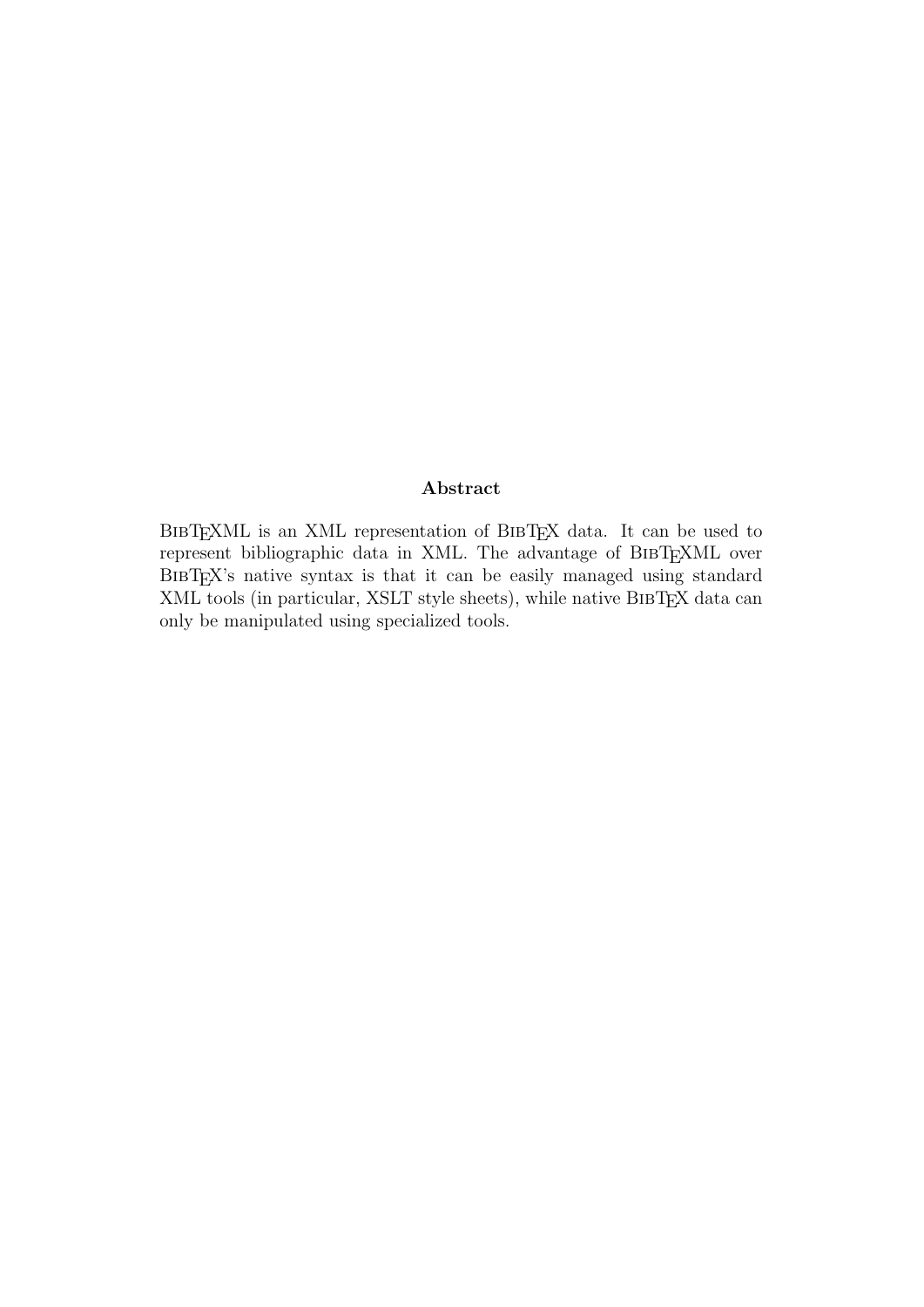## Abstract

BibTeXML is an XML representation of BibTeX data. It can be used to represent bibliographic data in XML. The advantage of BibTeXML over BibTeX's native syntax is that it can be easily managed using standard XML tools (in particular, XSLT style sheets), while native BibTeX data can only be manipulated using specialized tools.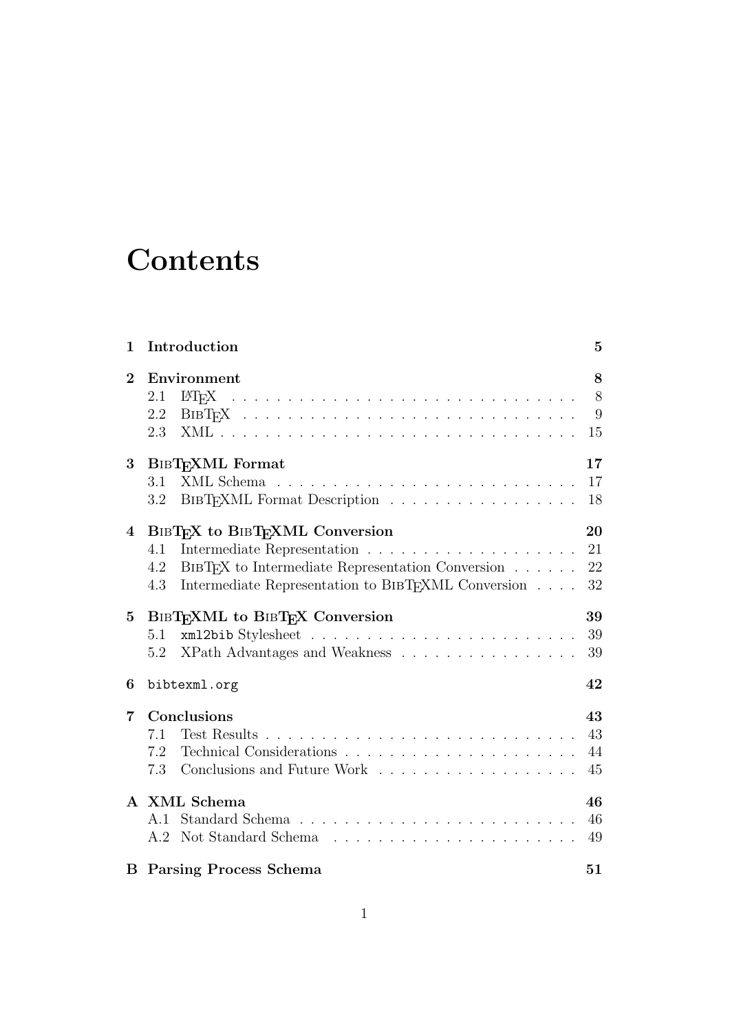# Contents

**1 Introduction** **5**

**2 Environment** **8**
- 2.1 LaTeX . . . . . 8
- 2.2 BibTeX . . . . . 9
- 2.3 XML . . . . . 15

**3 BibTeXML Format** **17**
- 3.1 XML Schema . . . . . 17
- 3.2 BibTeXML Format Description . . . . . 18

**4 BibTeX to BibTeXML Conversion** **20**
- 4.1 Intermediate Representation . . . . . 21
- 4.2 BibTeX to Intermediate Representation Conversion . . . . . 22
- 4.3 Intermediate Representation to BibTeXML Conversion . . . . . 32

**5 BibTeXML to BibTeX Conversion** **39**
- 5.1 `xml2bib` Stylesheet . . . . . 39
- 5.2 XPath Advantages and Weakness . . . . . 39

**6 `bibtexml.org`** **42**

**7 Conclusions** **43**
- 7.1 Test Results . . . . . 43
- 7.2 Technical Considerations . . . . . 44
- 7.3 Conclusions and Future Work . . . . . 45

**A XML Schema** **46**
- A.1 Standard Schema . . . . . 46
- A.2 Not Standard Schema . . . . . 49

**B Parsing Process Schema** **51**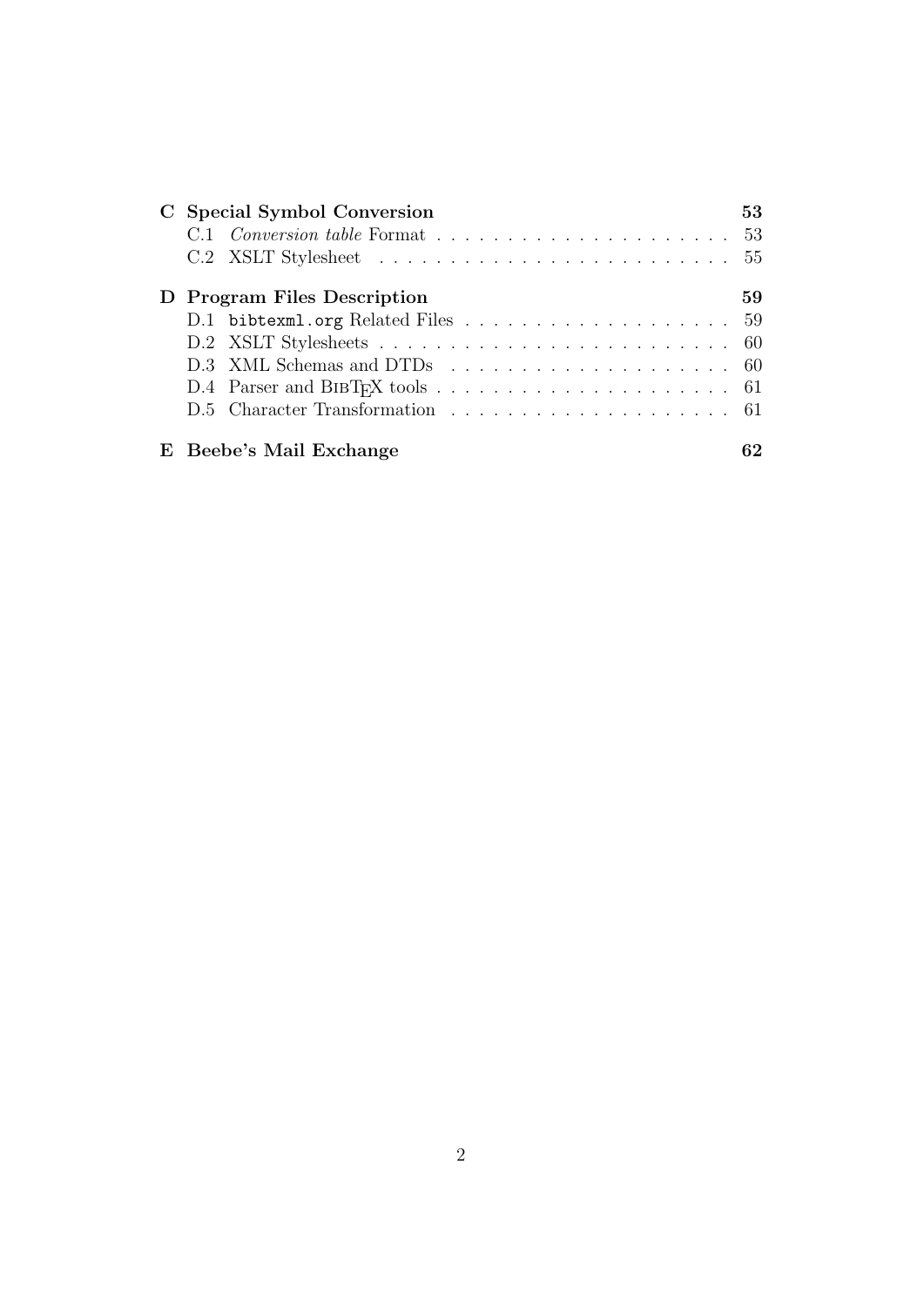**C Special Symbol Conversion** 53

- C.1 *Conversion table* Format . . . . . . . . . . . . . . . . . . . . . 53
- C.2 XSLT Stylesheet . . . . . . . . . . . . . . . . . . . . . . . . . 55

**D Program Files Description** 59

- D.1 `bibtexml.org` Related Files . . . . . . . . . . . . . . . . . . . 59
- D.2 XSLT Stylesheets . . . . . . . . . . . . . . . . . . . . . . . . . 60
- D.3 XML Schemas and DTDs . . . . . . . . . . . . . . . . . . . . . 60
- D.4 Parser and BibTeX tools . . . . . . . . . . . . . . . . . . . . . . 61
- D.5 Character Transformation . . . . . . . . . . . . . . . . . . . . . 61

**E Beebe's Mail Exchange** 62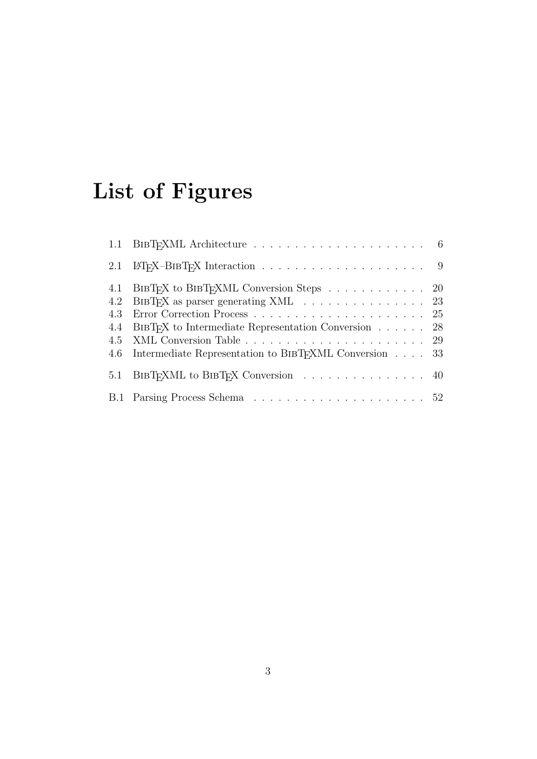# List of Figures

1.1 BibTeXML Architecture . . . . . . . . . . . . . . . . . . . . . 6

2.1 LaTeX–BibTeX Interaction . . . . . . . . . . . . . . . . . . . . 9

4.1 BibTeX to BibTeXML Conversion Steps . . . . . . . . . . . . 20
4.2 BibTeX as parser generating XML . . . . . . . . . . . . . . . 23
4.3 Error Correction Process . . . . . . . . . . . . . . . . . . . . . 25
4.4 BibTeX to Intermediate Representation Conversion . . . . . . 28
4.5 XML Conversion Table . . . . . . . . . . . . . . . . . . . . . . 29
4.6 Intermediate Representation to BibTeXML Conversion . . . . 33

5.1 BibTeXML to BibTeX Conversion . . . . . . . . . . . . . . . 40

B.1 Parsing Process Schema . . . . . . . . . . . . . . . . . . . . . 52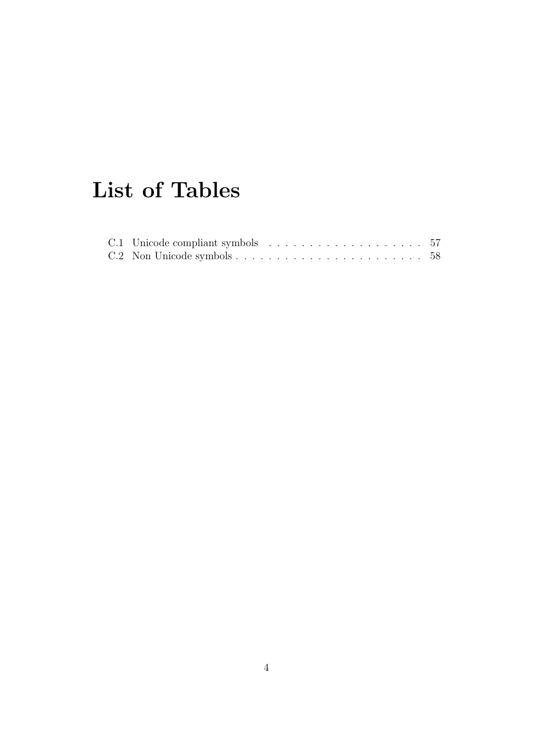# List of Tables

C.1 Unicode compliant symbols . . . . . . . . . . . . . . . . . . . . 57
C.2 Non Unicode symbols . . . . . . . . . . . . . . . . . . . . . . . . 58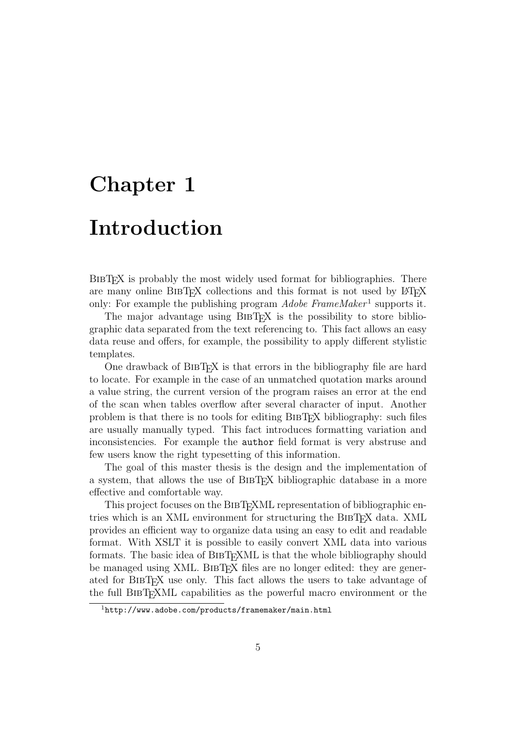# Chapter 1

# Introduction

BibTeX is probably the most widely used format for bibliographies. There are many online BibTeX collections and this format is not used by LaTeX only: For example the publishing program *Adobe FrameMaker*[1] supports it.

The major advantage using BibTeX is the possibility to store bibliographic data separated from the text referencing to. This fact allows an easy data reuse and offers, for example, the possibility to apply different stylistic templates.

One drawback of BibTeX is that errors in the bibliography file are hard to locate. For example in the case of an unmatched quotation marks around a value string, the current version of the program raises an error at the end of the scan when tables overflow after several character of input. Another problem is that there is no tools for editing BibTeX bibliography: such files are usually manually typed. This fact introduces formatting variation and inconsistencies. For example the `author` field format is very abstruse and few users know the right typesetting of this information.

The goal of this master thesis is the design and the implementation of a system, that allows the use of BibTeX bibliographic database in a more effective and comfortable way.

This project focuses on the BibTeXML representation of bibliographic entries which is an XML environment for structuring the BibTeX data. XML provides an efficient way to organize data using an easy to edit and readable format. With XSLT it is possible to easily convert XML data into various formats. The basic idea of BibTeXML is that the whole bibliography should be managed using XML. BibTeX files are no longer edited: they are generated for BibTeX use only. This fact allows the users to take advantage of the full BibTeXML capabilities as the powerful macro environment or the

[1] `http://www.adobe.com/products/framemaker/main.html`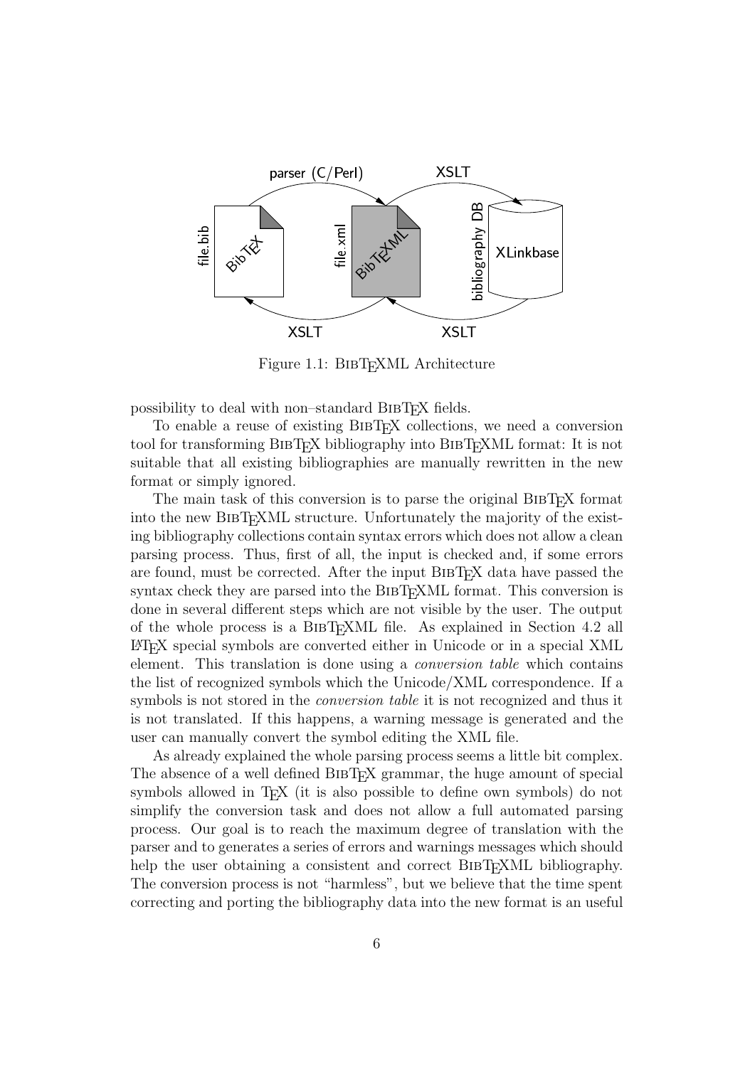Figure 1.1: BibTeXML Architecture

possibility to deal with non–standard BibTeX fields.

To enable a reuse of existing BibTeX collections, we need a conversion tool for transforming BibTeX bibliography into BibTeXML format: It is not suitable that all existing bibliographies are manually rewritten in the new format or simply ignored.

The main task of this conversion is to parse the original BibTeX format into the new BibTeXML structure. Unfortunately the majority of the existing bibliography collections contain syntax errors which does not allow a clean parsing process. Thus, first of all, the input is checked and, if some errors are found, must be corrected. After the input BibTeX data have passed the syntax check they are parsed into the BibTeXML format. This conversion is done in several different steps which are not visible by the user. The output of the whole process is a BibTeXML file. As explained in Section 4.2 all LaTeX special symbols are converted either in Unicode or in a special XML element. This translation is done using a *conversion table* which contains the list of recognized symbols which the Unicode/XML correspondence. If a symbols is not stored in the *conversion table* it is not recognized and thus it is not translated. If this happens, a warning message is generated and the user can manually convert the symbol editing the XML file.

As already explained the whole parsing process seems a little bit complex. The absence of a well defined BibTeX grammar, the huge amount of special symbols allowed in TeX (it is also possible to define own symbols) do not simplify the conversion task and does not allow a full automated parsing process. Our goal is to reach the maximum degree of translation with the parser and to generates a series of errors and warnings messages which should help the user obtaining a consistent and correct BibTeXML bibliography. The conversion process is not "harmless", but we believe that the time spent correcting and porting the bibliography data into the new format is an useful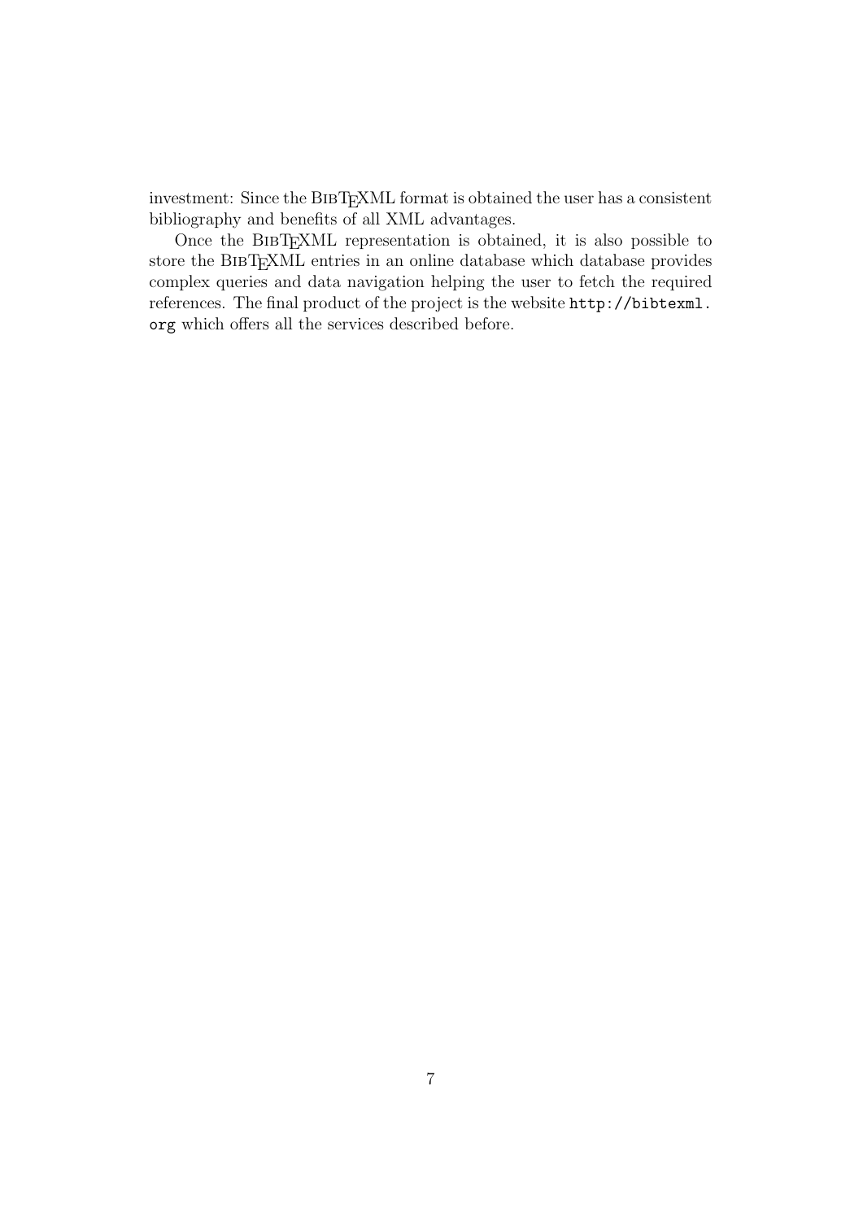investment: Since the BibTeXML format is obtained the user has a consistent bibliography and benefits of all XML advantages.

Once the BibTeXML representation is obtained, it is also possible to store the BibTeXML entries in an online database which database provides complex queries and data navigation helping the user to fetch the required references. The final product of the project is the website `http://bibtexml.org` which offers all the services described before.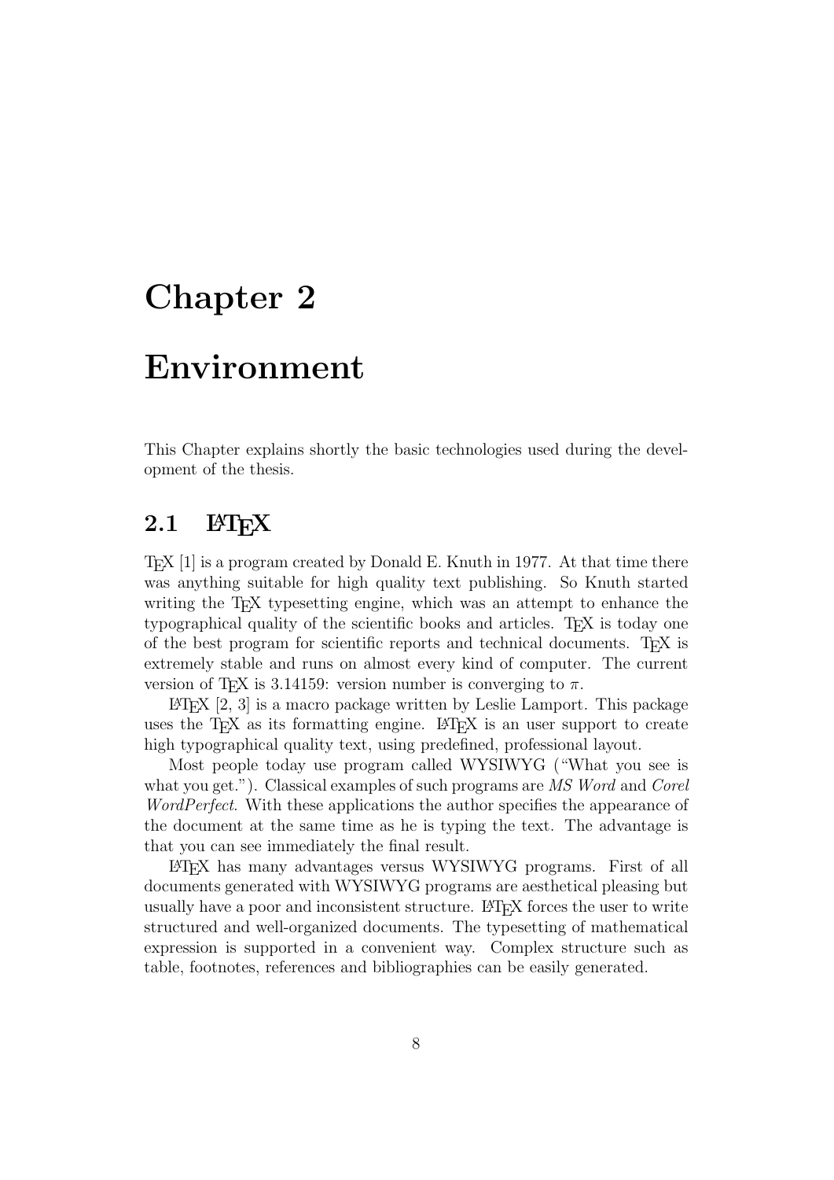# Chapter 2

# Environment

This Chapter explains shortly the basic technologies used during the development of the thesis.

## 2.1 LaTeX

TeX [1] is a program created by Donald E. Knuth in 1977. At that time there was anything suitable for high quality text publishing. So Knuth started writing the TeX typesetting engine, which was an attempt to enhance the typographical quality of the scientific books and articles. TeX is today one of the best program for scientific reports and technical documents. TeX is extremely stable and runs on almost every kind of computer. The current version of TeX is 3.14159: version number is converging to $\pi$.

LaTeX [2, 3] is a macro package written by Leslie Lamport. This package uses the TeX as its formatting engine. LaTeX is an user support to create high typographical quality text, using predefined, professional layout.

Most people today use program called WYSIWYG ("What you see is what you get."). Classical examples of such programs are *MS Word* and *Corel WordPerfect*. With these applications the author specifies the appearance of the document at the same time as he is typing the text. The advantage is that you can see immediately the final result.

LaTeX has many advantages versus WYSIWYG programs. First of all documents generated with WYSIWYG programs are aesthetical pleasing but usually have a poor and inconsistent structure. LaTeX forces the user to write structured and well-organized documents. The typesetting of mathematical expression is supported in a convenient way. Complex structure such as table, footnotes, references and bibliographies can be easily generated.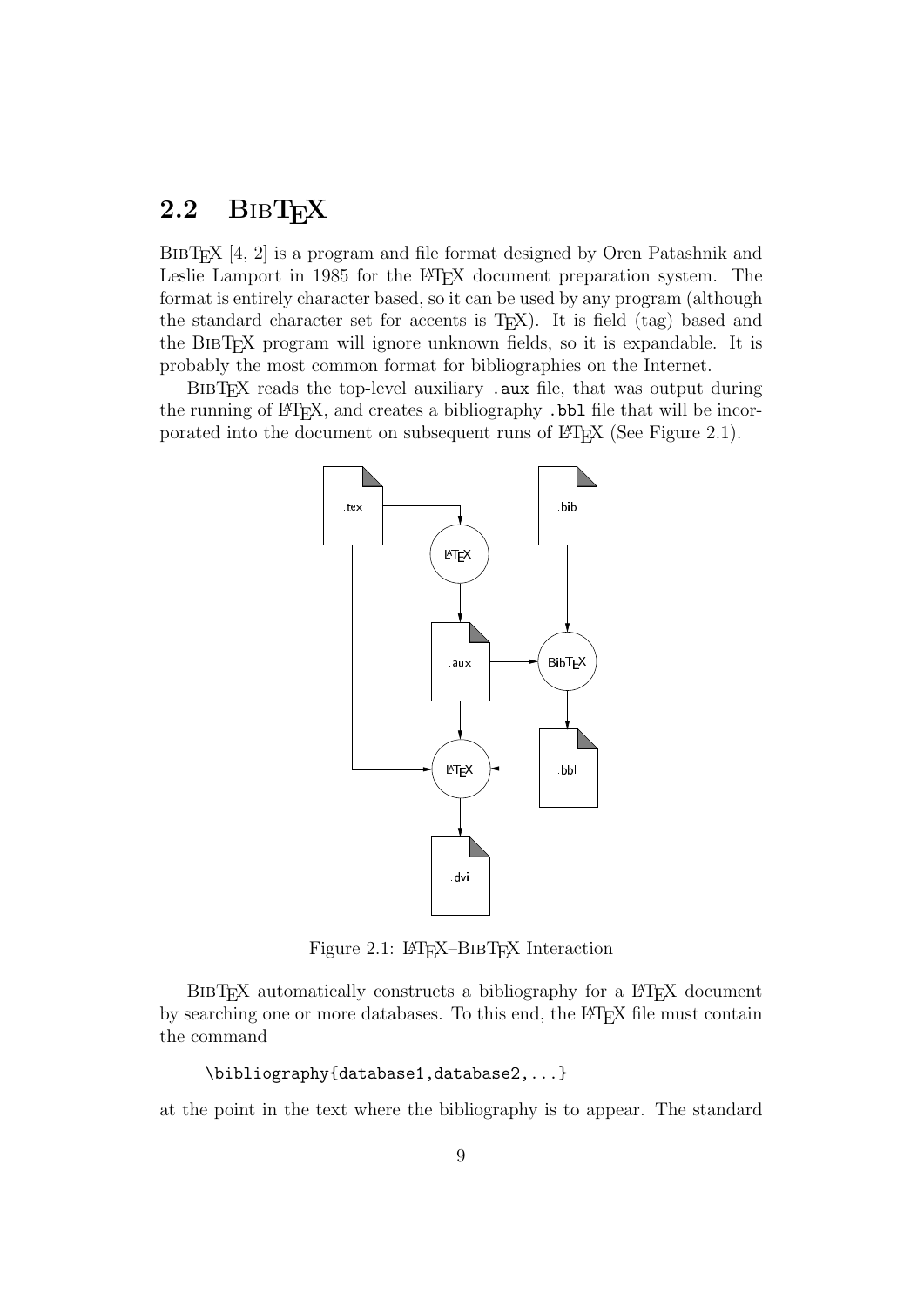## 2.2 BibTeX

BibTeX [4, 2] is a program and file format designed by Oren Patashnik and Leslie Lamport in 1985 for the LaTeX document preparation system. The format is entirely character based, so it can be used by any program (although the standard character set for accents is TeX). It is field (tag) based and the BibTeX program will ignore unknown fields, so it is expandable. It is probably the most common format for bibliographies on the Internet.

BibTeX reads the top-level auxiliary `.aux` file, that was output during the running of LaTeX, and creates a bibliography `.bbl` file that will be incorporated into the document on subsequent runs of LaTeX (See Figure 2.1).

Figure 2.1: LaTeX–BibTeX Interaction

BibTeX automatically constructs a bibliography for a LaTeX document by searching one or more databases. To this end, the LaTeX file must contain the command

```
\bibliography{database1,database2,...}
```

at the point in the text where the bibliography is to appear. The standard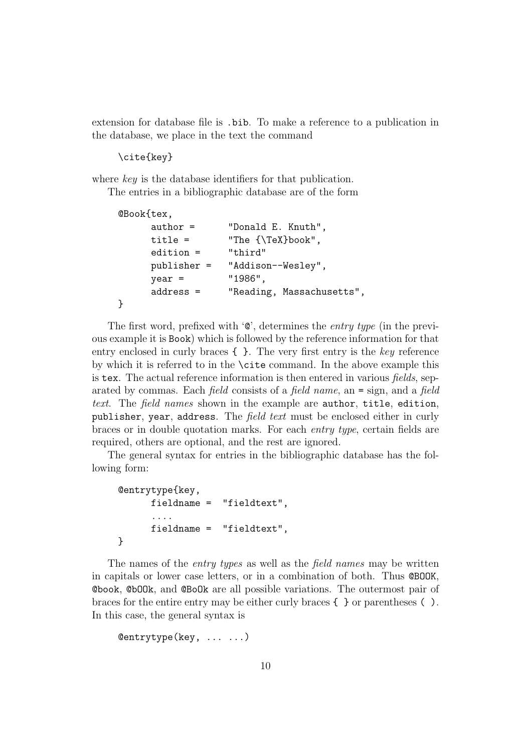extension for database file is `.bib`. To make a reference to a publication in the database, we place in the text the command

```
\cite{key}
```

where *key* is the database identifiers for that publication.

The entries in a bibliographic database are of the form

```
@Book{tex,
      author =      "Donald E. Knuth",
      title =       "The {\TeX}book",
      edition =     "third"
      publisher =   "Addison--Wesley",
      year =        "1986",
      address =     "Reading, Massachusetts",
}
```

The first word, prefixed with '`@`', determines the *entry type* (in the previous example it is `Book`) which is followed by the reference information for that entry enclosed in curly braces `{ }`. The very first entry is the *key* reference by which it is referred to in the `\cite` command. In the above example this is `tex`. The actual reference information is then entered in various *fields*, separated by commas. Each *field* consists of a *field name*, an `=` sign, and a *field text*. The *field names* shown in the example are `author`, `title`, `edition`, `publisher`, `year`, `address`. The *field text* must be enclosed either in curly braces or in double quotation marks. For each *entry type*, certain fields are required, others are optional, and the rest are ignored.

The general syntax for entries in the bibliographic database has the following form:

```
@entrytype{key,
      fieldname =  "fieldtext",
      ....
      fieldname =  "fieldtext",
}
```

The names of the *entry types* as well as the *field names* may be written in capitals or lower case letters, or in a combination of both. Thus `@BOOK`, `@book`, `@bOOk`, and `@BoOk` are all possible variations. The outermost pair of braces for the entire entry may be either curly braces `{ }` or parentheses `( )`. In this case, the general syntax is

```
@entrytype(key, ... ...)
```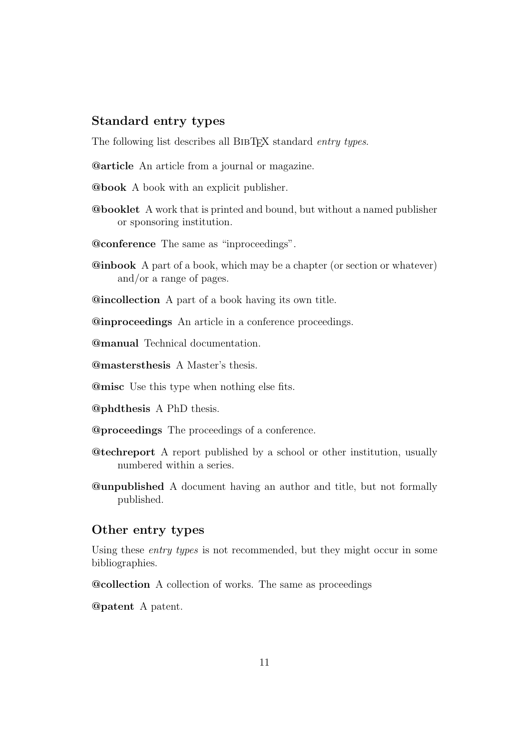## Standard entry types

The following list describes all BibTeX standard *entry types*.

**@article** An article from a journal or magazine.

**@book** A book with an explicit publisher.

**@booklet** A work that is printed and bound, but without a named publisher or sponsoring institution.

**@conference** The same as “inproceedings”.

**@inbook** A part of a book, which may be a chapter (or section or whatever) and/or a range of pages.

**@incollection** A part of a book having its own title.

**@inproceedings** An article in a conference proceedings.

**@manual** Technical documentation.

**@mastersthesis** A Master’s thesis.

**@misc** Use this type when nothing else fits.

**@phdthesis** A PhD thesis.

**@proceedings** The proceedings of a conference.

**@techreport** A report published by a school or other institution, usually numbered within a series.

**@unpublished** A document having an author and title, but not formally published.

## Other entry types

Using these *entry types* is not recommended, but they might occur in some bibliographies.

**@collection** A collection of works. The same as proceedings

**@patent** A patent.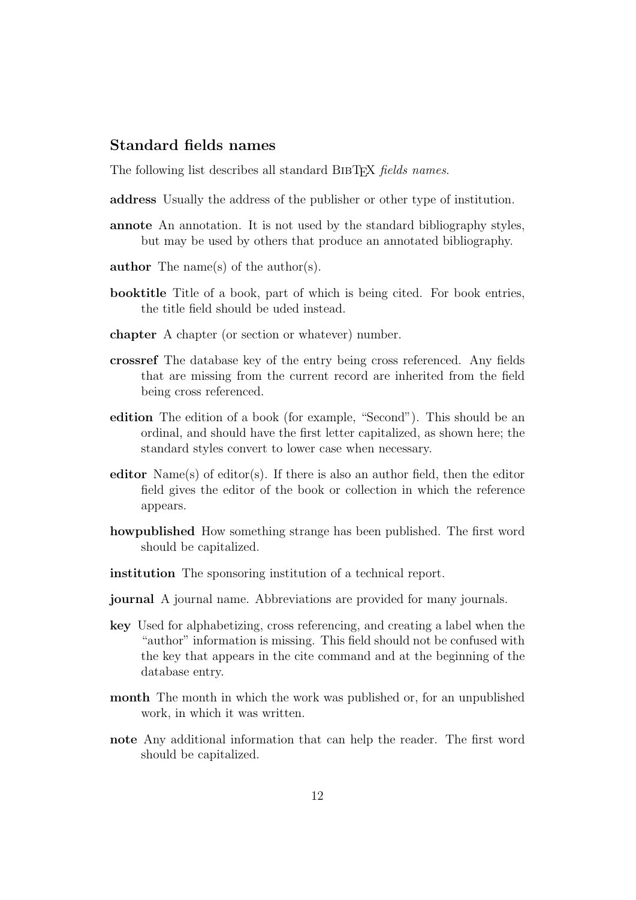## Standard fields names

The following list describes all standard BibTEX *fields names*.

**address** Usually the address of the publisher or other type of institution.

**annote** An annotation. It is not used by the standard bibliography styles, but may be used by others that produce an annotated bibliography.

**author** The name(s) of the author(s).

**booktitle** Title of a book, part of which is being cited. For book entries, the title field should be uded instead.

**chapter** A chapter (or section or whatever) number.

**crossref** The database key of the entry being cross referenced. Any fields that are missing from the current record are inherited from the field being cross referenced.

**edition** The edition of a book (for example, "Second"). This should be an ordinal, and should have the first letter capitalized, as shown here; the standard styles convert to lower case when necessary.

**editor** Name(s) of editor(s). If there is also an author field, then the editor field gives the editor of the book or collection in which the reference appears.

**howpublished** How something strange has been published. The first word should be capitalized.

**institution** The sponsoring institution of a technical report.

**journal** A journal name. Abbreviations are provided for many journals.

**key** Used for alphabetizing, cross referencing, and creating a label when the "author" information is missing. This field should not be confused with the key that appears in the cite command and at the beginning of the database entry.

**month** The month in which the work was published or, for an unpublished work, in which it was written.

**note** Any additional information that can help the reader. The first word should be capitalized.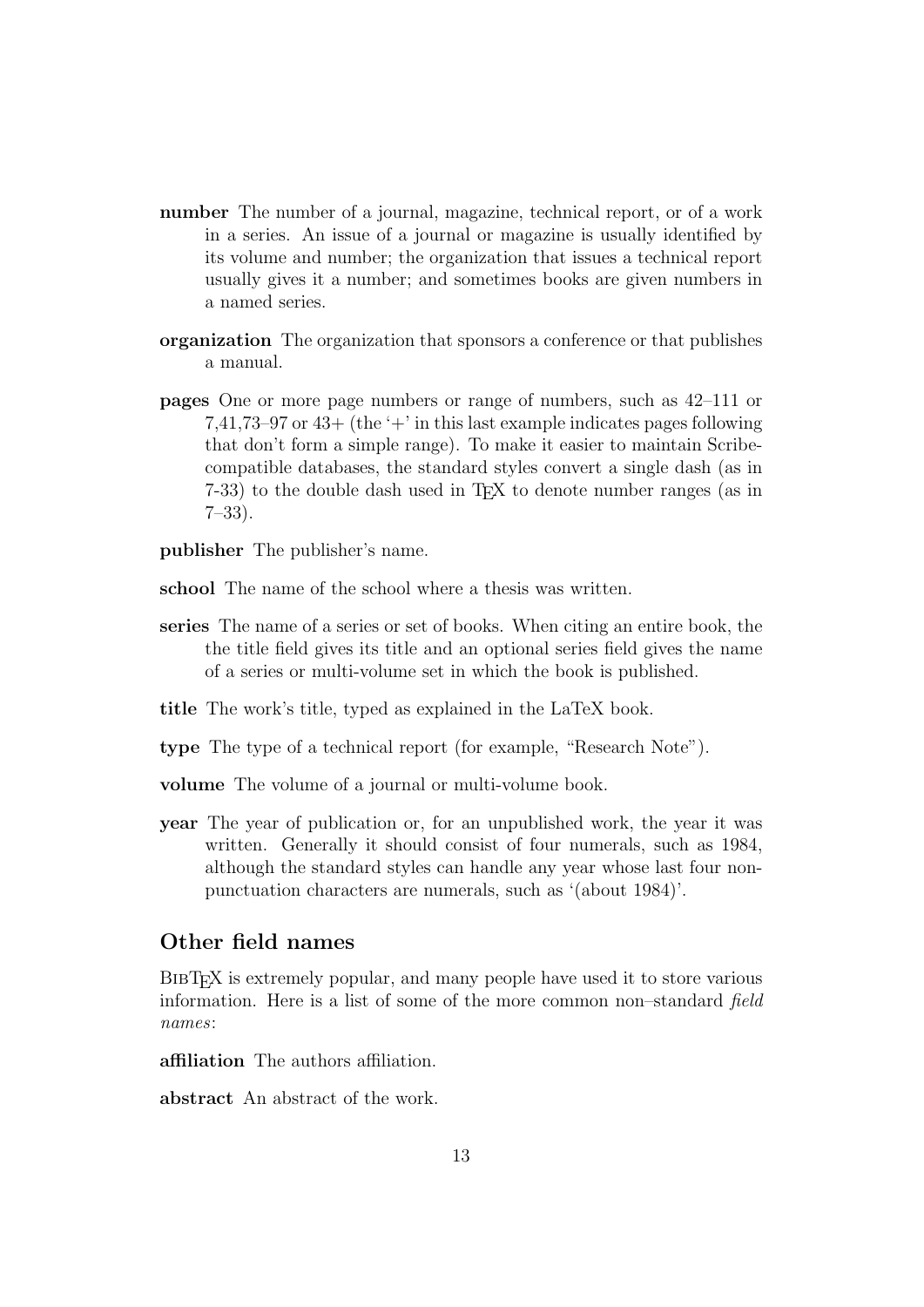**number** The number of a journal, magazine, technical report, or of a work in a series. An issue of a journal or magazine is usually identified by its volume and number; the organization that issues a technical report usually gives it a number; and sometimes books are given numbers in a named series.

**organization** The organization that sponsors a conference or that publishes a manual.

**pages** One or more page numbers or range of numbers, such as 42–111 or 7,41,73–97 or 43+ (the '+' in this last example indicates pages following that don't form a simple range). To make it easier to maintain Scribe-compatible databases, the standard styles convert a single dash (as in 7-33) to the double dash used in TEX to denote number ranges (as in 7–33).

**publisher** The publisher's name.

**school** The name of the school where a thesis was written.

**series** The name of a series or set of books. When citing an entire book, the the title field gives its title and an optional series field gives the name of a series or multi-volume set in which the book is published.

**title** The work's title, typed as explained in the LaTeX book.

**type** The type of a technical report (for example, "Research Note").

**volume** The volume of a journal or multi-volume book.

**year** The year of publication or, for an unpublished work, the year it was written. Generally it should consist of four numerals, such as 1984, although the standard styles can handle any year whose last four non-punctuation characters are numerals, such as '(about 1984)'.

## Other field names

BibTEX is extremely popular, and many people have used it to store various information. Here is a list of some of the more common non–standard *field names*:

**affiliation** The authors affiliation.

**abstract** An abstract of the work.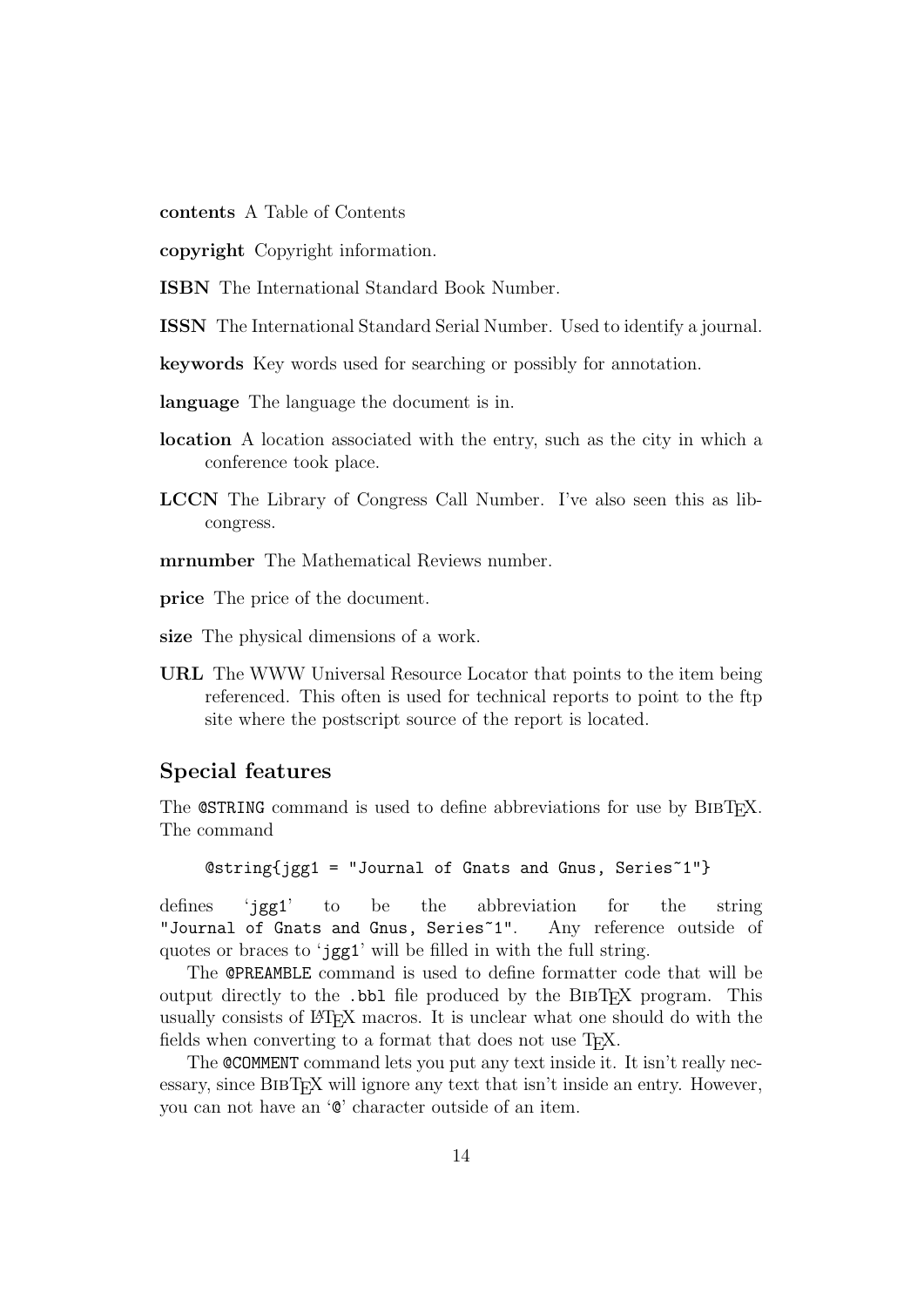**contents** A Table of Contents

**copyright** Copyright information.

**ISBN** The International Standard Book Number.

**ISSN** The International Standard Serial Number. Used to identify a journal.

**keywords** Key words used for searching or possibly for annotation.

**language** The language the document is in.

**location** A location associated with the entry, such as the city in which a conference took place.

**LCCN** The Library of Congress Call Number. I've also seen this as lib-congress.

**mrnumber** The Mathematical Reviews number.

**price** The price of the document.

**size** The physical dimensions of a work.

**URL** The WWW Universal Resource Locator that points to the item being referenced. This often is used for technical reports to point to the ftp site where the postscript source of the report is located.

## Special features

The `@STRING` command is used to define abbreviations for use by BibTeX. The command

```
@string{jgg1 = "Journal of Gnats and Gnus, Series~1"}
```

defines '`jgg1`' to be the abbreviation for the string `"Journal of Gnats and Gnus, Series~1"`. Any reference outside of quotes or braces to '`jgg1`' will be filled in with the full string.

The `@PREAMBLE` command is used to define formatter code that will be output directly to the `.bbl` file produced by the BibTeX program. This usually consists of LaTeX macros. It is unclear what one should do with the fields when converting to a format that does not use TeX.

The `@COMMENT` command lets you put any text inside it. It isn't really necessary, since BibTeX will ignore any text that isn't inside an entry. However, you can not have an '`@`' character outside of an item.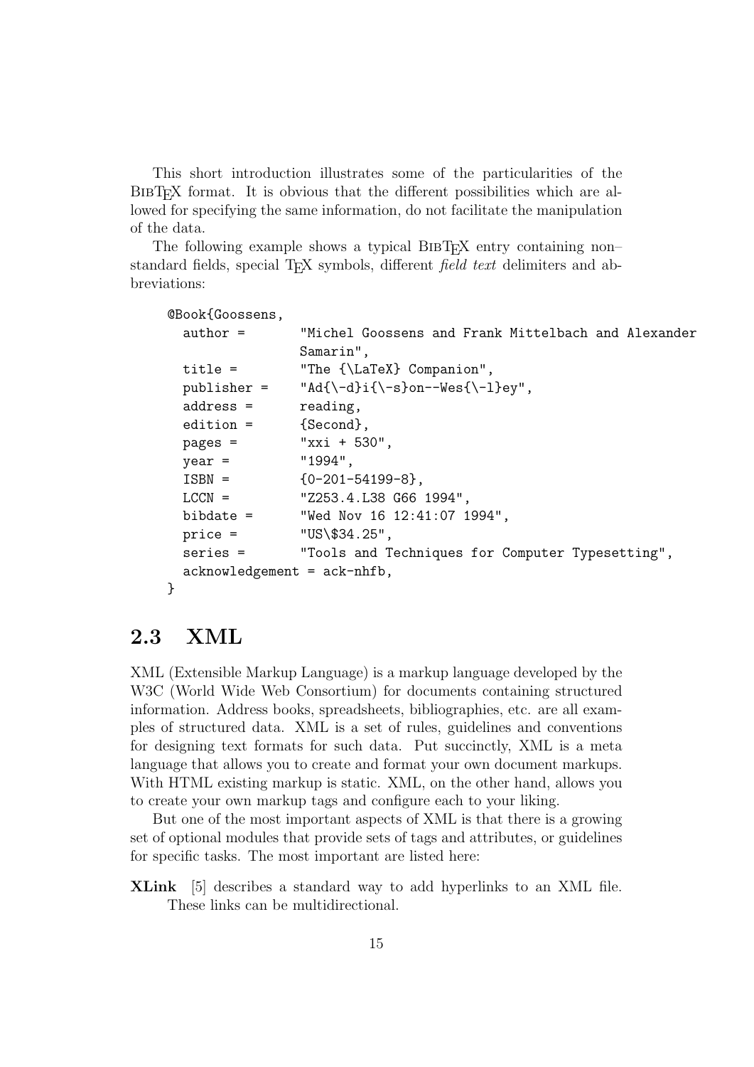This short introduction illustrates some of the particularities of the BibTeX format. It is obvious that the different possibilities which are allowed for specifying the same information, do not facilitate the manipulation of the data.

The following example shows a typical BibTeX entry containing non–standard fields, special TeX symbols, different *field text* delimiters and abbreviations:

```
@Book{Goossens,
  author =       "Michel Goossens and Frank Mittelbach and Alexander
                 Samarin",
  title =        "The {\LaTeX} Companion",
  publisher =    "Ad{\-d}i{\-s}on--Wes{\-l}ey",
  address =      reading,
  edition =      {Second},
  pages =        "xxi + 530",
  year =         "1994",
  ISBN =         {0-201-54199-8},
  LCCN =         "Z253.4.L38 G66 1994",
  bibdate =      "Wed Nov 16 12:41:07 1994",
  price =        "US\$34.25",
  series =       "Tools and Techniques for Computer Typesetting",
  acknowledgement = ack-nhfb,
}
```

## 2.3 XML

XML (Extensible Markup Language) is a markup language developed by the W3C (World Wide Web Consortium) for documents containing structured information. Address books, spreadsheets, bibliographies, etc. are all examples of structured data. XML is a set of rules, guidelines and conventions for designing text formats for such data. Put succinctly, XML is a meta language that allows you to create and format your own document markups. With HTML existing markup is static. XML, on the other hand, allows you to create your own markup tags and configure each to your liking.

But one of the most important aspects of XML is that there is a growing set of optional modules that provide sets of tags and attributes, or guidelines for specific tasks. The most important are listed here:

**XLink** [5] describes a standard way to add hyperlinks to an XML file. These links can be multidirectional.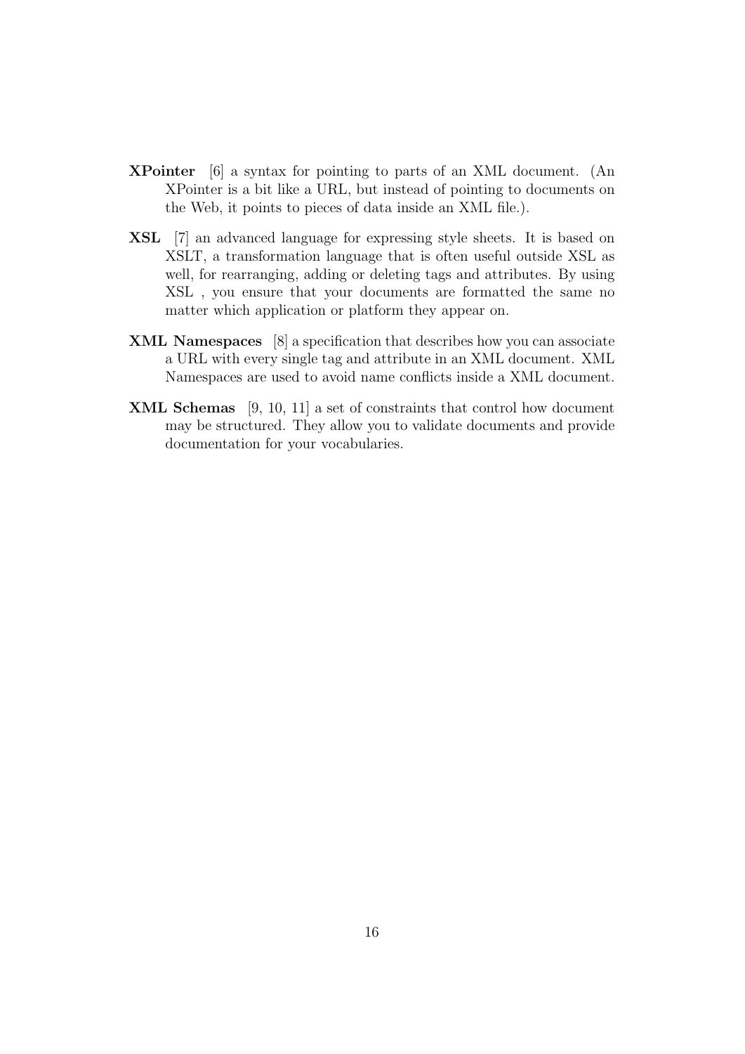**XPointer** [6] a syntax for pointing to parts of an XML document. (An XPointer is a bit like a URL, but instead of pointing to documents on the Web, it points to pieces of data inside an XML file.).

**XSL** [7] an advanced language for expressing style sheets. It is based on XSLT, a transformation language that is often useful outside XSL as well, for rearranging, adding or deleting tags and attributes. By using XSL , you ensure that your documents are formatted the same no matter which application or platform they appear on.

**XML Namespaces** [8] a specification that describes how you can associate a URL with every single tag and attribute in an XML document. XML Namespaces are used to avoid name conflicts inside a XML document.

**XML Schemas** [9, 10, 11] a set of constraints that control how document may be structured. They allow you to validate documents and provide documentation for your vocabularies.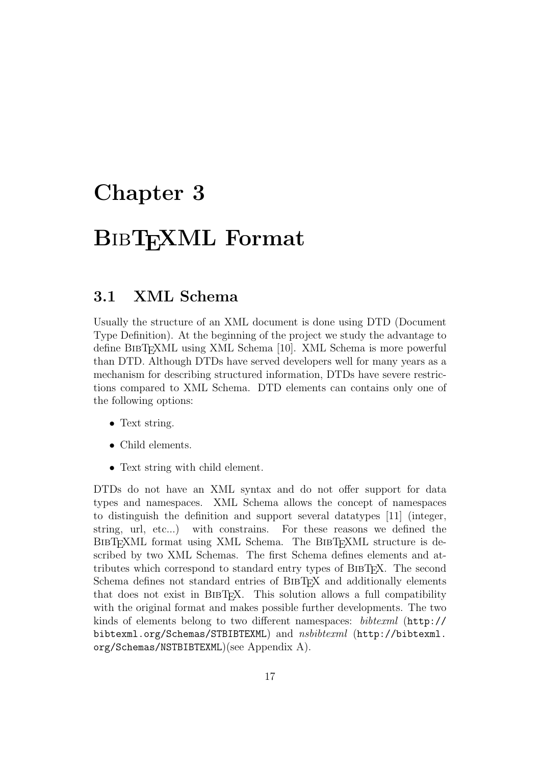# Chapter 3

# BibTeXML Format

## 3.1 XML Schema

Usually the structure of an XML document is done using DTD (Document Type Definition). At the beginning of the project we study the advantage to define BibTeXML using XML Schema [10]. XML Schema is more powerful than DTD. Although DTDs have served developers well for many years as a mechanism for describing structured information, DTDs have severe restrictions compared to XML Schema. DTD elements can contains only one of the following options:

- Text string.
- Child elements.
- Text string with child element.

DTDs do not have an XML syntax and do not offer support for data types and namespaces. XML Schema allows the concept of namespaces to distinguish the definition and support several datatypes [11] (integer, string, url, etc...) with constrains. For these reasons we defined the BibTeXML format using XML Schema. The BibTeXML structure is described by two XML Schemas. The first Schema defines elements and attributes which correspond to standard entry types of BibTeX. The second Schema defines not standard entries of BibTeX and additionally elements that does not exist in BibTeX. This solution allows a full compatibility with the original format and makes possible further developments. The two kinds of elements belong to two different namespaces: *bibtexml* (`http://bibtexml.org/Schemas/STBIBTEXML`) and *nsbibtexml* (`http://bibtexml.org/Schemas/NSTBIBTEXML`)(see Appendix A).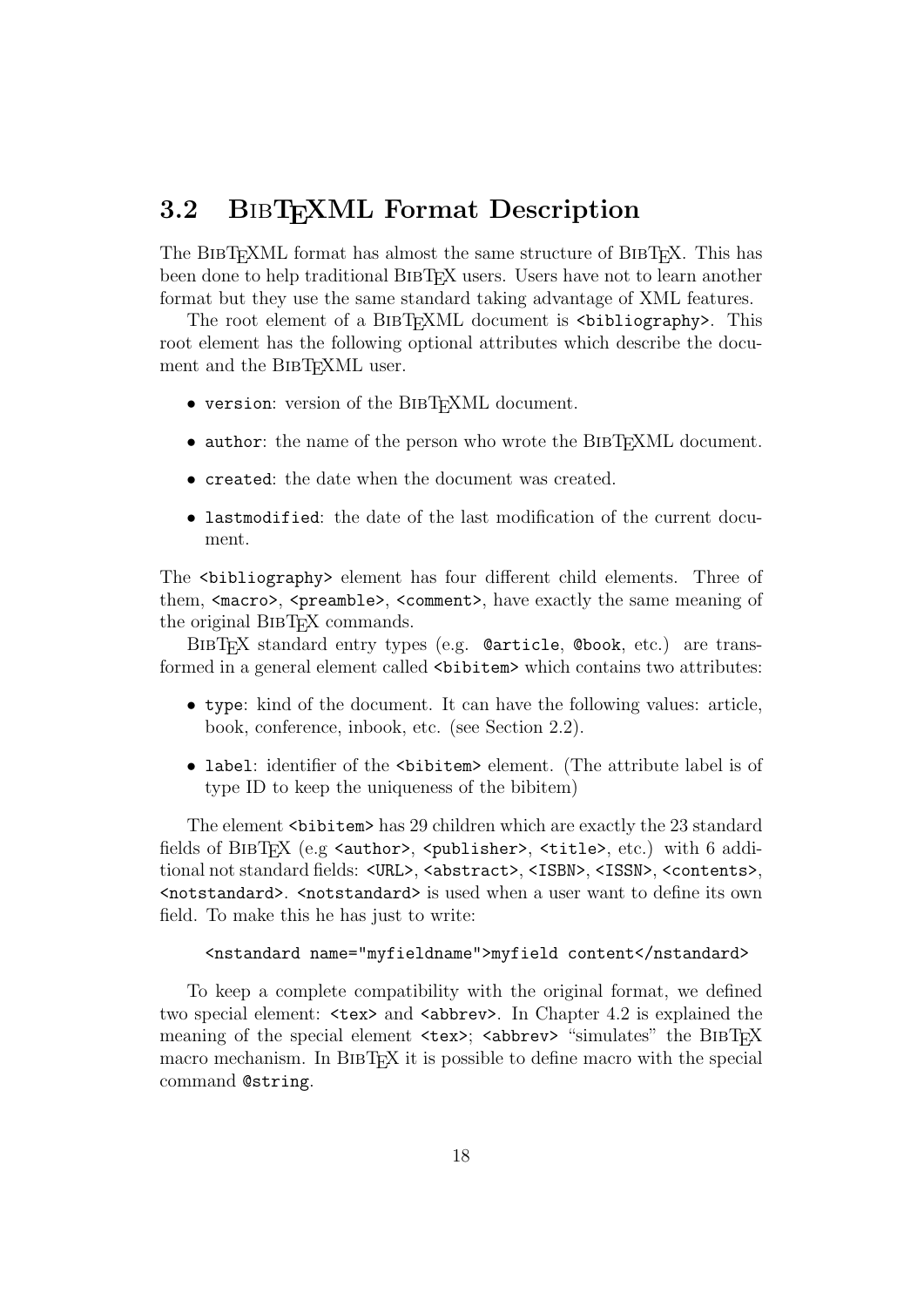## 3.2 BibTeXML Format Description

The BibTeXML format has almost the same structure of BibTeX. This has been done to help traditional BibTeX users. Users have not to learn another format but they use the same standard taking advantage of XML features.

The root element of a BibTeXML document is `<bibliography>`. This root element has the following optional attributes which describe the document and the BibTeXML user.

- `version`: version of the BibTeXML document.
- `author`: the name of the person who wrote the BibTeXML document.
- `created`: the date when the document was created.
- `lastmodified`: the date of the last modification of the current document.

The `<bibliography>` element has four different child elements. Three of them, `<macro>`, `<preamble>`, `<comment>`, have exactly the same meaning of the original BibTeX commands.

BibTeX standard entry types (e.g. `@article`, `@book`, etc.) are transformed in a general element called `<bibitem>` which contains two attributes:

- `type`: kind of the document. It can have the following values: article, book, conference, inbook, etc. (see Section 2.2).
- `label`: identifier of the `<bibitem>` element. (The attribute label is of type ID to keep the uniqueness of the bibitem)

The element `<bibitem>` has 29 children which are exactly the 23 standard fields of BibTeX (e.g `<author>`, `<publisher>`, `<title>`, etc.) with 6 additional not standard fields: `<URL>`, `<abstract>`, `<ISBN>`, `<ISSN>`, `<contents>`, `<notstandard>`. `<notstandard>` is used when a user want to define its own field. To make this he has just to write:

```
<nstandard name="myfieldname">myfield content</nstandard>
```

To keep a complete compatibility with the original format, we defined two special element: `<tex>` and `<abbrev>`. In Chapter 4.2 is explained the meaning of the special element `<tex>`; `<abbrev>` "simulates" the BibTeX macro mechanism. In BibTeX it is possible to define macro with the special command `@string`.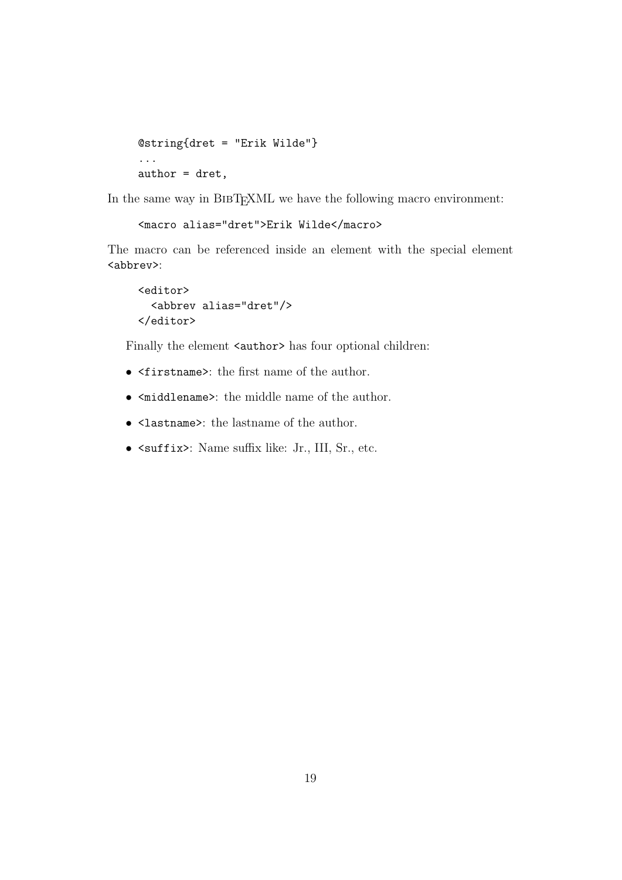```
@string{dret = "Erik Wilde"}
...
author = dret,
```

In the same way in BibTeXML we have the following macro environment:

```
<macro alias="dret">Erik Wilde</macro>
```

The macro can be referenced inside an element with the special element `<abbrev>`:

```
<editor>
  <abbrev alias="dret"/>
</editor>
```

Finally the element `<author>` has four optional children:

- `<firstname>`: the first name of the author.
- `<middlename>`: the middle name of the author.
- `<lastname>`: the lastname of the author.
- `<suffix>`: Name suffix like: Jr., III, Sr., etc.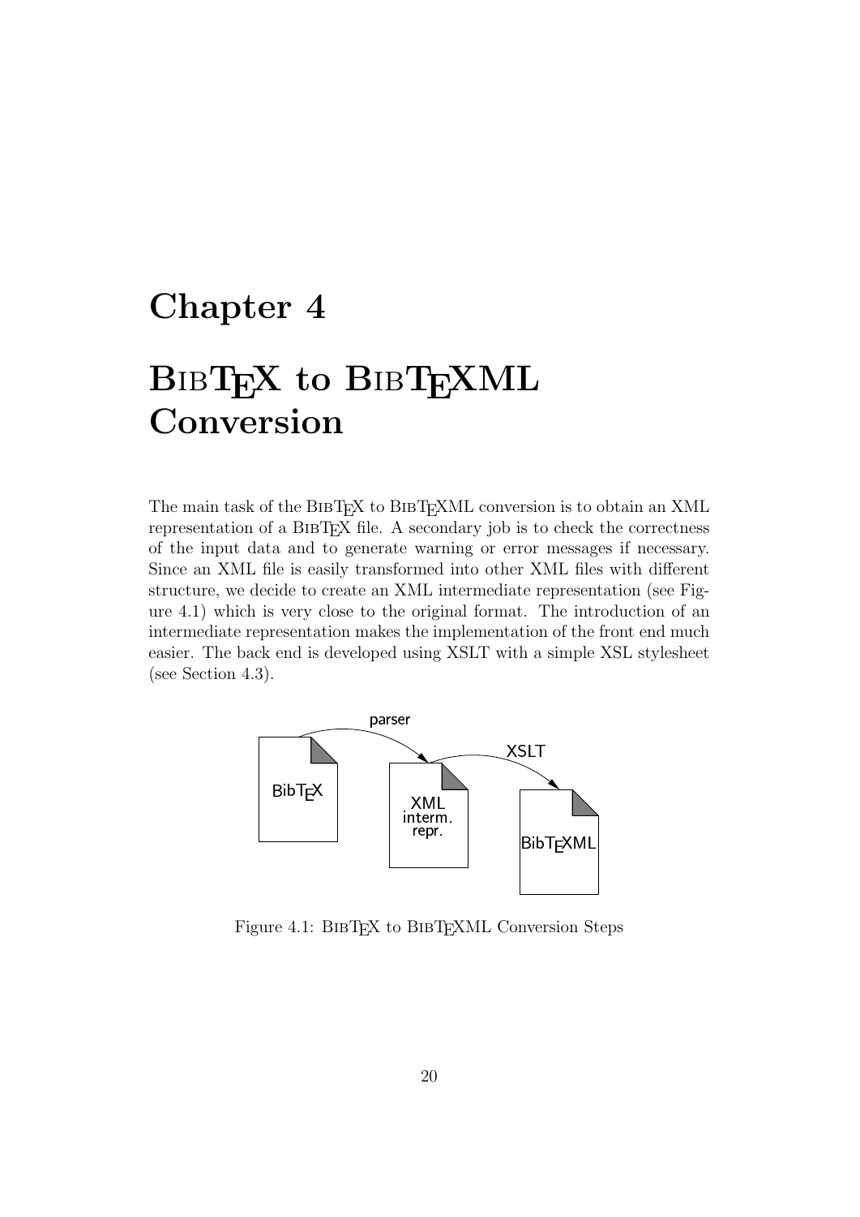# Chapter 4

# BibTeX to BibTeXML Conversion

The main task of the BibTeX to BibTeXML conversion is to obtain an XML representation of a BibTeX file. A secondary job is to check the correctness of the input data and to generate warning or error messages if necessary. Since an XML file is easily transformed into other XML files with different structure, we decide to create an XML intermediate representation (see Figure 4.1) which is very close to the original format. The introduction of an intermediate representation makes the implementation of the front end much easier. The back end is developed using XSLT with a simple XSL stylesheet (see Section 4.3).

Figure 4.1: BibTeX to BibTeXML Conversion Steps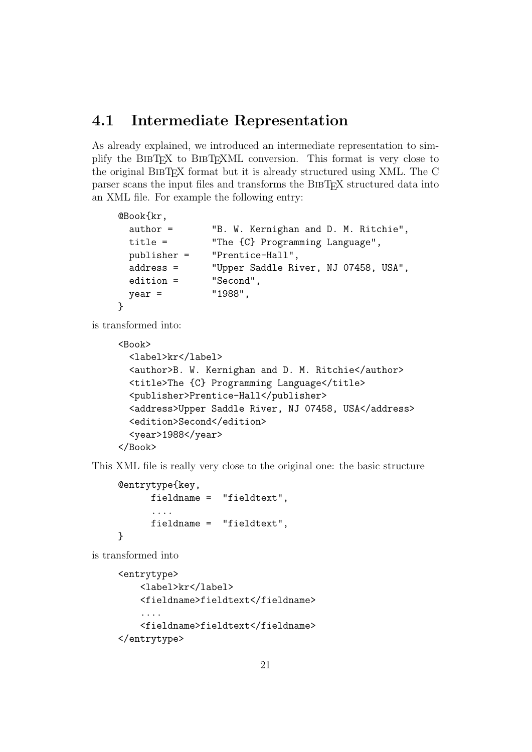## 4.1 Intermediate Representation

As already explained, we introduced an intermediate representation to simplify the BibTeX to BibTeXML conversion. This format is very close to the original BibTeX format but it is already structured using XML. The C parser scans the input files and transforms the BibTeX structured data into an XML file. For example the following entry:

```
@Book{kr,
  author =       "B. W. Kernighan and D. M. Ritchie",
  title =        "The {C} Programming Language",
  publisher =    "Prentice-Hall",
  address =      "Upper Saddle River, NJ 07458, USA",
  edition =      "Second",
  year =         "1988",
}
```

is transformed into:

```
<Book>
  <label>kr</label>
  <author>B. W. Kernighan and D. M. Ritchie</author>
  <title>The {C} Programming Language</title>
  <publisher>Prentice-Hall</publisher>
  <address>Upper Saddle River, NJ 07458, USA</address>
  <edition>Second</edition>
  <year>1988</year>
</Book>
```

This XML file is really very close to the original one: the basic structure

```
@entrytype{key,
      fieldname =  "fieldtext",
      ....
      fieldname =  "fieldtext",
}
```

is transformed into

```
<entrytype>
    <label>kr</label>
    <fieldname>fieldtext</fieldname>
    ....
    <fieldname>fieldtext</fieldname>
</entrytype>
```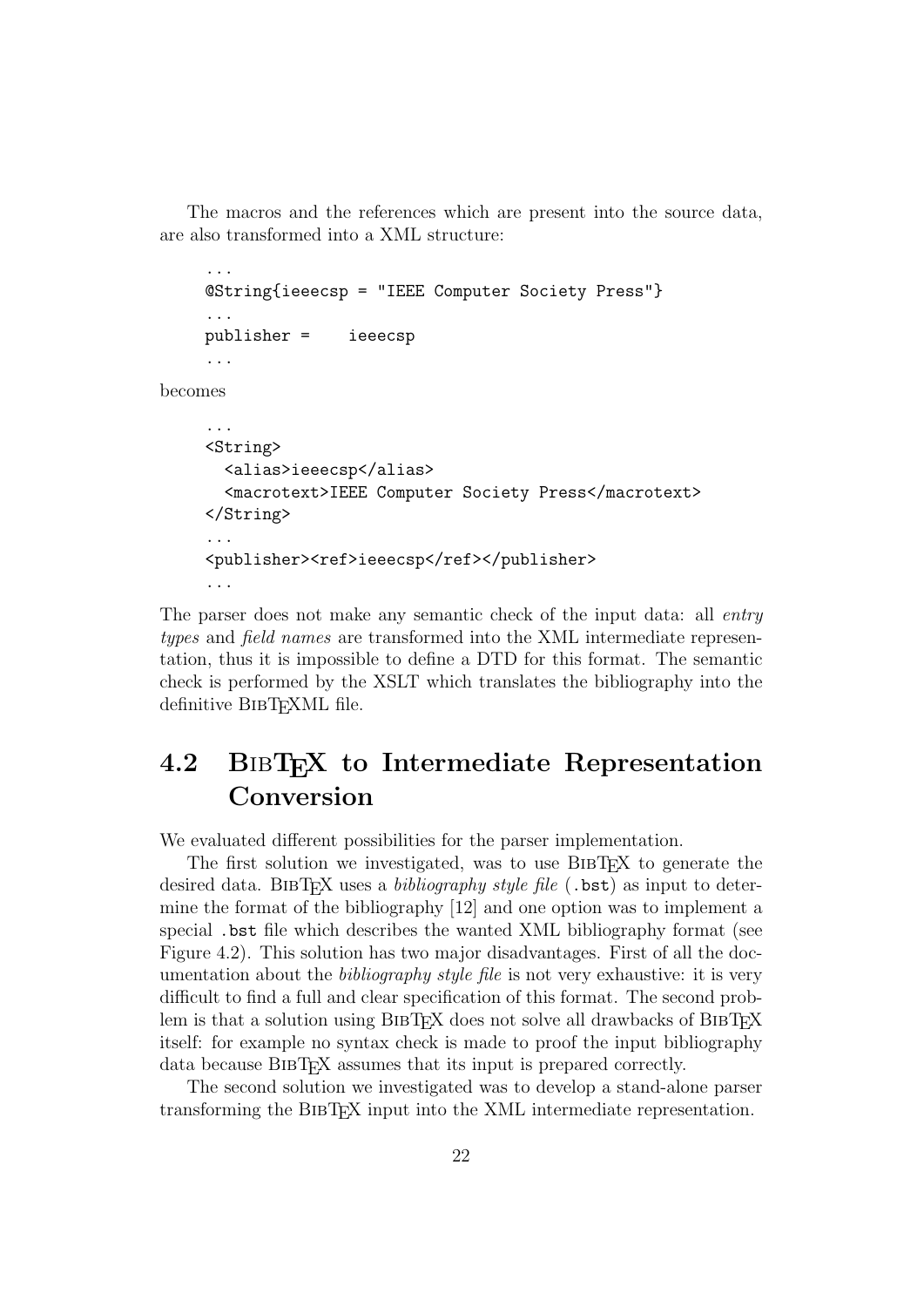The macros and the references which are present into the source data, are also transformed into a XML structure:

```
...
@String{ieeecsp = "IEEE Computer Society Press"}
...
publisher =    ieeecsp
...
```

becomes

```
...
<String>
  <alias>ieeecsp</alias>
  <macrotext>IEEE Computer Society Press</macrotext>
</String>
...
<publisher><ref>ieeecsp</ref></publisher>
...
```

The parser does not make any semantic check of the input data: all *entry types* and *field names* are transformed into the XML intermediate representation, thus it is impossible to define a DTD for this format. The semantic check is performed by the XSLT which translates the bibliography into the definitive BibTeXML file.

## 4.2 BibTeX to Intermediate Representation Conversion

We evaluated different possibilities for the parser implementation.

The first solution we investigated, was to use BibTeX to generate the desired data. BibTeX uses a *bibliography style file* (`.bst`) as input to determine the format of the bibliography [12] and one option was to implement a special `.bst` file which describes the wanted XML bibliography format (see Figure 4.2). This solution has two major disadvantages. First of all the documentation about the *bibliography style file* is not very exhaustive: it is very difficult to find a full and clear specification of this format. The second problem is that a solution using BibTeX does not solve all drawbacks of BibTeX itself: for example no syntax check is made to proof the input bibliography data because BibTeX assumes that its input is prepared correctly.

The second solution we investigated was to develop a stand-alone parser transforming the BibTeX input into the XML intermediate representation.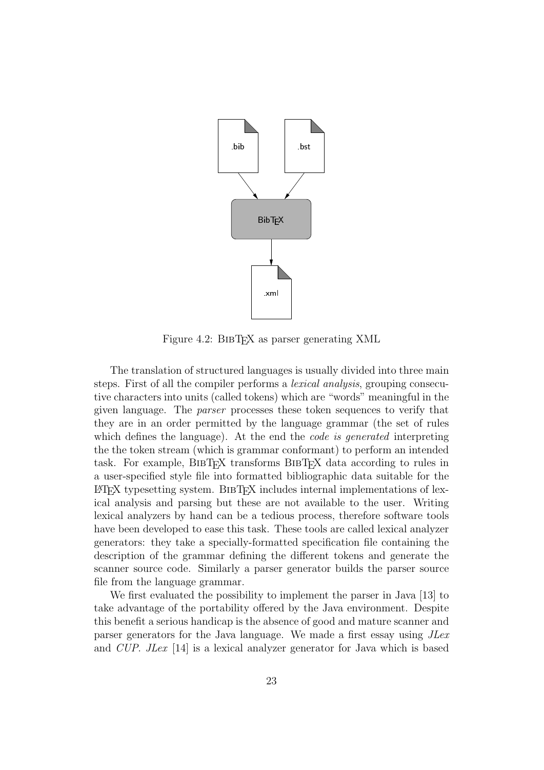Figure 4.2: BibTeX as parser generating XML

The translation of structured languages is usually divided into three main steps. First of all the compiler performs a *lexical analysis*, grouping consecutive characters into units (called tokens) which are "words" meaningful in the given language. The *parser* processes these token sequences to verify that they are in an order permitted by the language grammar (the set of rules which defines the language). At the end the *code is generated* interpreting the the token stream (which is grammar conformant) to perform an intended task. For example, BibTeX transforms BibTeX data according to rules in a user-specified style file into formatted bibliographic data suitable for the LaTeX typesetting system. BibTeX includes internal implementations of lexical analysis and parsing but these are not available to the user. Writing lexical analyzers by hand can be a tedious process, therefore software tools have been developed to ease this task. These tools are called lexical analyzer generators: they take a specially-formatted specification file containing the description of the grammar defining the different tokens and generate the scanner source code. Similarly a parser generator builds the parser source file from the language grammar.

We first evaluated the possibility to implement the parser in Java [13] to take advantage of the portability offered by the Java environment. Despite this benefit a serious handicap is the absence of good and mature scanner and parser generators for the Java language. We made a first essay using *JLex* and *CUP*. *JLex* [14] is a lexical analyzer generator for Java which is based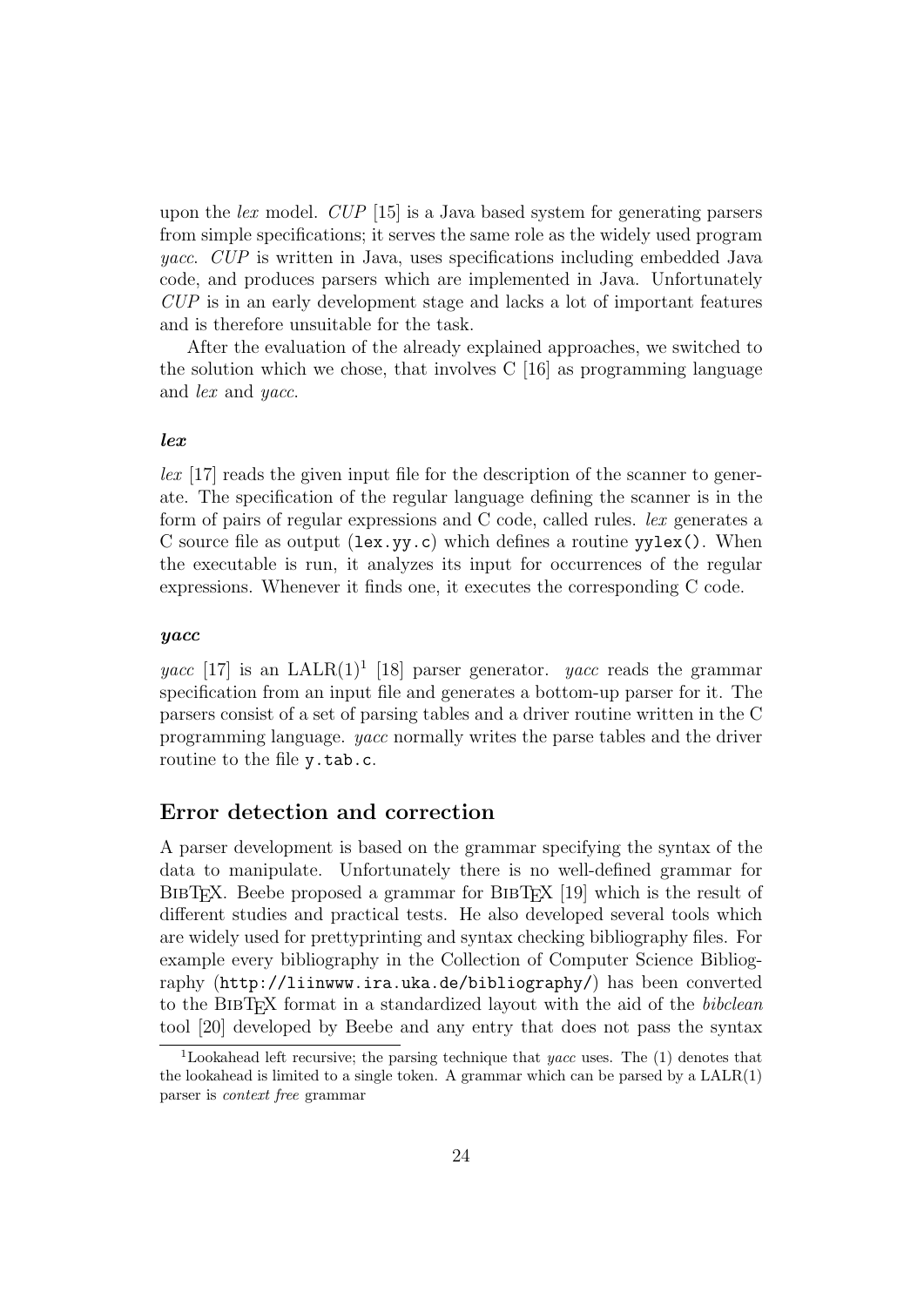upon the *lex* model. *CUP* [15] is a Java based system for generating parsers from simple specifications; it serves the same role as the widely used program *yacc*. *CUP* is written in Java, uses specifications including embedded Java code, and produces parsers which are implemented in Java. Unfortunately *CUP* is in an early development stage and lacks a lot of important features and is therefore unsuitable for the task.

After the evaluation of the already explained approaches, we switched to the solution which we chose, that involves C [16] as programming language and *lex* and *yacc*.

#### *lex*

*lex* [17] reads the given input file for the description of the scanner to generate. The specification of the regular language defining the scanner is in the form of pairs of regular expressions and C code, called rules. *lex* generates a C source file as output (`lex.yy.c`) which defines a routine `yylex()`. When the executable is run, it analyzes its input for occurrences of the regular expressions. Whenever it finds one, it executes the corresponding C code.

#### *yacc*

*yacc* [17] is an LALR(1)[1] [18] parser generator. *yacc* reads the grammar specification from an input file and generates a bottom-up parser for it. The parsers consist of a set of parsing tables and a driver routine written in the C programming language. *yacc* normally writes the parse tables and the driver routine to the file `y.tab.c`.

### Error detection and correction

A parser development is based on the grammar specifying the syntax of the data to manipulate. Unfortunately there is no well-defined grammar for BibTeX. Beebe proposed a grammar for BibTeX [19] which is the result of different studies and practical tests. He also developed several tools which are widely used for prettyprinting and syntax checking bibliography files. For example every bibliography in the Collection of Computer Science Bibliography (`http://liinwww.ira.uka.de/bibliography/`) has been converted to the BibTeX format in a standardized layout with the aid of the *bibclean* tool [20] developed by Beebe and any entry that does not pass the syntax

[1] Lookahead left recursive; the parsing technique that *yacc* uses. The (1) denotes that the lookahead is limited to a single token. A grammar which can be parsed by a LALR(1) parser is *context free* grammar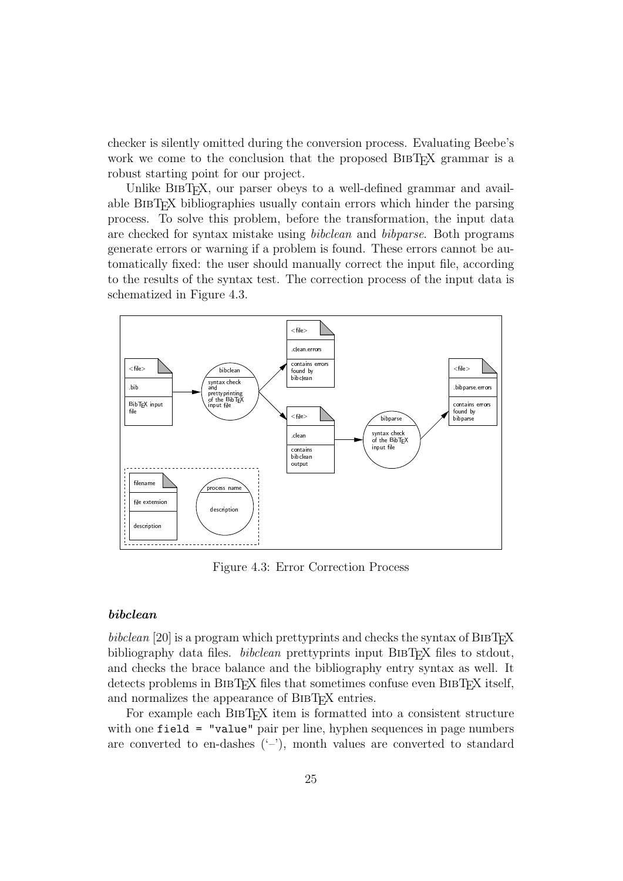checker is silently omitted during the conversion process. Evaluating Beebe's work we come to the conclusion that the proposed BibTeX grammar is a robust starting point for our project.

Unlike BibTeX, our parser obeys to a well-defined grammar and available BibTeX bibliographies usually contain errors which hinder the parsing process. To solve this problem, before the transformation, the input data are checked for syntax mistake using *bibclean* and *bibparse*. Both programs generate errors or warning if a problem is found. These errors cannot be automatically fixed: the user should manually correct the input file, according to the results of the syntax test. The correction process of the input data is schematized in Figure 4.3.

Figure 4.3: Error Correction Process

### *bibclean*

*bibclean* [20] is a program which prettyprints and checks the syntax of BibTeX bibliography data files. *bibclean* prettyprints input BibTeX files to stdout, and checks the brace balance and the bibliography entry syntax as well. It detects problems in BibTeX files that sometimes confuse even BibTeX itself, and normalizes the appearance of BibTeX entries.

For example each BibTeX item is formatted into a consistent structure with one `field = "value"` pair per line, hyphen sequences in page numbers are converted to en-dashes ('–'), month values are converted to standard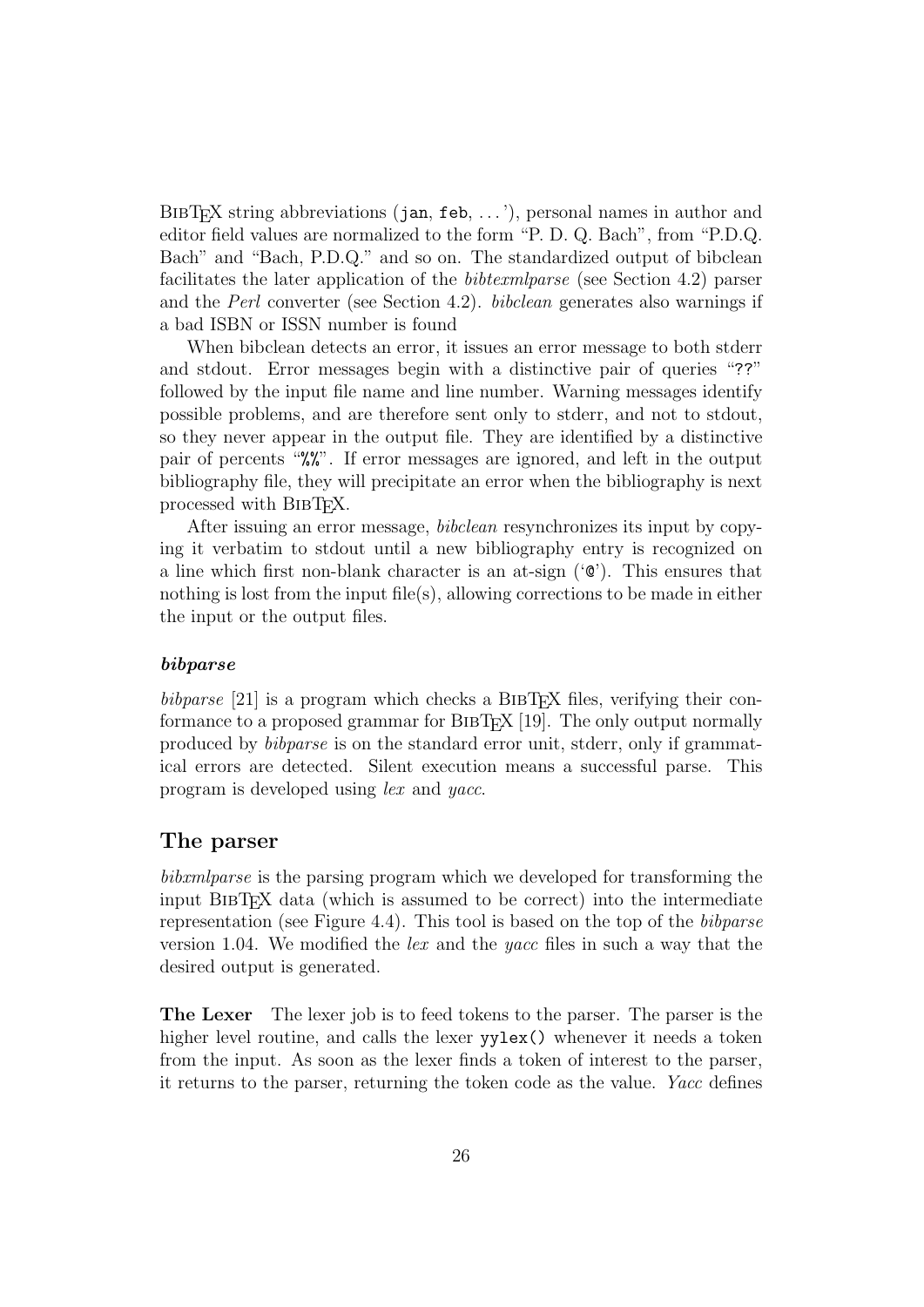BibTeX string abbreviations (`jan`, `feb`, ...'), personal names in author and editor field values are normalized to the form "P. D. Q. Bach", from "P.D.Q. Bach" and "Bach, P.D.Q." and so on. The standardized output of bibclean facilitates the later application of the *bibtexmlparse* (see Section 4.2) parser and the *Perl* converter (see Section 4.2). *bibclean* generates also warnings if a bad ISBN or ISSN number is found

When bibclean detects an error, it issues an error message to both stderr and stdout. Error messages begin with a distinctive pair of queries "`??`" followed by the input file name and line number. Warning messages identify possible problems, and are therefore sent only to stderr, and not to stdout, so they never appear in the output file. They are identified by a distinctive pair of percents "`%%`". If error messages are ignored, and left in the output bibliography file, they will precipitate an error when the bibliography is next processed with BibTeX.

After issuing an error message, *bibclean* resynchronizes its input by copying it verbatim to stdout until a new bibliography entry is recognized on a line which first non-blank character is an at-sign ('`@`'). This ensures that nothing is lost from the input file(s), allowing corrections to be made in either the input or the output files.

#### *bibparse*

*bibparse* [21] is a program which checks a BibTeX files, verifying their conformance to a proposed grammar for BibTeX [19]. The only output normally produced by *bibparse* is on the standard error unit, stderr, only if grammatical errors are detected. Silent execution means a successful parse. This program is developed using *lex* and *yacc*.

### The parser

*bibxmlparse* is the parsing program which we developed for transforming the input BibTeX data (which is assumed to be correct) into the intermediate representation (see Figure 4.4). This tool is based on the top of the *bibparse* version 1.04. We modified the *lex* and the *yacc* files in such a way that the desired output is generated.

**The Lexer** The lexer job is to feed tokens to the parser. The parser is the higher level routine, and calls the lexer `yylex()` whenever it needs a token from the input. As soon as the lexer finds a token of interest to the parser, it returns to the parser, returning the token code as the value. *Yacc* defines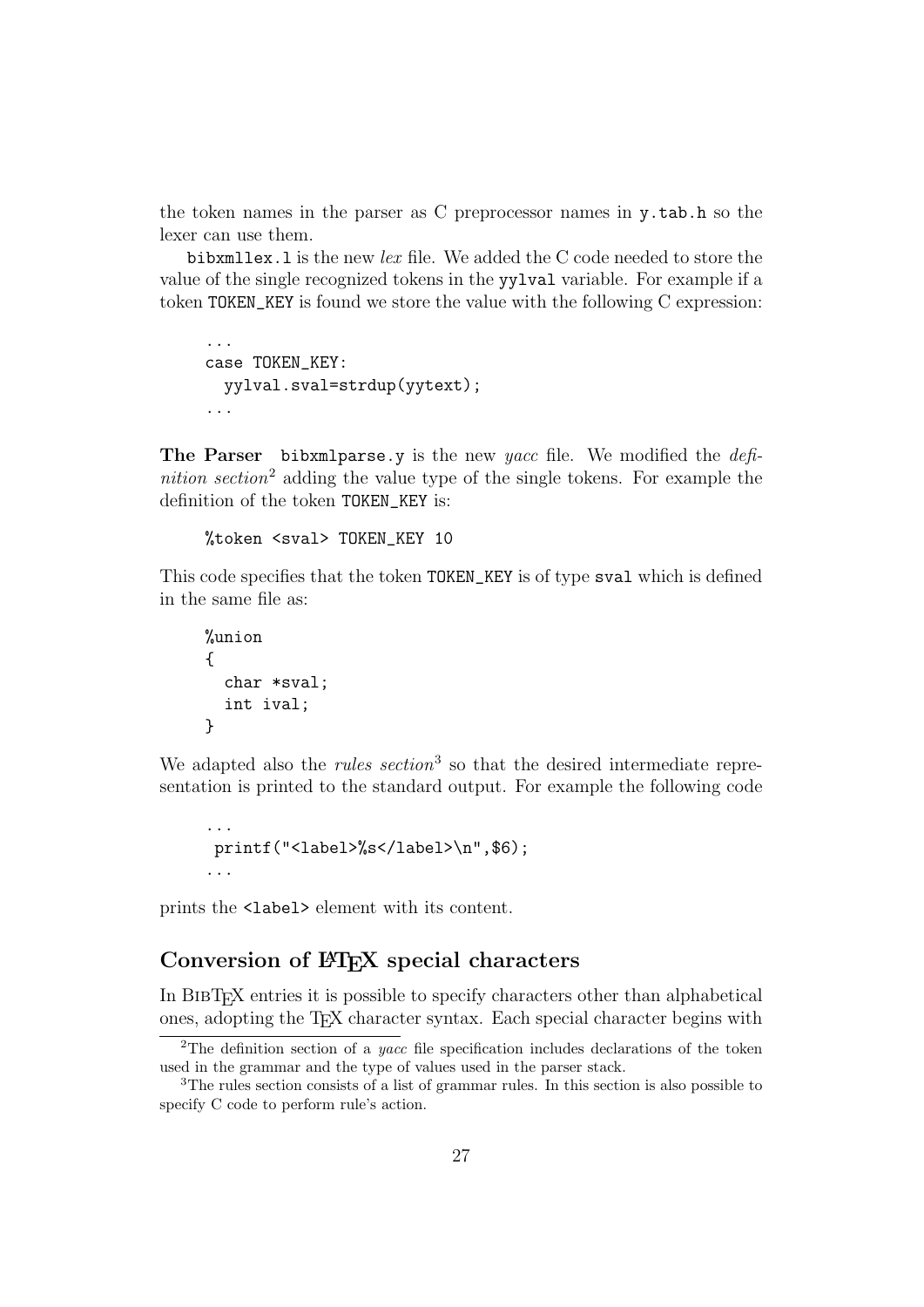the token names in the parser as C preprocessor names in `y.tab.h` so the lexer can use them.

`bibxmllex.l` is the new *lex* file. We added the C code needed to store the value of the single recognized tokens in the `yylval` variable. For example if a token `TOKEN_KEY` is found we store the value with the following C expression:

```
...
case TOKEN_KEY:
  yylval.sval=strdup(yytext);
...
```

**The Parser** `bibxmlparse.y` is the new *yacc* file. We modified the *definition section*[2] adding the value type of the single tokens. For example the definition of the token `TOKEN_KEY` is:

```
%token <sval> TOKEN_KEY 10
```

This code specifies that the token `TOKEN_KEY` is of type `sval` which is defined in the same file as:

```
%union
{
  char *sval;
  int ival;
}
```

We adapted also the *rules section*[3] so that the desired intermediate representation is printed to the standard output. For example the following code

```
...
 printf("<label>%s</label>\n",$6);
...
```

prints the `<label>` element with its content.

## Conversion of LaTeX special characters

In BibTeX entries it is possible to specify characters other than alphabetical ones, adopting the TeX character syntax. Each special character begins with

---

[2] The definition section of a *yacc* file specification includes declarations of the token used in the grammar and the type of values used in the parser stack.

[3] The rules section consists of a list of grammar rules. In this section is also possible to specify C code to perform rule's action.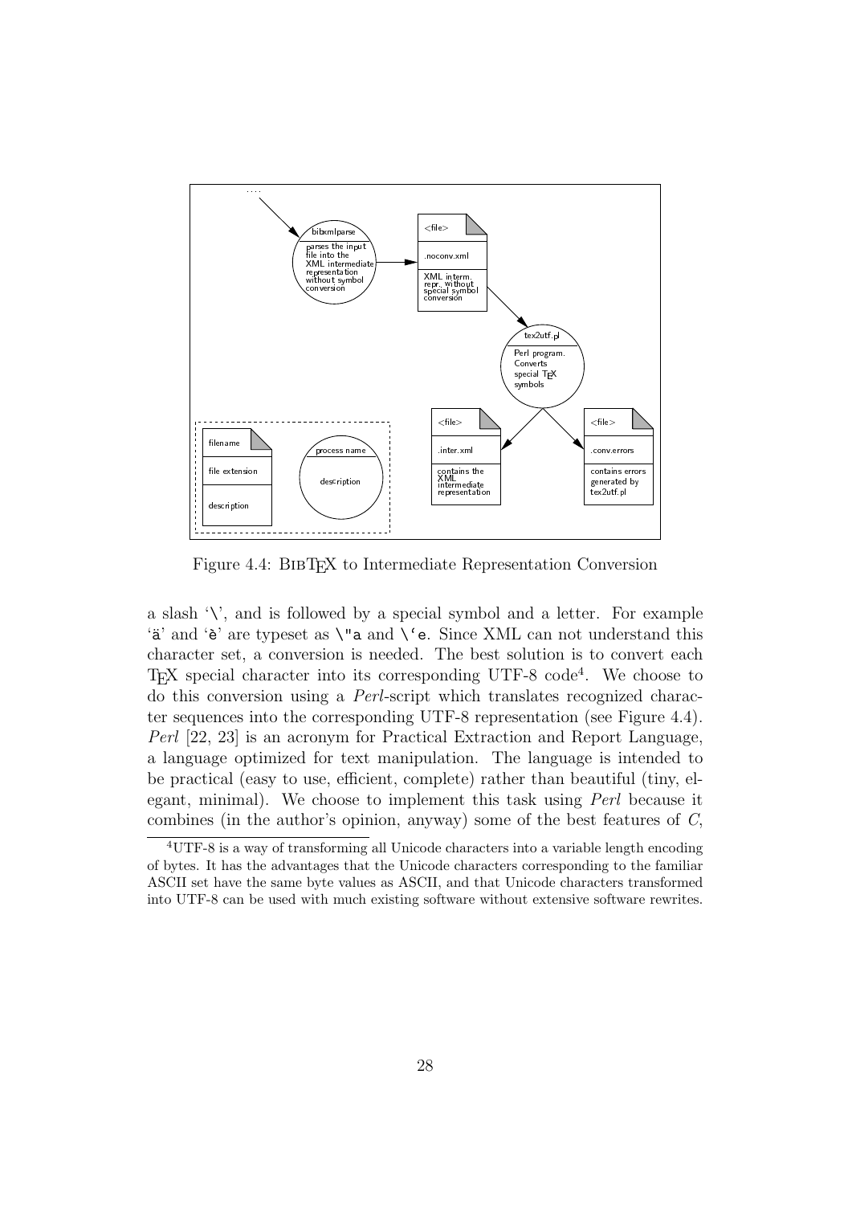Figure 4.4: BibTEX to Intermediate Representation Conversion

a slash '\', and is followed by a special symbol and a letter. For example 'ä' and 'è' are typeset as `\"a` and `` \`e ``. Since XML can not understand this character set, a conversion is needed. The best solution is to convert each TEX special character into its corresponding UTF-8 code[4]. We choose to do this conversion using a *Perl*-script which translates recognized character sequences into the corresponding UTF-8 representation (see Figure 4.4). *Perl* [22, 23] is an acronym for Practical Extraction and Report Language, a language optimized for text manipulation. The language is intended to be practical (easy to use, efficient, complete) rather than beautiful (tiny, elegant, minimal). We choose to implement this task using *Perl* because it combines (in the author's opinion, anyway) some of the best features of *C*,

[4]UTF-8 is a way of transforming all Unicode characters into a variable length encoding of bytes. It has the advantages that the Unicode characters corresponding to the familiar ASCII set have the same byte values as ASCII, and that Unicode characters transformed into UTF-8 can be used with much existing software without extensive software rewrites.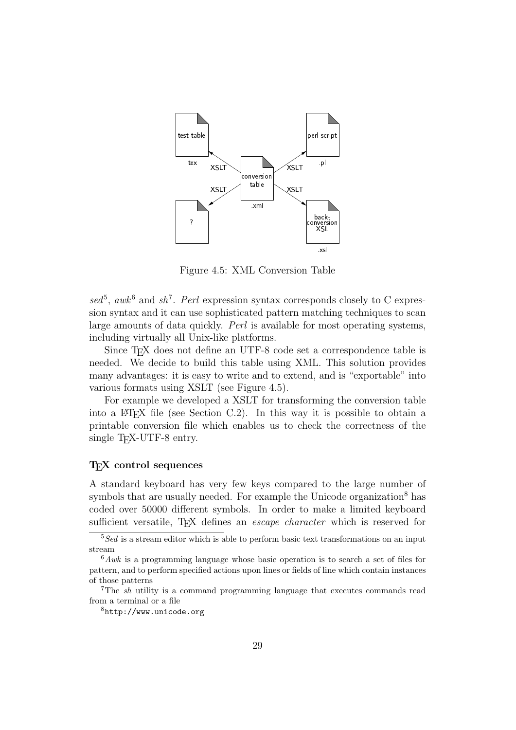Figure 4.5: XML Conversion Table

*sed*[5], *awk*[6] and *sh*[7]. *Perl* expression syntax corresponds closely to C expression syntax and it can use sophisticated pattern matching techniques to scan large amounts of data quickly. *Perl* is available for most operating systems, including virtually all Unix-like platforms.

Since TEX does not define an UTF-8 code set a correspondence table is needed. We decide to build this table using XML. This solution provides many advantages: it is easy to write and to extend, and is "exportable" into various formats using XSLT (see Figure 4.5).

For example we developed a XSLT for transforming the conversion table into a LATEX file (see Section C.2). In this way it is possible to obtain a printable conversion file which enables us to check the correctness of the single TEX-UTF-8 entry.

### TEX control sequences

A standard keyboard has very few keys compared to the large number of symbols that are usually needed. For example the Unicode organization[8] has coded over 50000 different symbols. In order to make a limited keyboard sufficient versatile, TEX defines an *escape character* which is reserved for

---

[5] *Sed* is a stream editor which is able to perform basic text transformations on an input stream

[6] *Awk* is a programming language whose basic operation is to search a set of files for pattern, and to perform specified actions upon lines or fields of line which contain instances of those patterns

[7] The *sh* utility is a command programming language that executes commands read from a terminal or a file

[8] `http://www.unicode.org`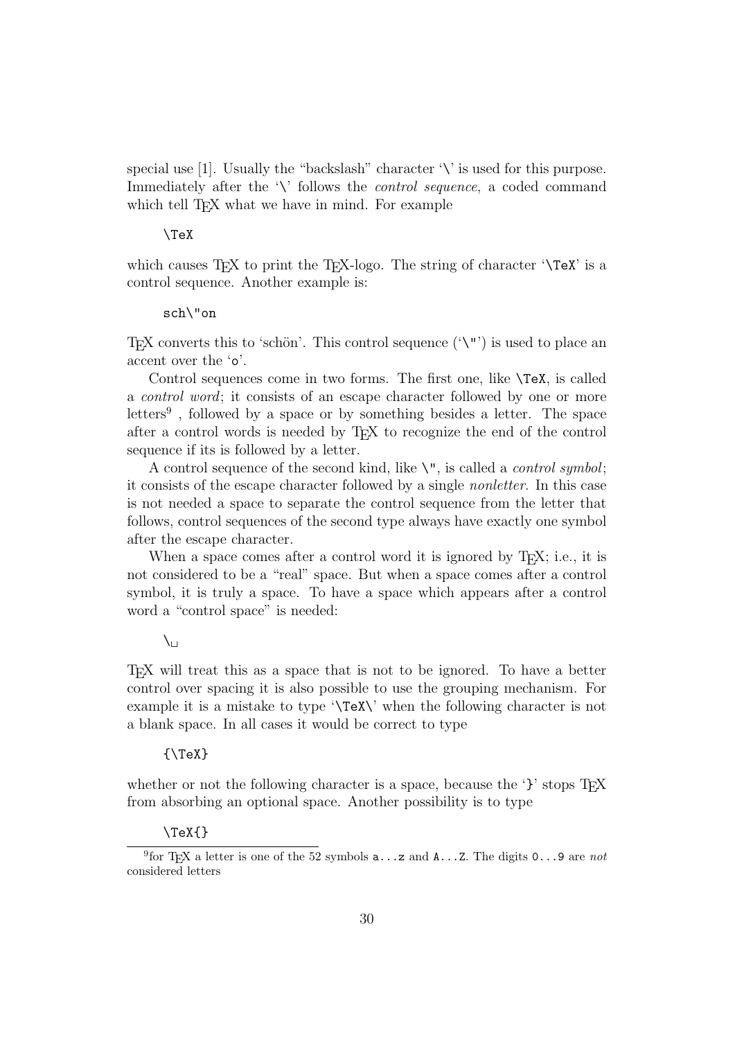special use [1]. Usually the "backslash" character '\' is used for this purpose. Immediately after the '\' follows the *control sequence*, a coded command which tell TEX what we have in mind. For example

```
\TeX
```

which causes TEX to print the TEX-logo. The string of character '`\TeX`' is a control sequence. Another example is:

```
sch\"on
```

TEX converts this to 'schön'. This control sequence ('`\"`') is used to place an accent over the '`o`'.

Control sequences come in two forms. The first one, like `\TeX`, is called a *control word*; it consists of an escape character followed by one or more letters[9] , followed by a space or by something besides a letter. The space after a control words is needed by TEX to recognize the end of the control sequence if its is followed by a letter.

A control sequence of the second kind, like `\"`, is called a *control symbol*; it consists of the escape character followed by a single *nonletter*. In this case is not needed a space to separate the control sequence from the letter that follows, control sequences of the second type always have exactly one symbol after the escape character.

When a space comes after a control word it is ignored by TEX; i.e., it is not considered to be a "real" space. But when a space comes after a control symbol, it is truly a space. To have a space which appears after a control word a "control space" is needed:

```
\␣
```

TEX will treat this as a space that is not to be ignored. To have a better control over spacing it is also possible to use the grouping mechanism. For example it is a mistake to type '`\TeX\`' when the following character is not a blank space. In all cases it would be correct to type

```
{\TeX}
```

whether or not the following character is a space, because the '`}`' stops TEX from absorbing an optional space. Another possibility is to type

```
\TeX{}
```

[9] for TEX a letter is one of the 52 symbols `a...z` and `A...Z`. The digits `0...9` are *not* considered letters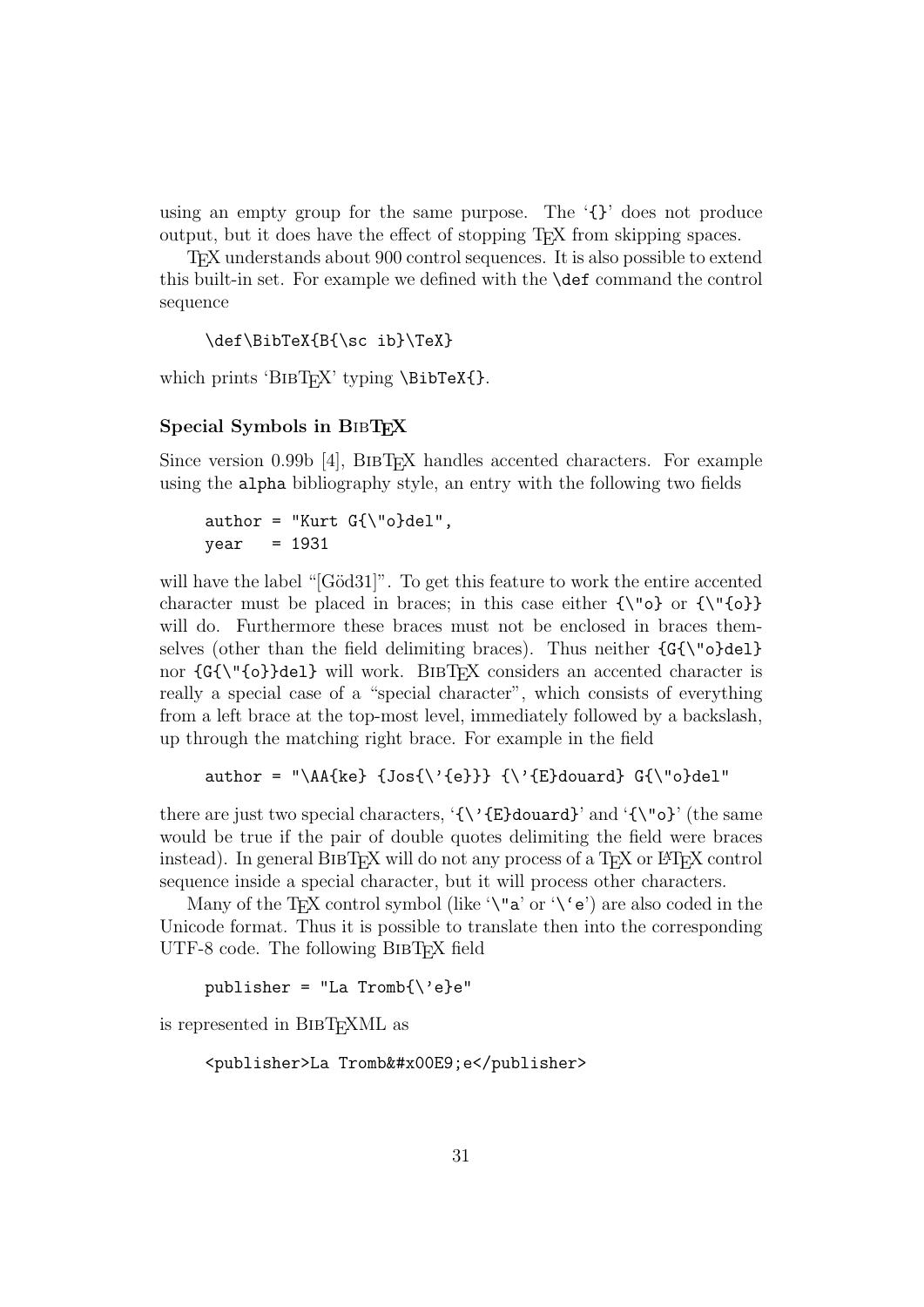using an empty group for the same purpose. The '`{}`' does not produce output, but it does have the effect of stopping TEX from skipping spaces.

TEX understands about 900 control sequences. It is also possible to extend this built-in set. For example we defined with the `\def` command the control sequence

```
\def\BibTeX{B{\sc ib}\TeX}
```

which prints 'BibTEX' typing `\BibTeX{}`.

### Special Symbols in BibTEX

Since version 0.99b [4], BibTEX handles accented characters. For example using the `alpha` bibliography style, an entry with the following two fields

```
author = "Kurt G{\"o}del",
year   = 1931
```

will have the label "[Göd31]". To get this feature to work the entire accented character must be placed in braces; in this case either `{\"o}` or `{\"{o}}` will do. Furthermore these braces must not be enclosed in braces themselves (other than the field delimiting braces). Thus neither `{G{\"o}del}` nor `{G{\"{o}}del}` will work. BibTEX considers an accented character is really a special case of a "special character", which consists of everything from a left brace at the top-most level, immediately followed by a backslash, up through the matching right brace. For example in the field

```
author = "\AA{ke} {Jos{\'{e}}} {\'{E}douard} G{\"o}del"
```

there are just two special characters, '`{\'{E}douard}`' and '`{\"o}`' (the same would be true if the pair of double quotes delimiting the field were braces instead). In general BibTEX will do not any process of a TEX or LATEX control sequence inside a special character, but it will process other characters.

Many of the TEX control symbol (like '`\"a`' or '`\'e`') are also coded in the Unicode format. Thus it is possible to translate then into the corresponding UTF-8 code. The following BibTEX field

```
publisher = "La Tromb{\'e}e"
```

is represented in BibTEXML as

```
<publisher>La Tromb&#x00E9;e</publisher>
```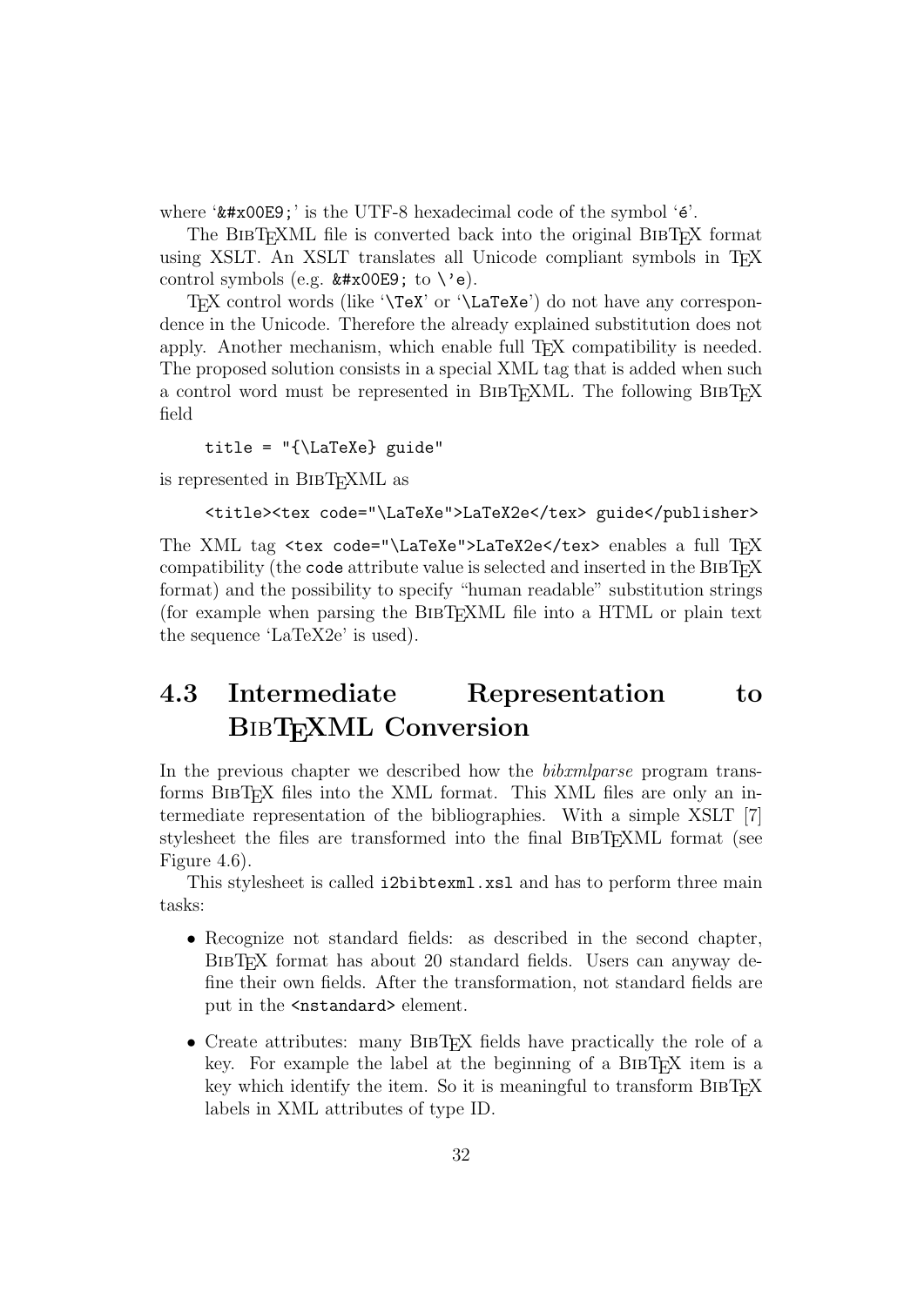where '`&#x00E9;`' is the UTF-8 hexadecimal code of the symbol '`é`'.

The BibTeXML file is converted back into the original BibTeX format using XSLT. An XSLT translates all Unicode compliant symbols in TeX control symbols (e.g. `&#x00E9;` to `\'e`).

TeX control words (like '`\TeX`' or '`\LaTeXe`') do not have any correspondence in the Unicode. Therefore the already explained substitution does not apply. Another mechanism, which enable full TeX compatibility is needed. The proposed solution consists in a special XML tag that is added when such a control word must be represented in BibTeXML. The following BibTeX field

```
title = "{\LaTeXe} guide"
```

is represented in BibTeXML as

```
<title><tex code="\LaTeXe">LaTeX2e</tex> guide</publisher>
```

The XML tag `<tex code="\LaTeXe">LaTeX2e</tex>` enables a full TeX compatibility (the `code` attribute value is selected and inserted in the BibTeX format) and the possibility to specify "human readable" substitution strings (for example when parsing the BibTeXML file into a HTML or plain text the sequence 'LaTeX2e' is used).

## 4.3 Intermediate Representation to BibTeXML Conversion

In the previous chapter we described how the *bibxmlparse* program transforms BibTeX files into the XML format. This XML files are only an intermediate representation of the bibliographies. With a simple XSLT [7] stylesheet the files are transformed into the final BibTeXML format (see Figure 4.6).

This stylesheet is called `i2bibtexml.xsl` and has to perform three main tasks:

- Recognize not standard fields: as described in the second chapter, BibTeX format has about 20 standard fields. Users can anyway define their own fields. After the transformation, not standard fields are put in the `<nstandard>` element.
- Create attributes: many BibTeX fields have practically the role of a key. For example the label at the beginning of a BibTeX item is a key which identify the item. So it is meaningful to transform BibTeX labels in XML attributes of type ID.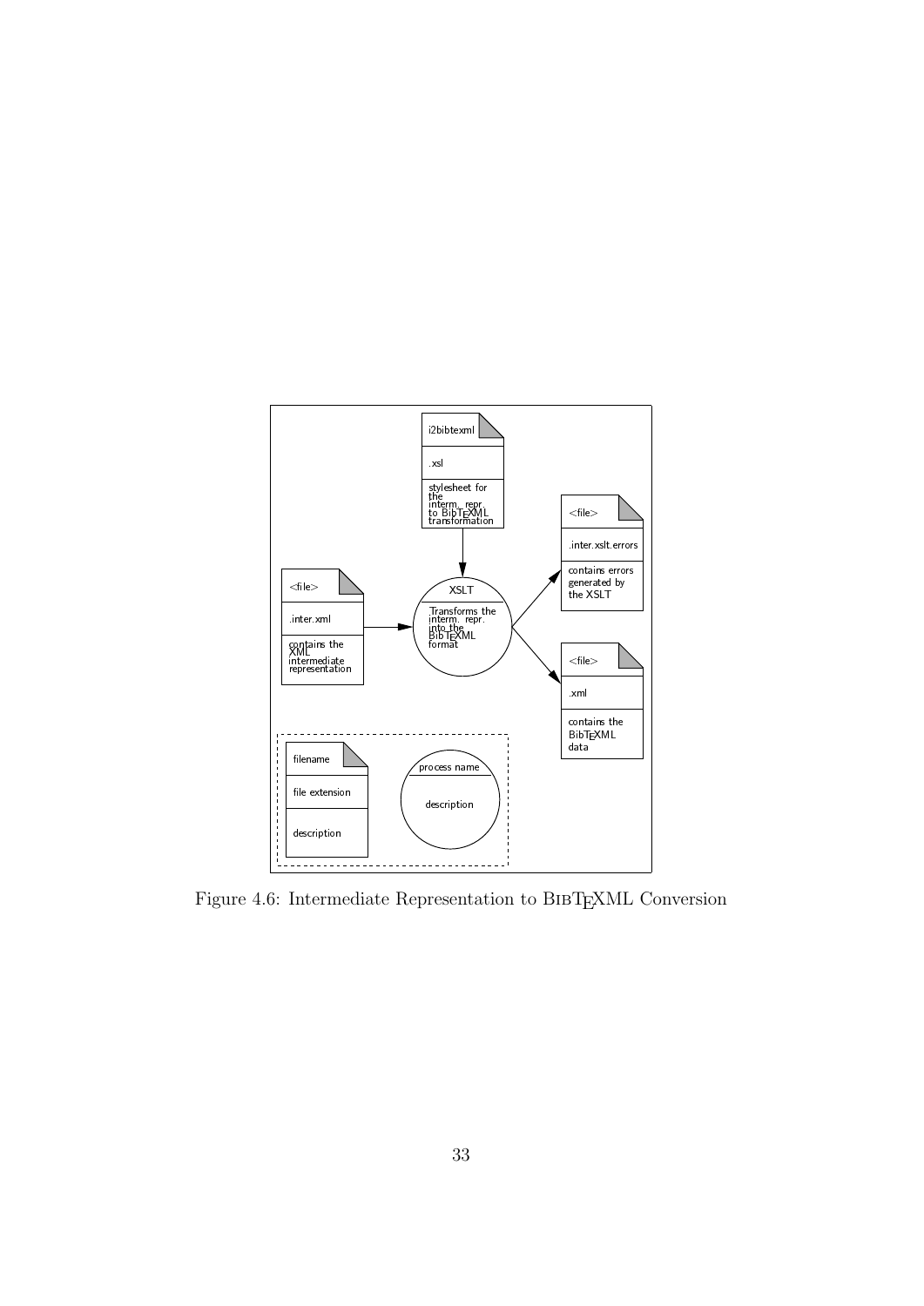Figure 4.6: Intermediate Representation to BibTEXML Conversion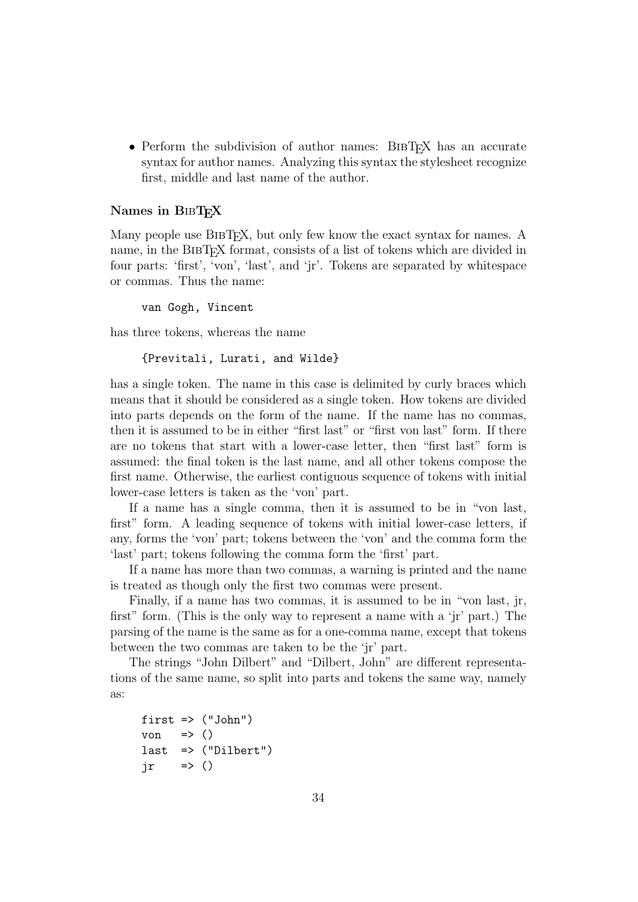- Perform the subdivision of author names: BibTeX has an accurate syntax for author names. Analyzing this syntax the stylesheet recognize first, middle and last name of the author.

### Names in BibTeX

Many people use BibTeX, but only few know the exact syntax for names. A name, in the BibTeX format, consists of a list of tokens which are divided in four parts: 'first', 'von', 'last', and 'jr'. Tokens are separated by whitespace or commas. Thus the name:

```
van Gogh, Vincent
```

has three tokens, whereas the name

```
{Previtali, Lurati, and Wilde}
```

has a single token. The name in this case is delimited by curly braces which means that it should be considered as a single token. How tokens are divided into parts depends on the form of the name. If the name has no commas, then it is assumed to be in either "first last" or "first von last" form. If there are no tokens that start with a lower-case letter, then "first last" form is assumed: the final token is the last name, and all other tokens compose the first name. Otherwise, the earliest contiguous sequence of tokens with initial lower-case letters is taken as the 'von' part.

If a name has a single comma, then it is assumed to be in "von last, first" form. A leading sequence of tokens with initial lower-case letters, if any, forms the 'von' part; tokens between the 'von' and the comma form the 'last' part; tokens following the comma form the 'first' part.

If a name has more than two commas, a warning is printed and the name is treated as though only the first two commas were present.

Finally, if a name has two commas, it is assumed to be in "von last, jr, first" form. (This is the only way to represent a name with a 'jr' part.) The parsing of the name is the same as for a one-comma name, except that tokens between the two commas are taken to be the 'jr' part.

The strings "John Dilbert" and "Dilbert, John" are different representations of the same name, so split into parts and tokens the same way, namely as:

```
first => ("John")
von   => ()
last  => ("Dilbert")
jr    => ()
```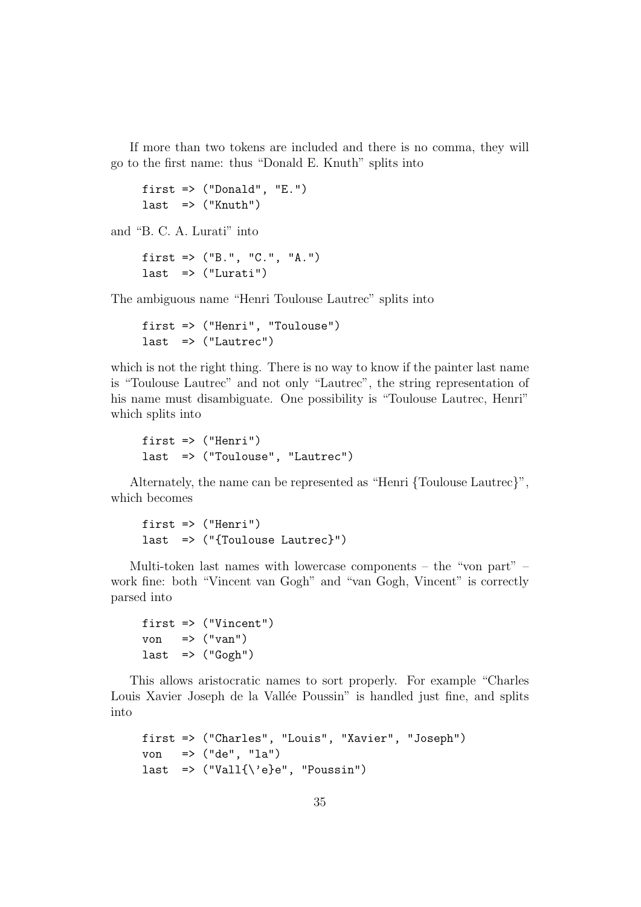If more than two tokens are included and there is no comma, they will go to the first name: thus "Donald E. Knuth" splits into

```
first => ("Donald", "E.")
last  => ("Knuth")
```

and "B. C. A. Lurati" into

```
first => ("B.", "C.", "A.")
last  => ("Lurati")
```

The ambiguous name "Henri Toulouse Lautrec" splits into

```
first => ("Henri", "Toulouse")
last  => ("Lautrec")
```

which is not the right thing. There is no way to know if the painter last name is "Toulouse Lautrec" and not only "Lautrec", the string representation of his name must disambiguate. One possibility is "Toulouse Lautrec, Henri" which splits into

```
first => ("Henri")
last  => ("Toulouse", "Lautrec")
```

Alternately, the name can be represented as "Henri {Toulouse Lautrec}", which becomes

```
first => ("Henri")
last  => ("{Toulouse Lautrec}")
```

Multi-token last names with lowercase components – the "von part" – work fine: both "Vincent van Gogh" and "van Gogh, Vincent" is correctly parsed into

```
first => ("Vincent")
von   => ("van")
last  => ("Gogh")
```

This allows aristocratic names to sort properly. For example "Charles Louis Xavier Joseph de la Vallée Poussin" is handled just fine, and splits into

```
first => ("Charles", "Louis", "Xavier", "Joseph")
von   => ("de", "la")
last  => ("Vall{\'e}e", "Poussin")
```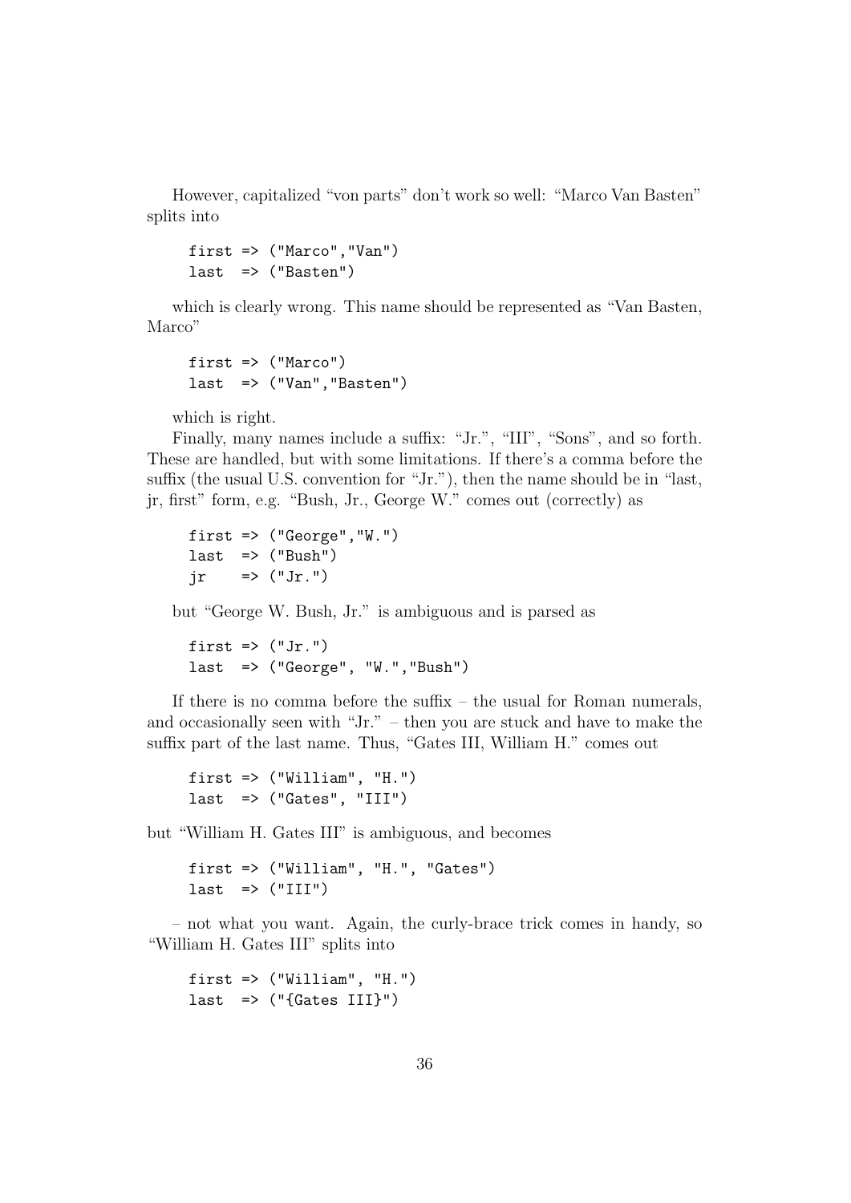However, capitalized "von parts" don't work so well: "Marco Van Basten" splits into

```
first => ("Marco","Van")
last  => ("Basten")
```

which is clearly wrong. This name should be represented as "Van Basten, Marco"

```
first => ("Marco")
last  => ("Van","Basten")
```

which is right.

Finally, many names include a suffix: "Jr.", "III", "Sons", and so forth. These are handled, but with some limitations. If there's a comma before the suffix (the usual U.S. convention for "Jr."), then the name should be in "last, jr, first" form, e.g. "Bush, Jr., George W." comes out (correctly) as

```
first => ("George","W.")
last  => ("Bush")
jr    => ("Jr.")
```

but "George W. Bush, Jr." is ambiguous and is parsed as

```
first => ("Jr.")
last  => ("George", "W.","Bush")
```

If there is no comma before the suffix – the usual for Roman numerals, and occasionally seen with "Jr." – then you are stuck and have to make the suffix part of the last name. Thus, "Gates III, William H." comes out

```
first => ("William", "H.")
last  => ("Gates", "III")
```

but "William H. Gates III" is ambiguous, and becomes

```
first => ("William", "H.", "Gates")
last  => ("III")
```

– not what you want. Again, the curly-brace trick comes in handy, so "William H. Gates III" splits into

```
first => ("William", "H.")
last  => ("{Gates III}")
```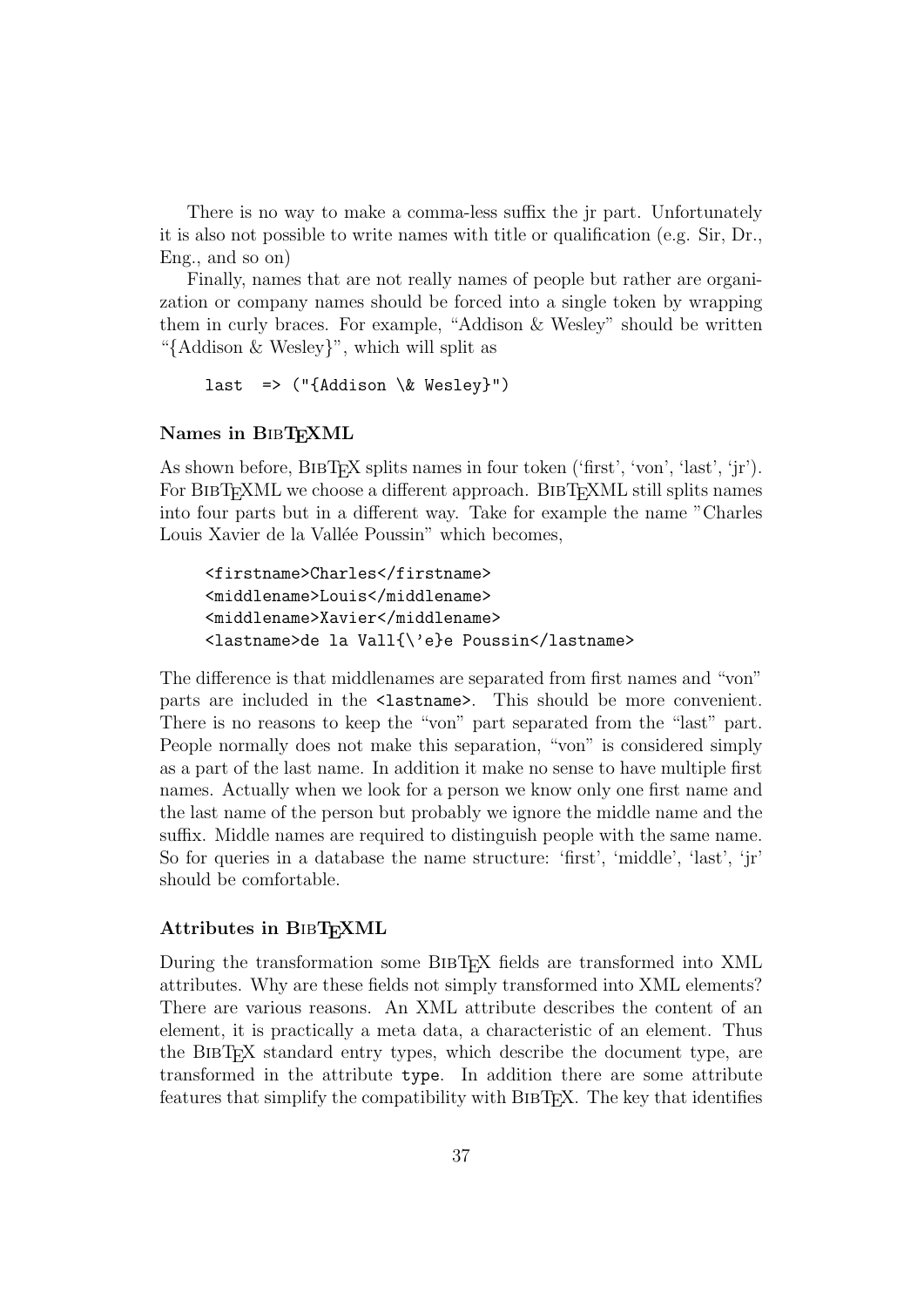There is no way to make a comma-less suffix the jr part. Unfortunately it is also not possible to write names with title or qualification (e.g. Sir, Dr., Eng., and so on)

Finally, names that are not really names of people but rather are organization or company names should be forced into a single token by wrapping them in curly braces. For example, “Addison & Wesley” should be written “{Addison & Wesley}”, which will split as

```
last  => ("{Addison \& Wesley}")
```

#### Names in BibTeXML

As shown before, BibTeX splits names in four token (‘first’, ‘von’, ‘last’, ‘jr’). For BibTeXML we choose a different approach. BibTeXML still splits names into four parts but in a different way. Take for example the name ”Charles Louis Xavier de la Vallée Poussin” which becomes,

```
<firstname>Charles</firstname>
<middlename>Louis</middlename>
<middlename>Xavier</middlename>
<lastname>de la Vall{\'e}e Poussin</lastname>
```

The difference is that middlenames are separated from first names and “von” parts are included in the `<lastname>`. This should be more convenient. There is no reasons to keep the “von” part separated from the “last” part. People normally does not make this separation, “von” is considered simply as a part of the last name. In addition it make no sense to have multiple first names. Actually when we look for a person we know only one first name and the last name of the person but probably we ignore the middle name and the suffix. Middle names are required to distinguish people with the same name. So for queries in a database the name structure: ‘first’, ‘middle’, ‘last’, ‘jr’ should be comfortable.

#### Attributes in BibTeXML

During the transformation some BibTeX fields are transformed into XML attributes. Why are these fields not simply transformed into XML elements? There are various reasons. An XML attribute describes the content of an element, it is practically a meta data, a characteristic of an element. Thus the BibTeX standard entry types, which describe the document type, are transformed in the attribute `type`. In addition there are some attribute features that simplify the compatibility with BibTeX. The key that identifies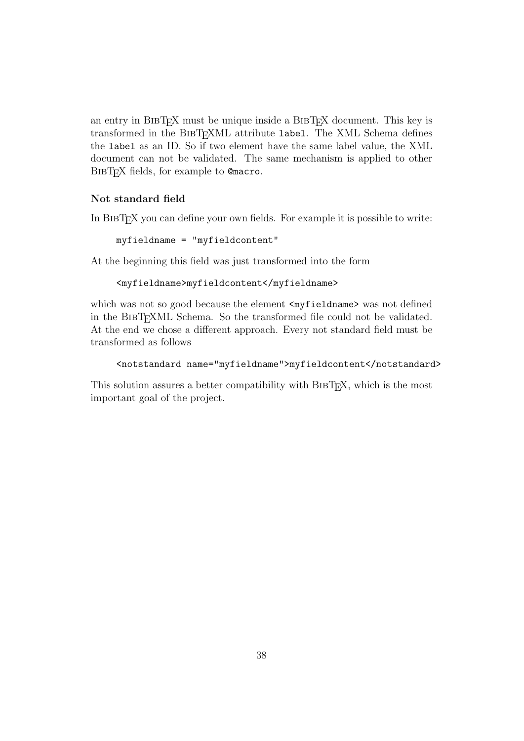an entry in BibTeX must be unique inside a BibTeX document. This key is transformed in the BibTeXML attribute `label`. The XML Schema defines the `label` as an ID. So if two element have the same label value, the XML document can not be validated. The same mechanism is applied to other BibTeX fields, for example to `@macro`.

### Not standard field

In BibTeX you can define your own fields. For example it is possible to write:

```
myfieldname = "myfieldcontent"
```

At the beginning this field was just transformed into the form

```
<myfieldname>myfieldcontent</myfieldname>
```

which was not so good because the element `<myfieldname>` was not defined in the BibTeXML Schema. So the transformed file could not be validated. At the end we chose a different approach. Every not standard field must be transformed as follows

```
<notstandard name="myfieldname">myfieldcontent</notstandard>
```

This solution assures a better compatibility with BibTeX, which is the most important goal of the project.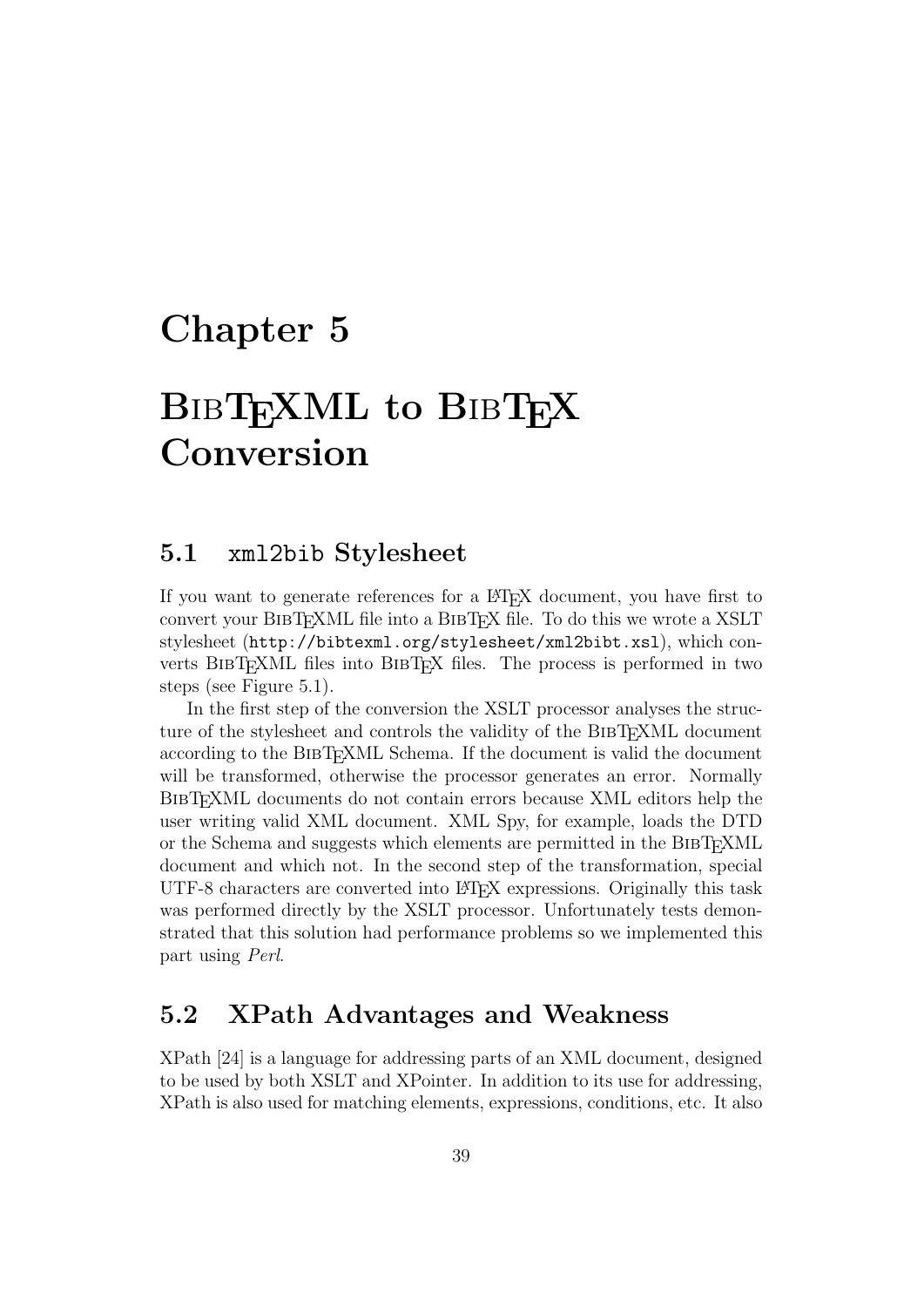# Chapter 5

# BibTeXML to BibTeX Conversion

## 5.1 `xml2bib` Stylesheet

If you want to generate references for a LaTeX document, you have first to convert your BibTeXML file into a BibTeX file. To do this we wrote a XSLT stylesheet (`http://bibtexml.org/stylesheet/xml2bibt.xsl`), which converts BibTeXML files into BibTeX files. The process is performed in two steps (see Figure 5.1).

In the first step of the conversion the XSLT processor analyses the structure of the stylesheet and controls the validity of the BibTeXML document according to the BibTeXML Schema. If the document is valid the document will be transformed, otherwise the processor generates an error. Normally BibTeXML documents do not contain errors because XML editors help the user writing valid XML document. XML Spy, for example, loads the DTD or the Schema and suggests which elements are permitted in the BibTeXML document and which not. In the second step of the transformation, special UTF-8 characters are converted into LaTeX expressions. Originally this task was performed directly by the XSLT processor. Unfortunately tests demonstrated that this solution had performance problems so we implemented this part using *Perl*.

## 5.2 XPath Advantages and Weakness

XPath [24] is a language for addressing parts of an XML document, designed to be used by both XSLT and XPointer. In addition to its use for addressing, XPath is also used for matching elements, expressions, conditions, etc. It also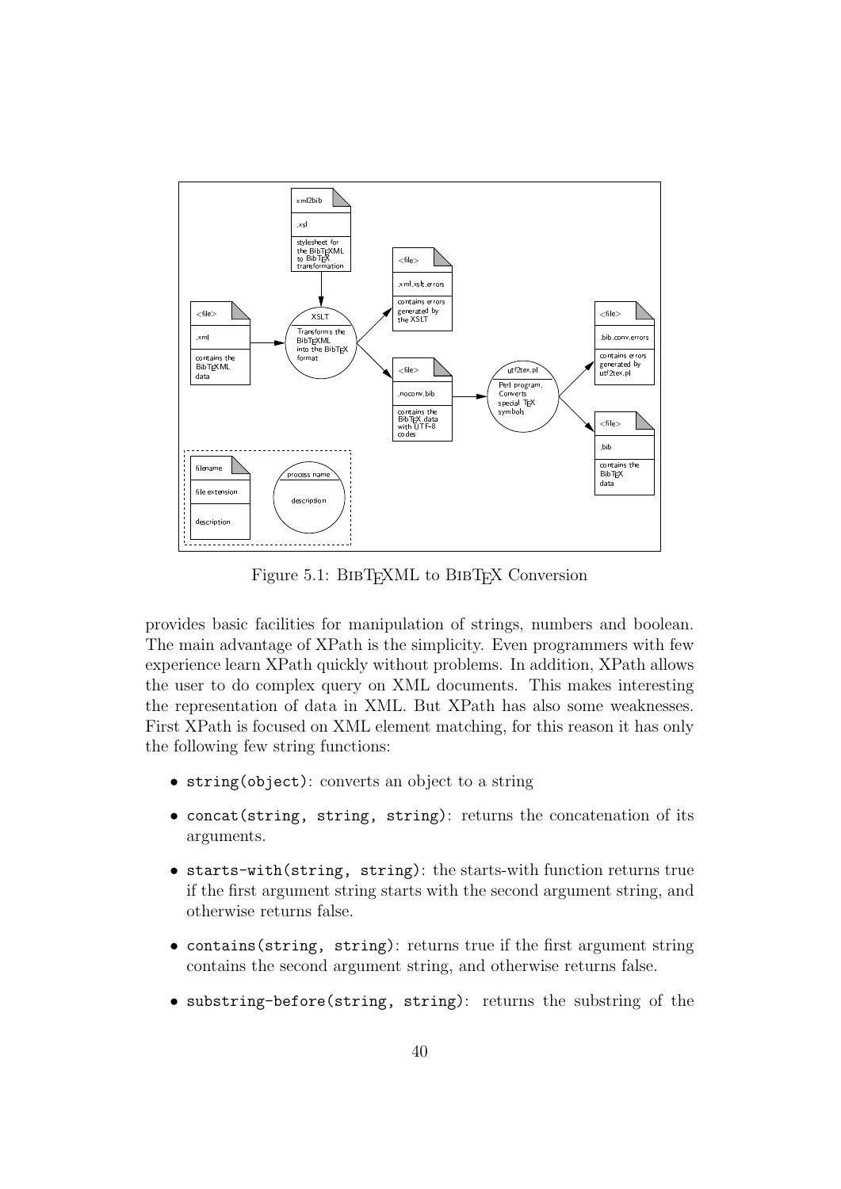Figure 5.1: BibTeXML to BibTeX Conversion

provides basic facilities for manipulation of strings, numbers and boolean. The main advantage of XPath is the simplicity. Even programmers with few experience learn XPath quickly without problems. In addition, XPath allows the user to do complex query on XML documents. This makes interesting the representation of data in XML. But XPath has also some weaknesses. First XPath is focused on XML element matching, for this reason it has only the following few string functions:

- `string(object)`: converts an object to a string
- `concat(string, string, string)`: returns the concatenation of its arguments.
- `starts-with(string, string)`: the starts-with function returns true if the first argument string starts with the second argument string, and otherwise returns false.
- `contains(string, string)`: returns true if the first argument string contains the second argument string, and otherwise returns false.
- `substring-before(string, string)`: returns the substring of the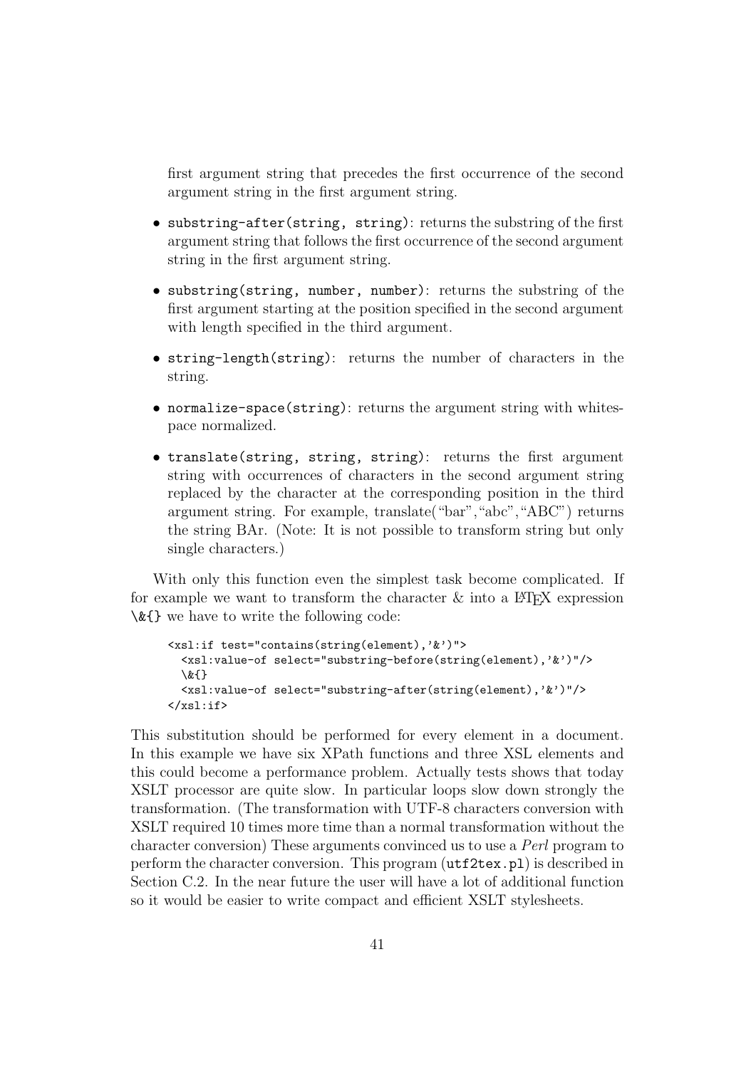first argument string that precedes the first occurrence of the second argument string in the first argument string.

- `substring-after(string, string)`: returns the substring of the first argument string that follows the first occurrence of the second argument string in the first argument string.
- `substring(string, number, number)`: returns the substring of the first argument starting at the position specified in the second argument with length specified in the third argument.
- `string-length(string)`: returns the number of characters in the string.
- `normalize-space(string)`: returns the argument string with whitespace normalized.
- `translate(string, string, string)`: returns the first argument string with occurrences of characters in the second argument string replaced by the character at the corresponding position in the third argument string. For example, translate("bar","abc","ABC") returns the string BAr. (Note: It is not possible to transform string but only single characters.)

With only this function even the simplest task become complicated. If for example we want to transform the character & into a LaTeX expression `\&{}` we have to write the following code:

```
<xsl:if test="contains(string(element),'&')">
  <xsl:value-of select="substring-before(string(element),'&')"/>
  \&{}
  <xsl:value-of select="substring-after(string(element),'&')"/>
</xsl:if>
```

This substitution should be performed for every element in a document. In this example we have six XPath functions and three XSL elements and this could become a performance problem. Actually tests shows that today XSLT processor are quite slow. In particular loops slow down strongly the transformation. (The transformation with UTF-8 characters conversion with XSLT required 10 times more time than a normal transformation without the character conversion) These arguments convinced us to use a *Perl* program to perform the character conversion. This program (`utf2tex.pl`) is described in Section C.2. In the near future the user will have a lot of additional function so it would be easier to write compact and efficient XSLT stylesheets.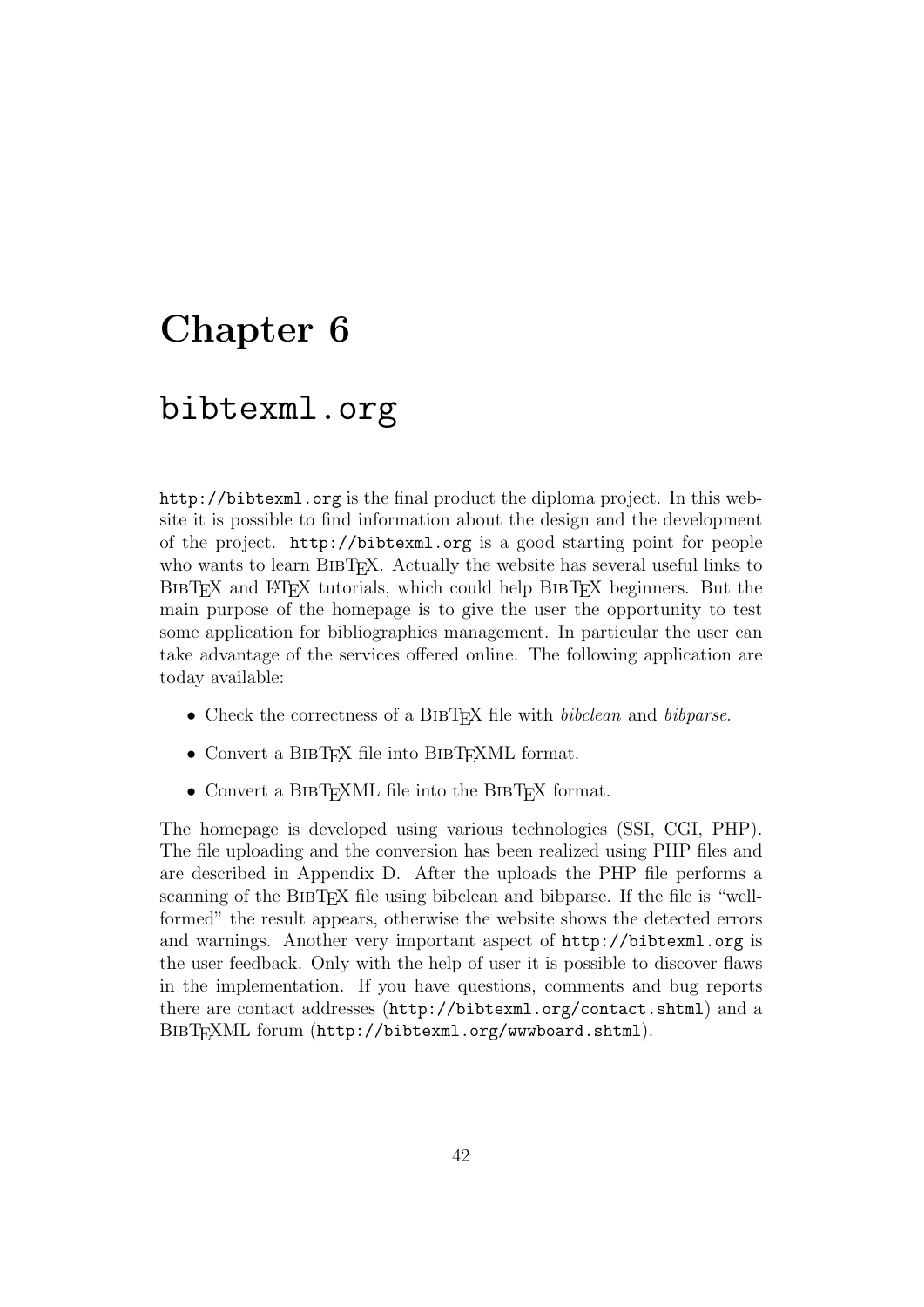# Chapter 6

# bibtexml.org

http://bibtexml.org is the final product the diploma project. In this website it is possible to find information about the design and the development of the project. http://bibtexml.org is a good starting point for people who wants to learn BibTeX. Actually the website has several useful links to BibTeX and LaTeX tutorials, which could help BibTeX beginners. But the main purpose of the homepage is to give the user the opportunity to test some application for bibliographies management. In particular the user can take advantage of the services offered online. The following application are today available:

- Check the correctness of a BibTeX file with *bibclean* and *bibparse*.
- Convert a BibTeX file into BibTeXML format.
- Convert a BibTeXML file into the BibTeX format.

The homepage is developed using various technologies (SSI, CGI, PHP). The file uploading and the conversion has been realized using PHP files and are described in Appendix D. After the uploads the PHP file performs a scanning of the BibTeX file using bibclean and bibparse. If the file is "well-formed" the result appears, otherwise the website shows the detected errors and warnings. Another very important aspect of http://bibtexml.org is the user feedback. Only with the help of user it is possible to discover flaws in the implementation. If you have questions, comments and bug reports there are contact addresses (http://bibtexml.org/contact.shtml) and a BibTeXML forum (http://bibtexml.org/wwwboard.shtml).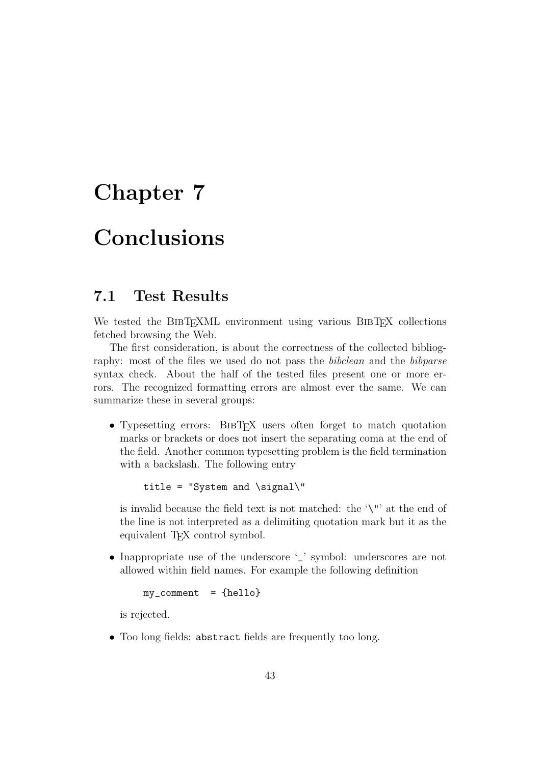# Chapter 7

# Conclusions

## 7.1 Test Results

We tested the BibTeXML environment using various BibTeX collections fetched browsing the Web.

The first consideration, is about the correctness of the collected bibliography: most of the files we used do not pass the *bibclean* and the *bibparse* syntax check. About the half of the tested files present one or more errors. The recognized formatting errors are almost ever the same. We can summarize these in several groups:

- Typesetting errors: BibTeX users often forget to match quotation marks or brackets or does not insert the separating coma at the end of the field. Another common typesetting problem is the field termination with a backslash. The following entry

  ```
  title = "System and \signal\"
  ```

  is invalid because the field text is not matched: the '`\"`' at the end of the line is not interpreted as a delimiting quotation mark but it as the equivalent TeX control symbol.

- Inappropriate use of the underscore '`_`' symbol: underscores are not allowed within field names. For example the following definition

  ```
  my_comment  = {hello}
  ```

  is rejected.

- Too long fields: `abstract` fields are frequently too long.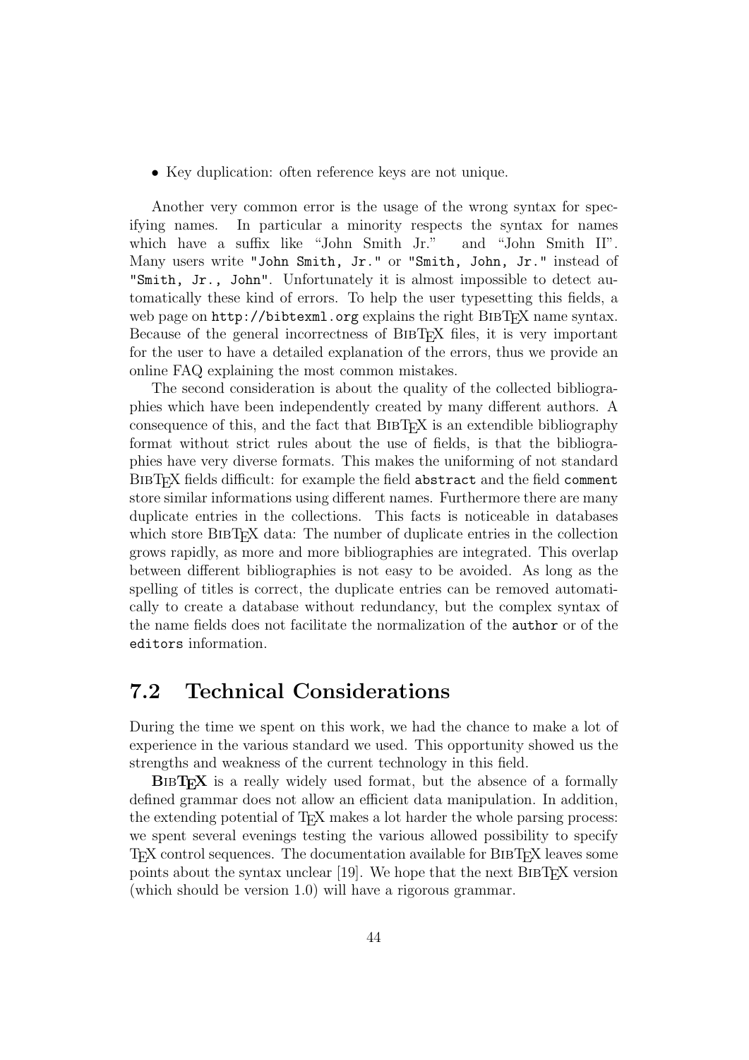- Key duplication: often reference keys are not unique.

Another very common error is the usage of the wrong syntax for specifying names. In particular a minority respects the syntax for names which have a suffix like "John Smith Jr." and "John Smith II". Many users write `"John Smith, Jr."` or `"Smith, John, Jr."` instead of `"Smith, Jr., John"`. Unfortunately it is almost impossible to detect automatically these kind of errors. To help the user typesetting this fields, a web page on `http://bibtexml.org` explains the right BibTeX name syntax. Because of the general incorrectness of BibTeX files, it is very important for the user to have a detailed explanation of the errors, thus we provide an online FAQ explaining the most common mistakes.

The second consideration is about the quality of the collected bibliographies which have been independently created by many different authors. A consequence of this, and the fact that BibTeX is an extendible bibliography format without strict rules about the use of fields, is that the bibliographies have very diverse formats. This makes the uniforming of not standard BibTeX fields difficult: for example the field `abstract` and the field `comment` store similar informations using different names. Furthermore there are many duplicate entries in the collections. This facts is noticeable in databases which store BibTeX data: The number of duplicate entries in the collection grows rapidly, as more and more bibliographies are integrated. This overlap between different bibliographies is not easy to be avoided. As long as the spelling of titles is correct, the duplicate entries can be removed automatically to create a database without redundancy, but the complex syntax of the name fields does not facilitate the normalization of the `author` or of the `editors` information.

## 7.2 Technical Considerations

During the time we spent on this work, we had the chance to make a lot of experience in the various standard we used. This opportunity showed us the strengths and weakness of the current technology in this field.

**BibTeX** is a really widely used format, but the absence of a formally defined grammar does not allow an efficient data manipulation. In addition, the extending potential of TeX makes a lot harder the whole parsing process: we spent several evenings testing the various allowed possibility to specify TeX control sequences. The documentation available for BibTeX leaves some points about the syntax unclear [19]. We hope that the next BibTeX version (which should be version 1.0) will have a rigorous grammar.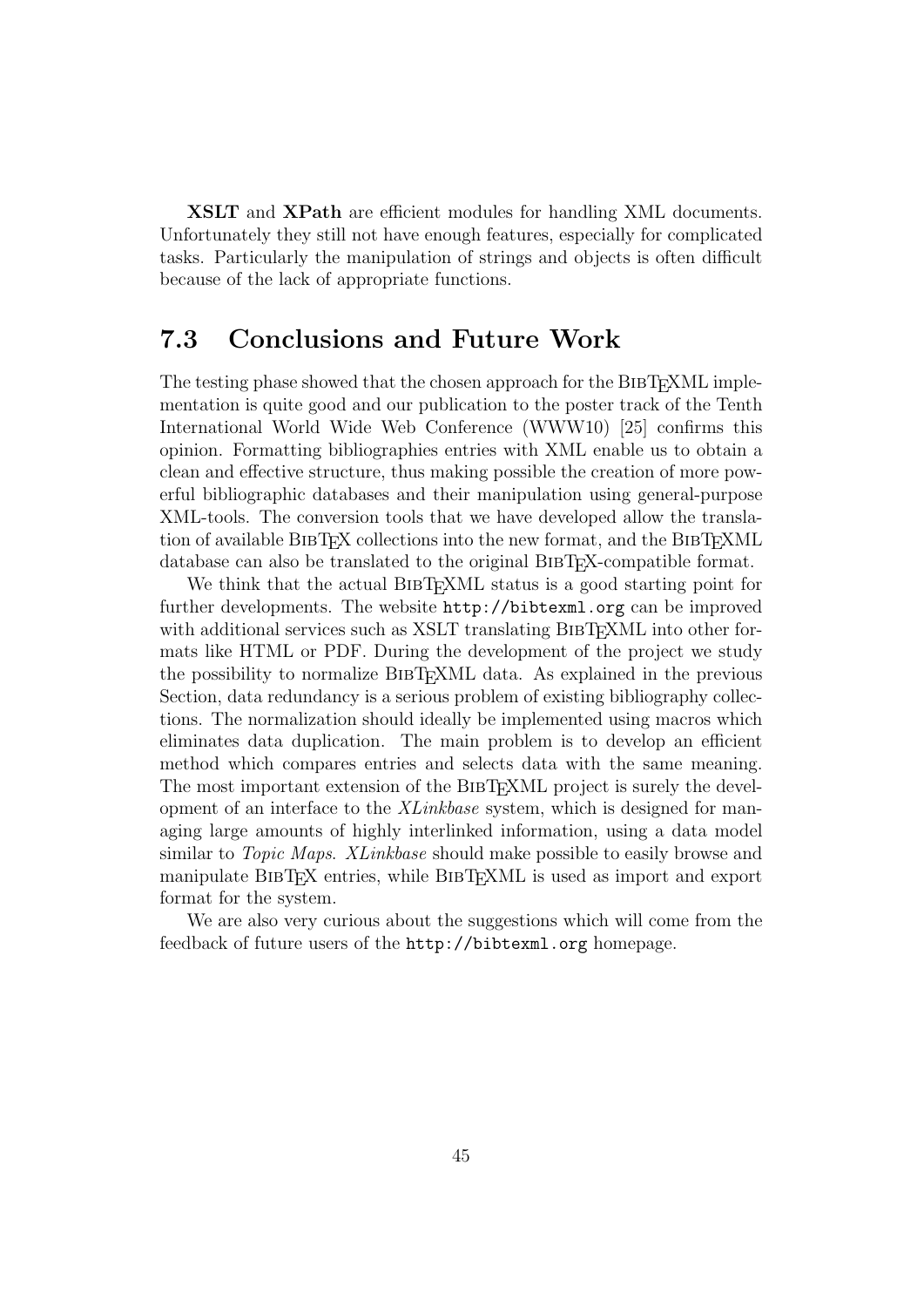**XSLT** and **XPath** are efficient modules for handling XML documents. Unfortunately they still not have enough features, especially for complicated tasks. Particularly the manipulation of strings and objects is often difficult because of the lack of appropriate functions.

## 7.3 Conclusions and Future Work

The testing phase showed that the chosen approach for the BibTeXML implementation is quite good and our publication to the poster track of the Tenth International World Wide Web Conference (WWW10) [25] confirms this opinion. Formatting bibliographies entries with XML enable us to obtain a clean and effective structure, thus making possible the creation of more powerful bibliographic databases and their manipulation using general-purpose XML-tools. The conversion tools that we have developed allow the translation of available BibTeX collections into the new format, and the BibTeXML database can also be translated to the original BibTeX-compatible format.

We think that the actual BibTeXML status is a good starting point for further developments. The website `http://bibtexml.org` can be improved with additional services such as XSLT translating BibTeXML into other formats like HTML or PDF. During the development of the project we study the possibility to normalize BibTeXML data. As explained in the previous Section, data redundancy is a serious problem of existing bibliography collections. The normalization should ideally be implemented using macros which eliminates data duplication. The main problem is to develop an efficient method which compares entries and selects data with the same meaning. The most important extension of the BibTeXML project is surely the development of an interface to the *XLinkbase* system, which is designed for managing large amounts of highly interlinked information, using a data model similar to *Topic Maps*. *XLinkbase* should make possible to easily browse and manipulate BibTeX entries, while BibTeXML is used as import and export format for the system.

We are also very curious about the suggestions which will come from the feedback of future users of the `http://bibtexml.org` homepage.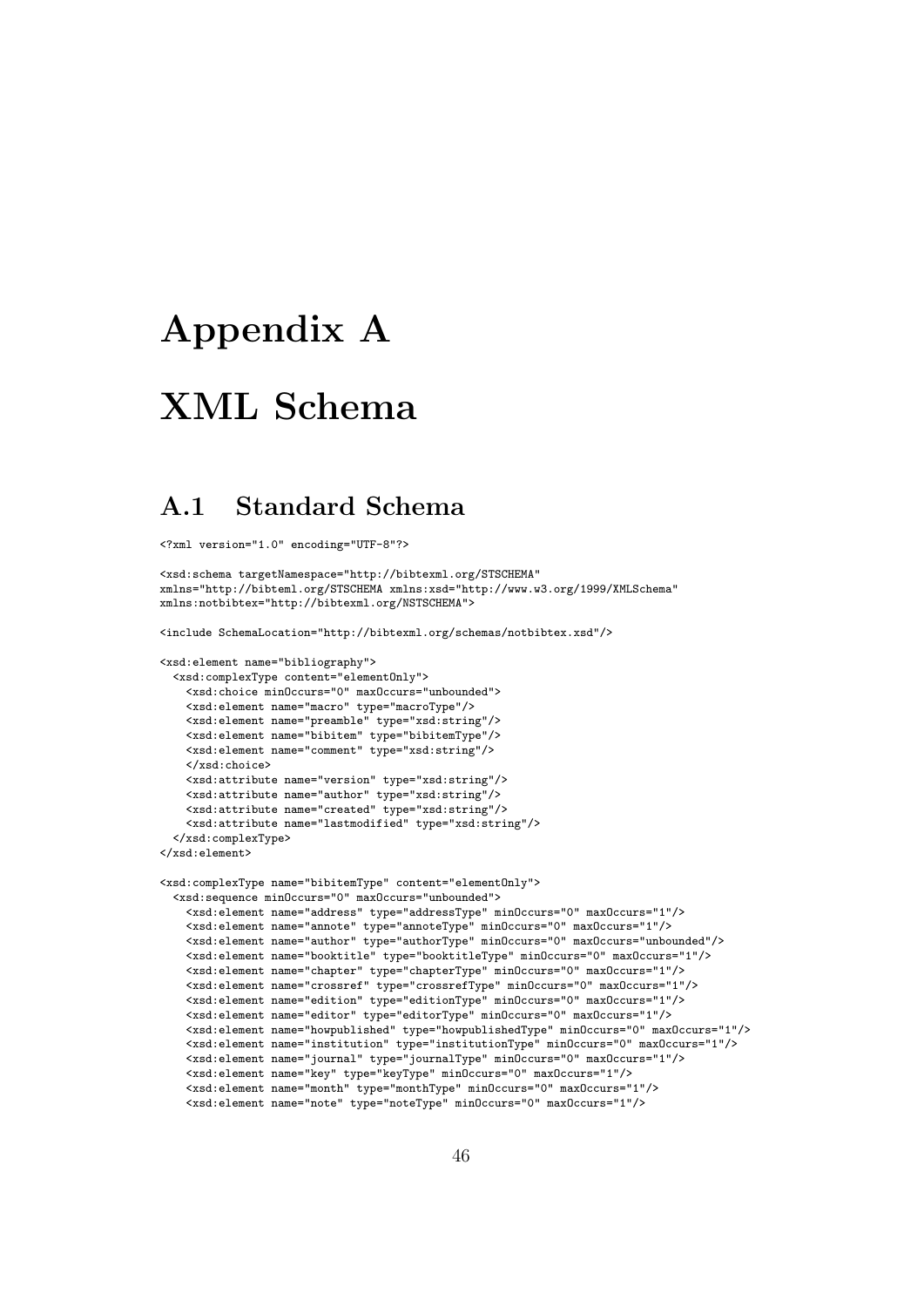# Appendix A

# XML Schema

## A.1 Standard Schema

```
<?xml version="1.0" encoding="UTF-8"?>

<xsd:schema targetNamespace="http://bibtexml.org/STSCHEMA"
xmlns="http://bibteml.org/STSCHEMA xmlns:xsd="http://www.w3.org/1999/XMLSchema"
xmlns:notbibtex="http://bibtexml.org/NSTSCHEMA">

<include SchemaLocation="http://bibtexml.org/schemas/notbibtex.xsd"/>

<xsd:element name="bibliography">
  <xsd:complexType content="elementOnly">
    <xsd:choice minOccurs="0" maxOccurs="unbounded">
    <xsd:element name="macro" type="macroType"/>
    <xsd:element name="preamble" type="xsd:string"/>
    <xsd:element name="bibitem" type="bibitemType"/>
    <xsd:element name="comment" type="xsd:string"/>
    </xsd:choice>
    <xsd:attribute name="version" type="xsd:string"/>
    <xsd:attribute name="author" type="xsd:string"/>
    <xsd:attribute name="created" type="xsd:string"/>
    <xsd:attribute name="lastmodified" type="xsd:string"/>
  </xsd:complexType>
</xsd:element>

<xsd:complexType name="bibitemType" content="elementOnly">
  <xsd:sequence minOccurs="0" maxOccurs="unbounded">
    <xsd:element name="address" type="addressType" minOccurs="0" maxOccurs="1"/>
    <xsd:element name="annote" type="annoteType" minOccurs="0" maxOccurs="1"/>
    <xsd:element name="author" type="authorType" minOccurs="0" maxOccurs="unbounded"/>
    <xsd:element name="booktitle" type="booktitleType" minOccurs="0" maxOccurs="1"/>
    <xsd:element name="chapter" type="chapterType" minOccurs="0" maxOccurs="1"/>
    <xsd:element name="crossref" type="crossrefType" minOccurs="0" maxOccurs="1"/>
    <xsd:element name="edition" type="editionType" minOccurs="0" maxOccurs="1"/>
    <xsd:element name="editor" type="editorType" minOccurs="0" maxOccurs="1"/>
    <xsd:element name="howpublished" type="howpublishedType" minOccurs="0" maxOccurs="1"/>
    <xsd:element name="institution" type="institutionType" minOccurs="0" maxOccurs="1"/>
    <xsd:element name="journal" type="journalType" minOccurs="0" maxOccurs="1"/>
    <xsd:element name="key" type="keyType" minOccurs="0" maxOccurs="1"/>
    <xsd:element name="month" type="monthType" minOccurs="0" maxOccurs="1"/>
    <xsd:element name="note" type="noteType" minOccurs="0" maxOccurs="1"/>
```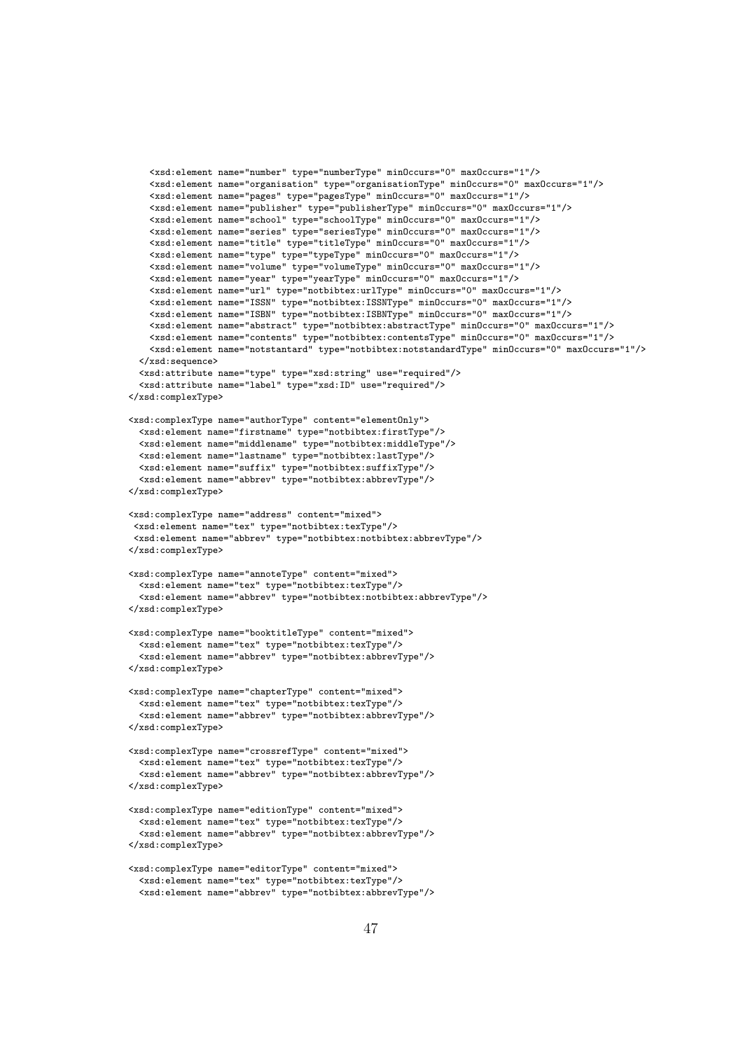```
    <xsd:element name="number" type="numberType" minOccurs="0" maxOccurs="1"/>
    <xsd:element name="organisation" type="organisationType" minOccurs="0" maxOccurs="1"/>
    <xsd:element name="pages" type="pagesType" minOccurs="0" maxOccurs="1"/>
    <xsd:element name="publisher" type="publisherType" minOccurs="0" maxOccurs="1"/>
    <xsd:element name="school" type="schoolType" minOccurs="0" maxOccurs="1"/>
    <xsd:element name="series" type="seriesType" minOccurs="0" maxOccurs="1"/>
    <xsd:element name="title" type="titleType" minOccurs="0" maxOccurs="1"/>
    <xsd:element name="type" type="typeType" minOccurs="0" maxOccurs="1"/>
    <xsd:element name="volume" type="volumeType" minOccurs="0" maxOccurs="1"/>
    <xsd:element name="year" type="yearType" minOccurs="0" maxOccurs="1"/>
    <xsd:element name="url" type="notbibtex:urlType" minOccurs="0" maxOccurs="1"/>
    <xsd:element name="ISSN" type="notbibtex:ISSNType" minOccurs="0" maxOccurs="1"/>
    <xsd:element name="ISBN" type="notbibtex:ISBNType" minOccurs="0" maxOccurs="1"/>
    <xsd:element name="abstract" type="notbibtex:abstractType" minOccurs="0" maxOccurs="1"/>
    <xsd:element name="contents" type="notbibtex:contentsType" minOccurs="0" maxOccurs="1"/>
    <xsd:element name="notstantard" type="notbibtex:notstandardType" minOccurs="0" maxOccurs="1"/>
  </xsd:sequence>
  <xsd:attribute name="type" type="xsd:string" use="required"/>
  <xsd:attribute name="label" type="xsd:ID" use="required"/>
</xsd:complexType>

<xsd:complexType name="authorType" content="elementOnly">
  <xsd:element name="firstname" type="notbibtex:firstType"/>
  <xsd:element name="middlename" type="notbibtex:middleType"/>
  <xsd:element name="lastname" type="notbibtex:lastType"/>
  <xsd:element name="suffix" type="notbibtex:suffixType"/>
  <xsd:element name="abbrev" type="notbibtex:abbrevType"/>
</xsd:complexType>

<xsd:complexType name="address" content="mixed">
 <xsd:element name="tex" type="notbibtex:texType"/>
 <xsd:element name="abbrev" type="notbibtex:notbibtex:abbrevType"/>
</xsd:complexType>

<xsd:complexType name="annoteType" content="mixed">
  <xsd:element name="tex" type="notbibtex:texType"/>
  <xsd:element name="abbrev" type="notbibtex:notbibtex:abbrevType"/>
</xsd:complexType>

<xsd:complexType name="booktitleType" content="mixed">
  <xsd:element name="tex" type="notbibtex:texType"/>
  <xsd:element name="abbrev" type="notbibtex:abbrevType"/>
</xsd:complexType>

<xsd:complexType name="chapterType" content="mixed">
  <xsd:element name="tex" type="notbibtex:texType"/>
  <xsd:element name="abbrev" type="notbibtex:abbrevType"/>
</xsd:complexType>

<xsd:complexType name="crossrefType" content="mixed">
  <xsd:element name="tex" type="notbibtex:texType"/>
  <xsd:element name="abbrev" type="notbibtex:abbrevType"/>
</xsd:complexType>

<xsd:complexType name="editionType" content="mixed">
  <xsd:element name="tex" type="notbibtex:texType"/>
  <xsd:element name="abbrev" type="notbibtex:abbrevType"/>
</xsd:complexType>

<xsd:complexType name="editorType" content="mixed">
  <xsd:element name="tex" type="notbibtex:texType"/>
  <xsd:element name="abbrev" type="notbibtex:abbrevType"/>
```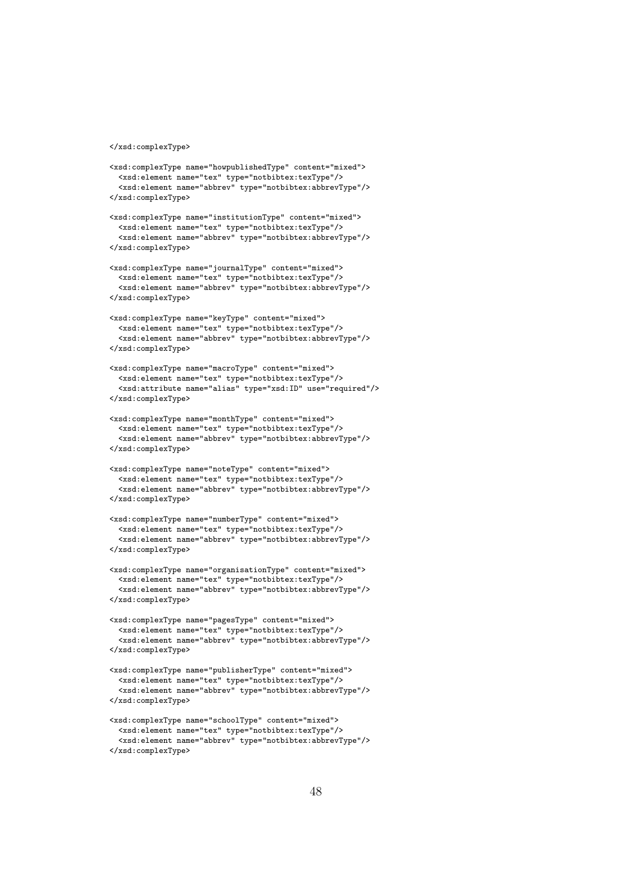```
</xsd:complexType>

<xsd:complexType name="howpublishedType" content="mixed">
  <xsd:element name="tex" type="notbibtex:texType"/>
  <xsd:element name="abbrev" type="notbibtex:abbrevType"/>
</xsd:complexType>

<xsd:complexType name="institutionType" content="mixed">
  <xsd:element name="tex" type="notbibtex:texType"/>
  <xsd:element name="abbrev" type="notbibtex:abbrevType"/>
</xsd:complexType>

<xsd:complexType name="journalType" content="mixed">
  <xsd:element name="tex" type="notbibtex:texType"/>
  <xsd:element name="abbrev" type="notbibtex:abbrevType"/>
</xsd:complexType>

<xsd:complexType name="keyType" content="mixed">
  <xsd:element name="tex" type="notbibtex:texType"/>
  <xsd:element name="abbrev" type="notbibtex:abbrevType"/>
</xsd:complexType>

<xsd:complexType name="macroType" content="mixed">
  <xsd:element name="tex" type="notbibtex:texType"/>
  <xsd:attribute name="alias" type="xsd:ID" use="required"/>
</xsd:complexType>

<xsd:complexType name="monthType" content="mixed">
  <xsd:element name="tex" type="notbibtex:texType"/>
  <xsd:element name="abbrev" type="notbibtex:abbrevType"/>
</xsd:complexType>

<xsd:complexType name="noteType" content="mixed">
  <xsd:element name="tex" type="notbibtex:texType"/>
  <xsd:element name="abbrev" type="notbibtex:abbrevType"/>
</xsd:complexType>

<xsd:complexType name="numberType" content="mixed">
  <xsd:element name="tex" type="notbibtex:texType"/>
  <xsd:element name="abbrev" type="notbibtex:abbrevType"/>
</xsd:complexType>

<xsd:complexType name="organisationType" content="mixed">
  <xsd:element name="tex" type="notbibtex:texType"/>
  <xsd:element name="abbrev" type="notbibtex:abbrevType"/>
</xsd:complexType>

<xsd:complexType name="pagesType" content="mixed">
  <xsd:element name="tex" type="notbibtex:texType"/>
  <xsd:element name="abbrev" type="notbibtex:abbrevType"/>
</xsd:complexType>

<xsd:complexType name="publisherType" content="mixed">
  <xsd:element name="tex" type="notbibtex:texType"/>
  <xsd:element name="abbrev" type="notbibtex:abbrevType"/>
</xsd:complexType>

<xsd:complexType name="schoolType" content="mixed">
  <xsd:element name="tex" type="notbibtex:texType"/>
  <xsd:element name="abbrev" type="notbibtex:abbrevType"/>
</xsd:complexType>
```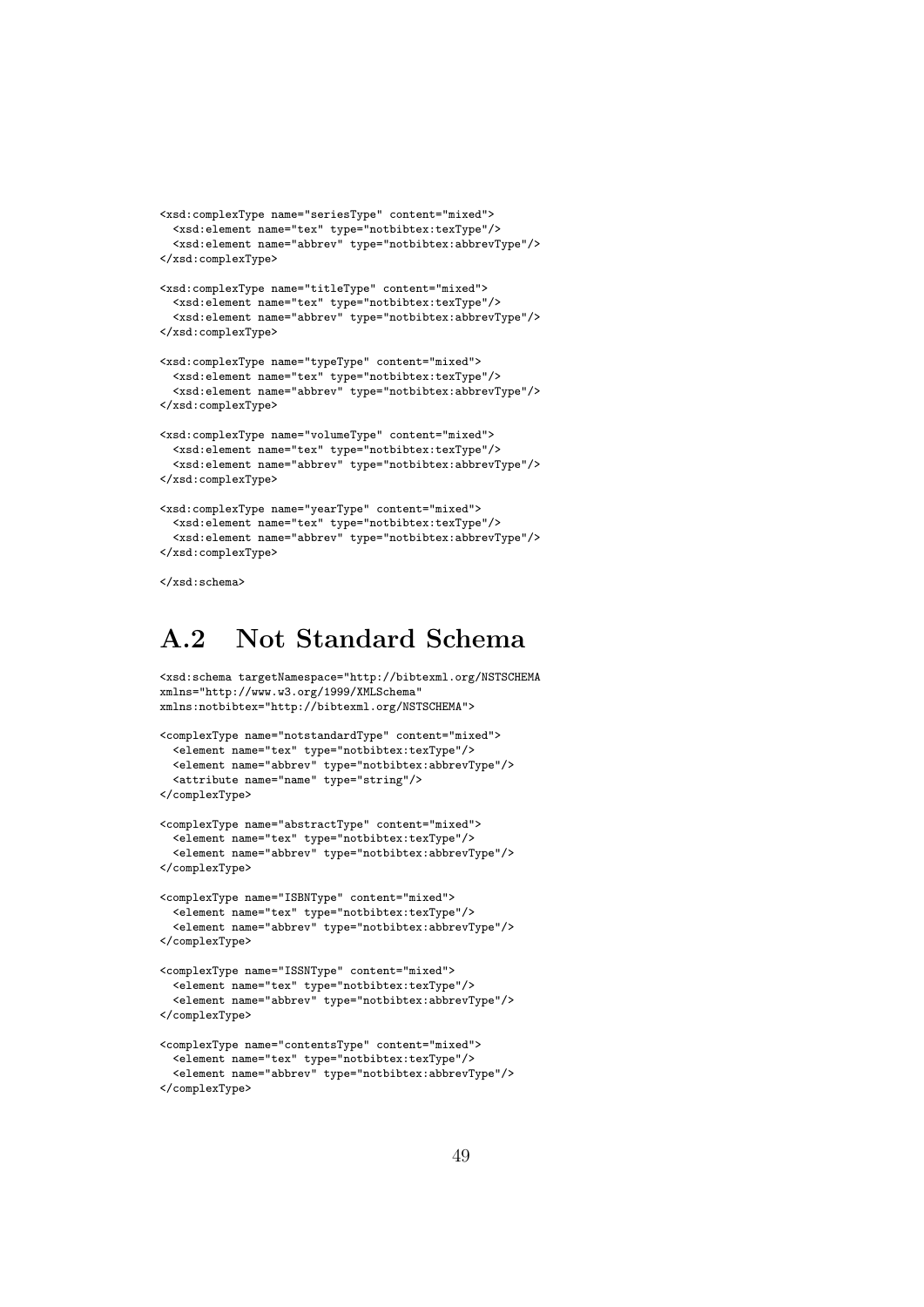```
<xsd:complexType name="seriesType" content="mixed">
  <xsd:element name="tex" type="notbibtex:texType"/>
  <xsd:element name="abbrev" type="notbibtex:abbrevType"/>
</xsd:complexType>

<xsd:complexType name="titleType" content="mixed">
  <xsd:element name="tex" type="notbibtex:texType"/>
  <xsd:element name="abbrev" type="notbibtex:abbrevType"/>
</xsd:complexType>

<xsd:complexType name="typeType" content="mixed">
  <xsd:element name="tex" type="notbibtex:texType"/>
  <xsd:element name="abbrev" type="notbibtex:abbrevType"/>
</xsd:complexType>

<xsd:complexType name="volumeType" content="mixed">
  <xsd:element name="tex" type="notbibtex:texType"/>
  <xsd:element name="abbrev" type="notbibtex:abbrevType"/>
</xsd:complexType>

<xsd:complexType name="yearType" content="mixed">
  <xsd:element name="tex" type="notbibtex:texType"/>
  <xsd:element name="abbrev" type="notbibtex:abbrevType"/>
</xsd:complexType>

</xsd:schema>
```

## A.2 Not Standard Schema

```
<xsd:schema targetNamespace="http://bibtexml.org/NSTSCHEMA
xmlns="http://www.w3.org/1999/XMLSchema"
xmlns:notbibtex="http://bibtexml.org/NSTSCHEMA">

<complexType name="notstandardType" content="mixed">
  <element name="tex" type="notbibtex:texType"/>
  <element name="abbrev" type="notbibtex:abbrevType"/>
  <attribute name="name" type="string"/>
</complexType>

<complexType name="abstractType" content="mixed">
  <element name="tex" type="notbibtex:texType"/>
  <element name="abbrev" type="notbibtex:abbrevType"/>
</complexType>

<complexType name="ISBNType" content="mixed">
  <element name="tex" type="notbibtex:texType"/>
  <element name="abbrev" type="notbibtex:abbrevType"/>
</complexType>

<complexType name="ISSNType" content="mixed">
  <element name="tex" type="notbibtex:texType"/>
  <element name="abbrev" type="notbibtex:abbrevType"/>
</complexType>

<complexType name="contentsType" content="mixed">
  <element name="tex" type="notbibtex:texType"/>
  <element name="abbrev" type="notbibtex:abbrevType"/>
</complexType>
```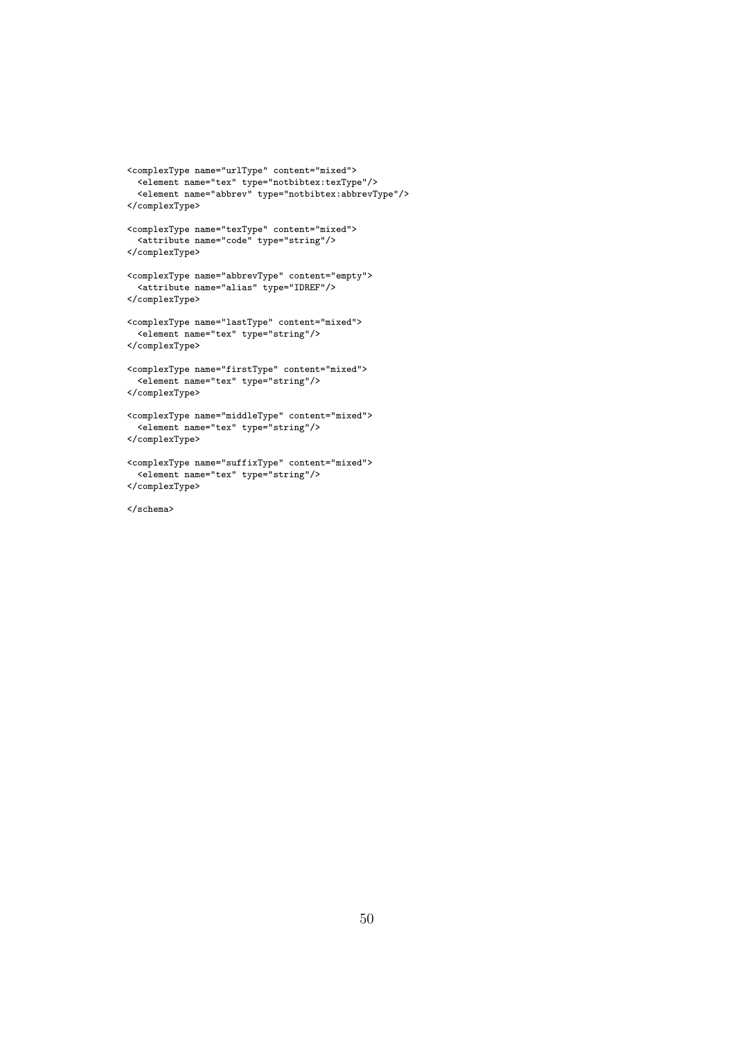```
<complexType name="urlType" content="mixed">
  <element name="tex" type="notbibtex:texType"/>
  <element name="abbrev" type="notbibtex:abbrevType"/>
</complexType>

<complexType name="texType" content="mixed">
  <attribute name="code" type="string"/>
</complexType>

<complexType name="abbrevType" content="empty">
  <attribute name="alias" type="IDREF"/>
</complexType>

<complexType name="lastType" content="mixed">
  <element name="tex" type="string"/>
</complexType>

<complexType name="firstType" content="mixed">
  <element name="tex" type="string"/>
</complexType>

<complexType name="middleType" content="mixed">
  <element name="tex" type="string"/>
</complexType>

<complexType name="suffixType" content="mixed">
  <element name="tex" type="string"/>
</complexType>

</schema>
```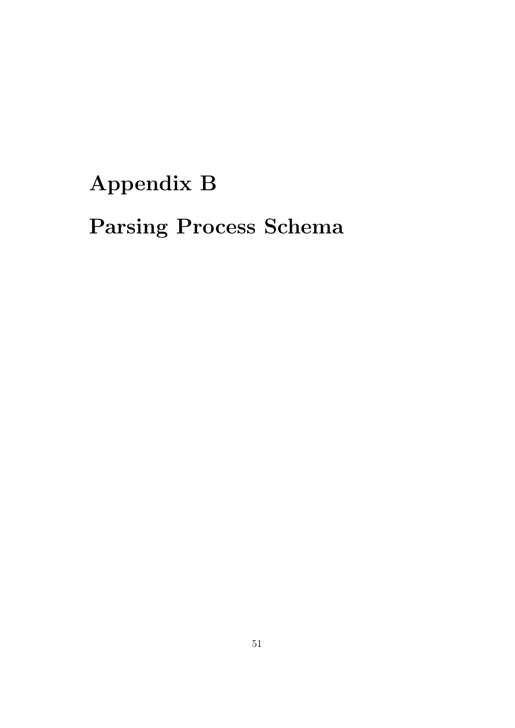# Appendix B

# Parsing Process Schema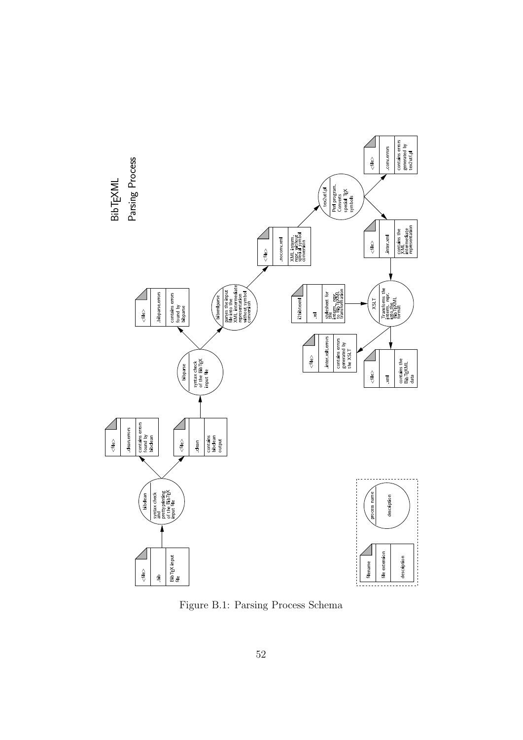BibTEXML

Parsing Process

| <file> | .bib | BibTEX input file |
|---|---|---|

**bibclean**: syntax check and prettyprinting of the BibTEX input file

| <file> | .clean.errors | contains errors found by bibclean |
|---|---|---|

| <file> | .clean | contains bibclean output |
|---|---|---|

**bibparse**: syntax check of the BibTEX input file

| <file> | .bibparse.errors | contains errors found by bibparse |
|---|---|---|

**bibxmlparse**: parses the input file into the XML intermediate representation without symbol conversion

| <file> | .noconv.xml | XML interm. repr. without special symbol conversion |
|---|---|---|

**tex2utf.pl**: Perl program. Converts special TEX symbols

| <file> | .conv.errors | contains errors generated by tex2utf.pl |
|---|---|---|

| <file> | .inter.xml | contains the XML intermediate representation |
|---|---|---|

| i2bibtexml | .xsl | stylesheet for the interm. repr. to BibTEXML transformation |
|---|---|---|

**XSLT**: Transforms the interm. repr. into the BibTEXML format

| <file> | .inter.xslt.errors | contains errors generated by the XSLT |
|---|---|---|

| <file> | .xml | contains the BibTEXML data |
|---|---|---|

Legend:

| filename | file extension | description |
|---|---|---|

**process name**: description

Figure B.1: Parsing Process Schema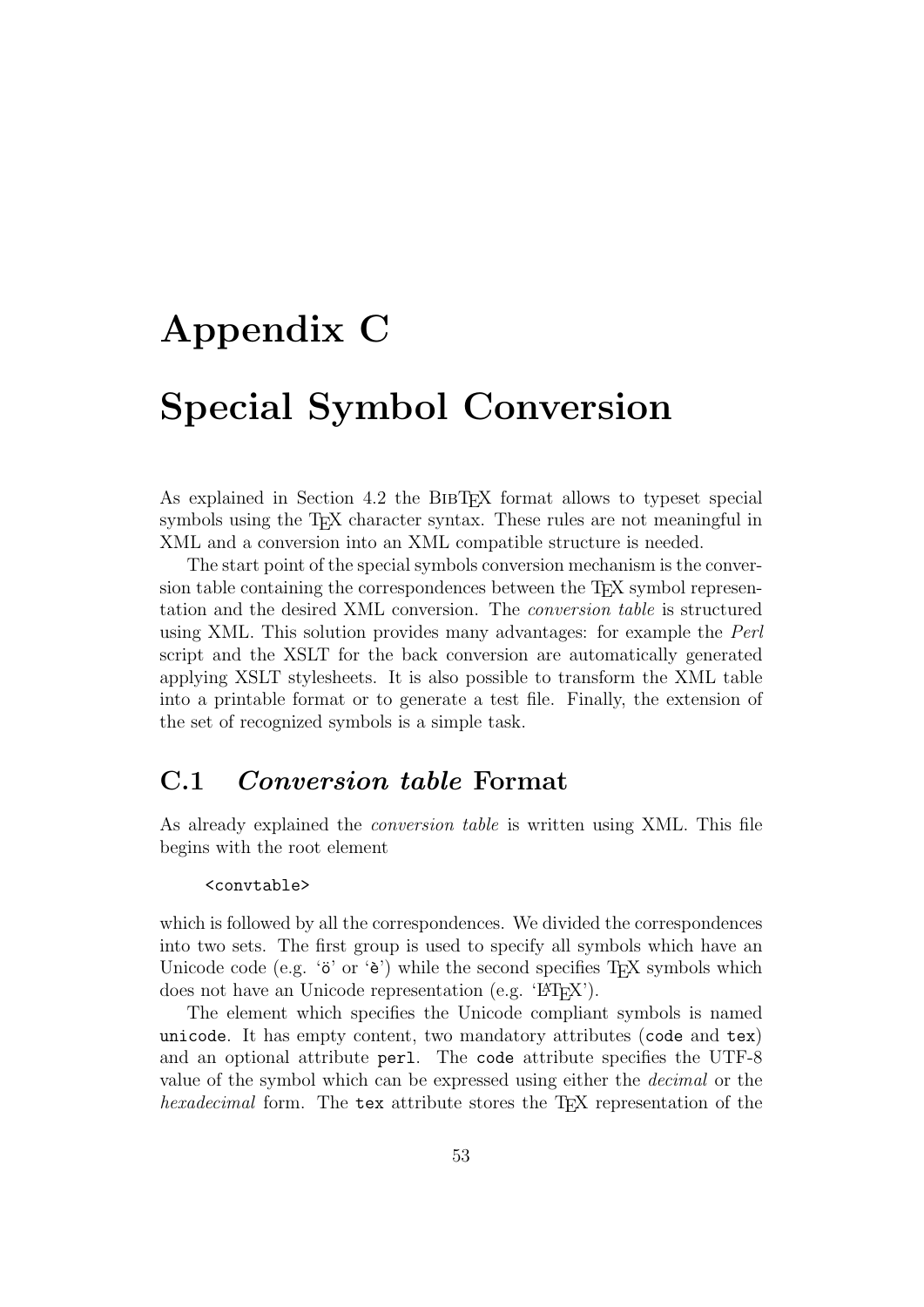# Appendix C

# Special Symbol Conversion

As explained in Section 4.2 the BibTeX format allows to typeset special symbols using the TeX character syntax. These rules are not meaningful in XML and a conversion into an XML compatible structure is needed.

The start point of the special symbols conversion mechanism is the conversion table containing the correspondences between the TeX symbol representation and the desired XML conversion. The *conversion table* is structured using XML. This solution provides many advantages: for example the *Perl* script and the XSLT for the back conversion are automatically generated applying XSLT stylesheets. It is also possible to transform the XML table into a printable format or to generate a test file. Finally, the extension of the set of recognized symbols is a simple task.

## C.1 *Conversion table* Format

As already explained the *conversion table* is written using XML. This file begins with the root element

```
<convtable>
```

which is followed by all the correspondences. We divided the correspondences into two sets. The first group is used to specify all symbols which have an Unicode code (e.g. 'ö' or 'è') while the second specifies TeX symbols which does not have an Unicode representation (e.g. 'LaTeX').

The element which specifies the Unicode compliant symbols is named `unicode`. It has empty content, two mandatory attributes (`code` and `tex`) and an optional attribute `perl`. The `code` attribute specifies the UTF-8 value of the symbol which can be expressed using either the *decimal* or the *hexadecimal* form. The `tex` attribute stores the TeX representation of the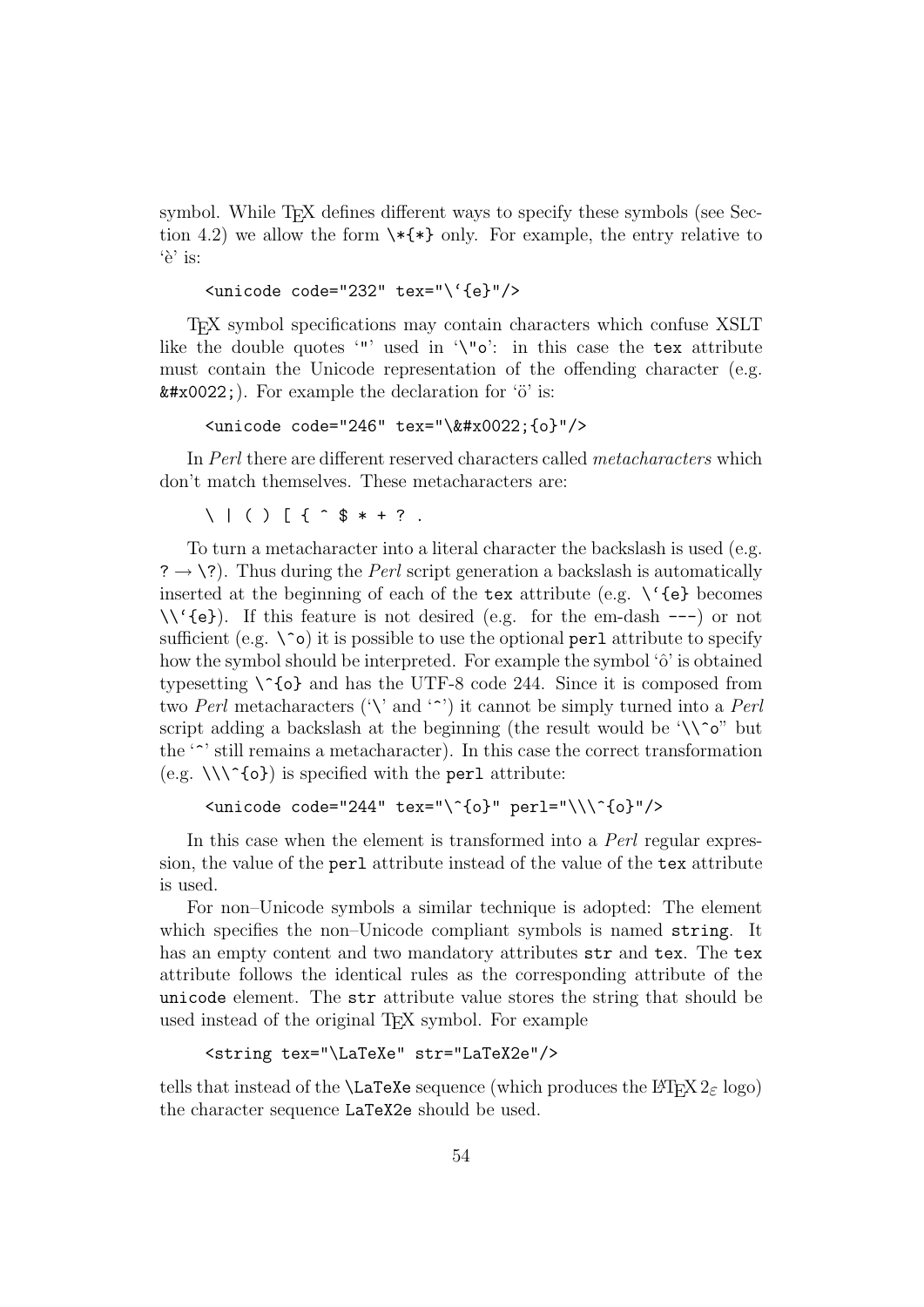symbol. While TEX defines different ways to specify these symbols (see Section 4.2) we allow the form `\*{*}` only. For example, the entry relative to 'è' is:

```
<unicode code="232" tex="\'{e}"/>
```

TEX symbol specifications may contain characters which confuse XSLT like the double quotes '"' used in '`\"o`': in this case the `tex` attribute must contain the Unicode representation of the offending character (e.g. `&#x0022;`). For example the declaration for 'ö' is:

```
<unicode code="246" tex="\&#x0022;{o}"/>
```

In *Perl* there are different reserved characters called *metacharacters* which don't match themselves. These metacharacters are:

```
\ | ( ) [ { ^ $ * + ? .
```

To turn a metacharacter into a literal character the backslash is used (e.g. `?` → `\?`). Thus during the *Perl* script generation a backslash is automatically inserted at the beginning of each of the `tex` attribute (e.g. `\'{e}` becomes `\\'{e}`). If this feature is not desired (e.g. for the em-dash `---`) or not sufficient (e.g. `\^o`) it is possible to use the optional `perl` attribute to specify how the symbol should be interpreted. For example the symbol 'ô' is obtained typesetting `\^{o}` and has the UTF-8 code 244. Since it is composed from two *Perl* metacharacters ('`\`' and '`^`') it cannot be simply turned into a *Perl* script adding a backslash at the beginning (the result would be '`\\^o`" but the '`^`' still remains a metacharacter). In this case the correct transformation (e.g. `\\\^{o}`) is specified with the `perl` attribute:

```
<unicode code="244" tex="\^{o}" perl="\\\^{o}"/>
```

In this case when the element is transformed into a *Perl* regular expression, the value of the `perl` attribute instead of the value of the `tex` attribute is used.

For non–Unicode symbols a similar technique is adopted: The element which specifies the non–Unicode compliant symbols is named `string`. It has an empty content and two mandatory attributes `str` and `tex`. The `tex` attribute follows the identical rules as the corresponding attribute of the `unicode` element. The `str` attribute value stores the string that should be used instead of the original TEX symbol. For example

```
<string tex="\LaTeXe" str="LaTeX2e"/>
```

tells that instead of the `\LaTeXe` sequence (which produces the LATEX $2_\varepsilon$ logo) the character sequence `LaTeX2e` should be used.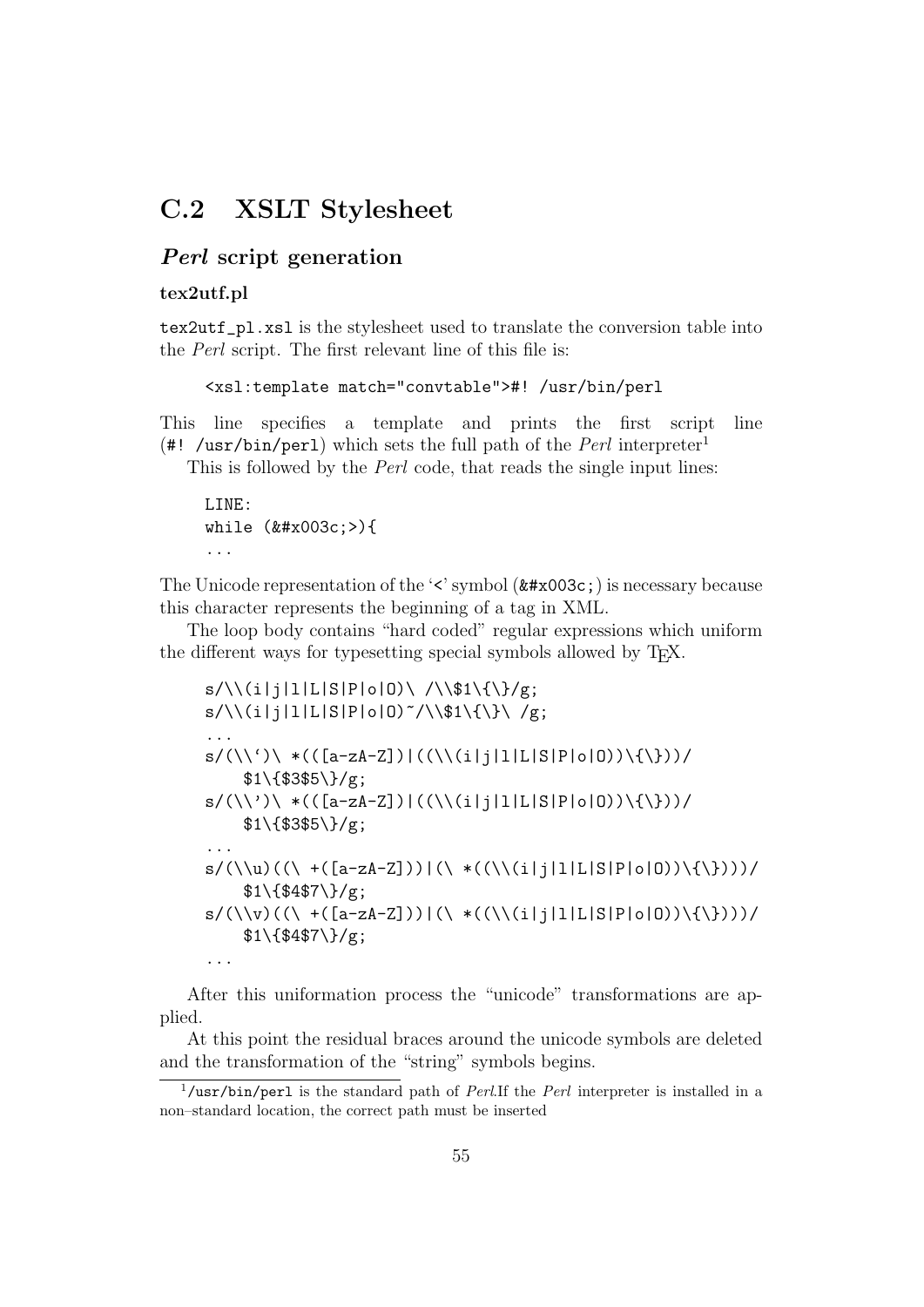## C.2 XSLT Stylesheet

### *Perl* script generation

#### tex2utf.pl

`tex2utf_pl.xsl` is the stylesheet used to translate the conversion table into the *Perl* script. The first relevant line of this file is:

```
<xsl:template match="convtable">#! /usr/bin/perl
```

This line specifies a template and prints the first script line (`#! /usr/bin/perl`) which sets the full path of the *Perl* interpreter[1]

This is followed by the *Perl* code, that reads the single input lines:

```
LINE:
while (&#x003c;>){
...
```

The Unicode representation of the '<' symbol (`&#x003c;`) is necessary because this character represents the beginning of a tag in XML.

The loop body contains "hard coded" regular expressions which uniform the different ways for typesetting special symbols allowed by TEX.

```
s/\\(i|j|l|L|S|P|o|O)\ /\\$1\{\}/g;
s/\\(i|j|l|L|S|P|o|O)~/\\$1\{\}\ /g;
...
s/(\\`)\ *(([a-zA-Z])|((\\(i|j|l|L|S|P|o|O))\{\}))/
    $1\{$3$5\}/g;
s/(\\')\ *(([a-zA-Z])|((\\(i|j|l|L|S|P|o|O))\{\}))/
    $1\{$3$5\}/g;
...
s/(\\u)((\ +([a-zA-Z]))|(\ *((\\(i|j|l|L|S|P|o|O))\{\})))/
    $1\{$4$7\}/g;
s/(\\v)((\ +([a-zA-Z]))|(\ *((\\(i|j|l|L|S|P|o|O))\{\})))/
    $1\{$4$7\}/g;
...
```

After this uniformation process the "unicode" transformations are applied.

At this point the residual braces around the unicode symbols are deleted and the transformation of the "string" symbols begins.

[1] `/usr/bin/perl` is the standard path of *Perl*.If the *Perl* interpreter is installed in a non–standard location, the correct path must be inserted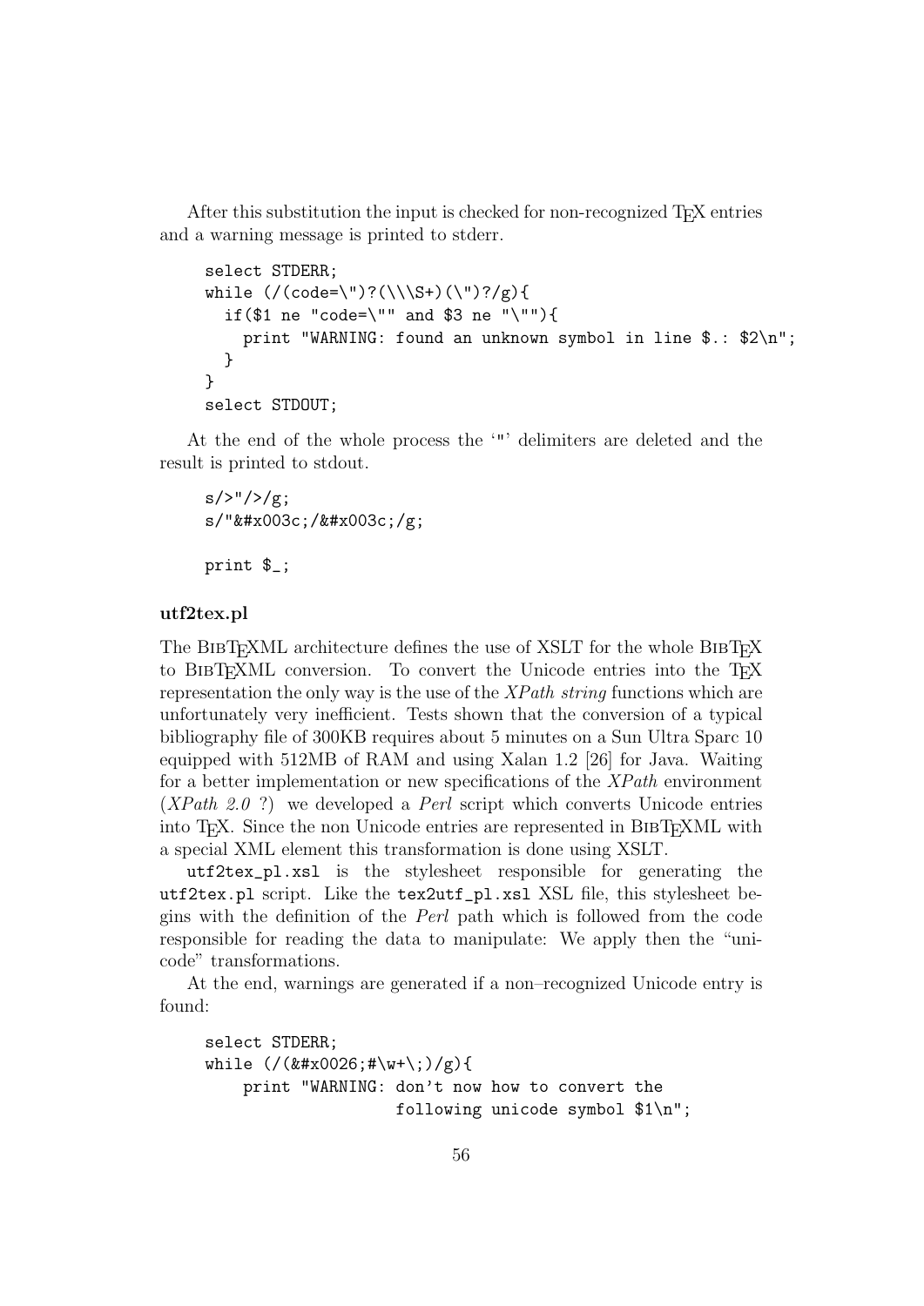After this substitution the input is checked for non-recognized TEX entries and a warning message is printed to stderr.

```
select STDERR;
while (/(code=\")?(\\\S+)(\")?/g){
  if($1 ne "code=\"" and $3 ne "\""){
    print "WARNING: found an unknown symbol in line $.: $2\n";
  }
}
select STDOUT;
```

At the end of the whole process the '"' delimiters are deleted and the result is printed to stdout.

```
s/>"/>/g;
s/"&#x003c;/&#x003c;/g;

print $_;
```

**utf2tex.pl**

The BibTEXML architecture defines the use of XSLT for the whole BibTEX to BibTEXML conversion. To convert the Unicode entries into the TEX representation the only way is the use of the *XPath string* functions which are unfortunately very inefficient. Tests shown that the conversion of a typical bibliography file of 300KB requires about 5 minutes on a Sun Ultra Sparc 10 equipped with 512MB of RAM and using Xalan 1.2 [26] for Java. Waiting for a better implementation or new specifications of the *XPath* environment (*XPath 2.0* ?) we developed a *Perl* script which converts Unicode entries into TEX. Since the non Unicode entries are represented in BibTEXML with a special XML element this transformation is done using XSLT.

`utf2tex_pl.xsl` is the stylesheet responsible for generating the `utf2tex.pl` script. Like the `tex2utf_pl.xsl` XSL file, this stylesheet begins with the definition of the *Perl* path which is followed from the code responsible for reading the data to manipulate: We apply then the "unicode" transformations.

At the end, warnings are generated if a non–recognized Unicode entry is found:

```
select STDERR;
while (/(&#x0026;#\w+\;)/g){
    print "WARNING: don't now how to convert the
                    following unicode symbol $1\n";
```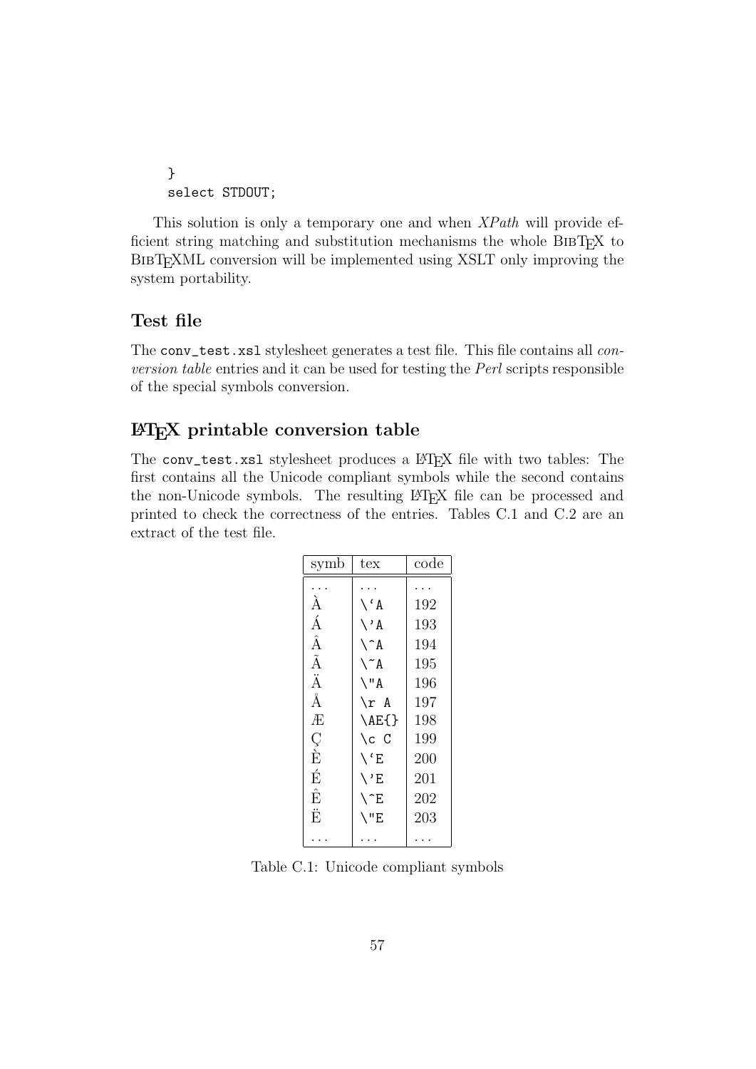```
}
select STDOUT;
```

This solution is only a temporary one and when *XPath* will provide efficient string matching and substitution mechanisms the whole BibTeX to BibTeXML conversion will be implemented using XSLT only improving the system portability.

### Test file

The `conv_test.xsl` stylesheet generates a test file. This file contains all *conversion table* entries and it can be used for testing the *Perl* scripts responsible of the special symbols conversion.

### LaTeX printable conversion table

The `conv_test.xsl` stylesheet produces a LaTeX file with two tables: The first contains all the Unicode compliant symbols while the second contains the non-Unicode symbols. The resulting LaTeX file can be processed and printed to check the correctness of the entries. Tables C.1 and C.2 are an extract of the test file.

| symb | tex | code |
|---|---|---|
| ... | ... | ... |
| À | `` \`A `` | 192 |
| Á | `\'A` | 193 |
| Â | `\^A` | 194 |
| Ã | `\~A` | 195 |
| Ä | `\"A` | 196 |
| Å | `\r A` | 197 |
| Æ | `\AE{}` | 198 |
| Ç | `\c C` | 199 |
| È | `` \`E `` | 200 |
| É | `\'E` | 201 |
| Ê | `\^E` | 202 |
| Ë | `\"E` | 203 |
| ... | ... | ... |

Table C.1: Unicode compliant symbols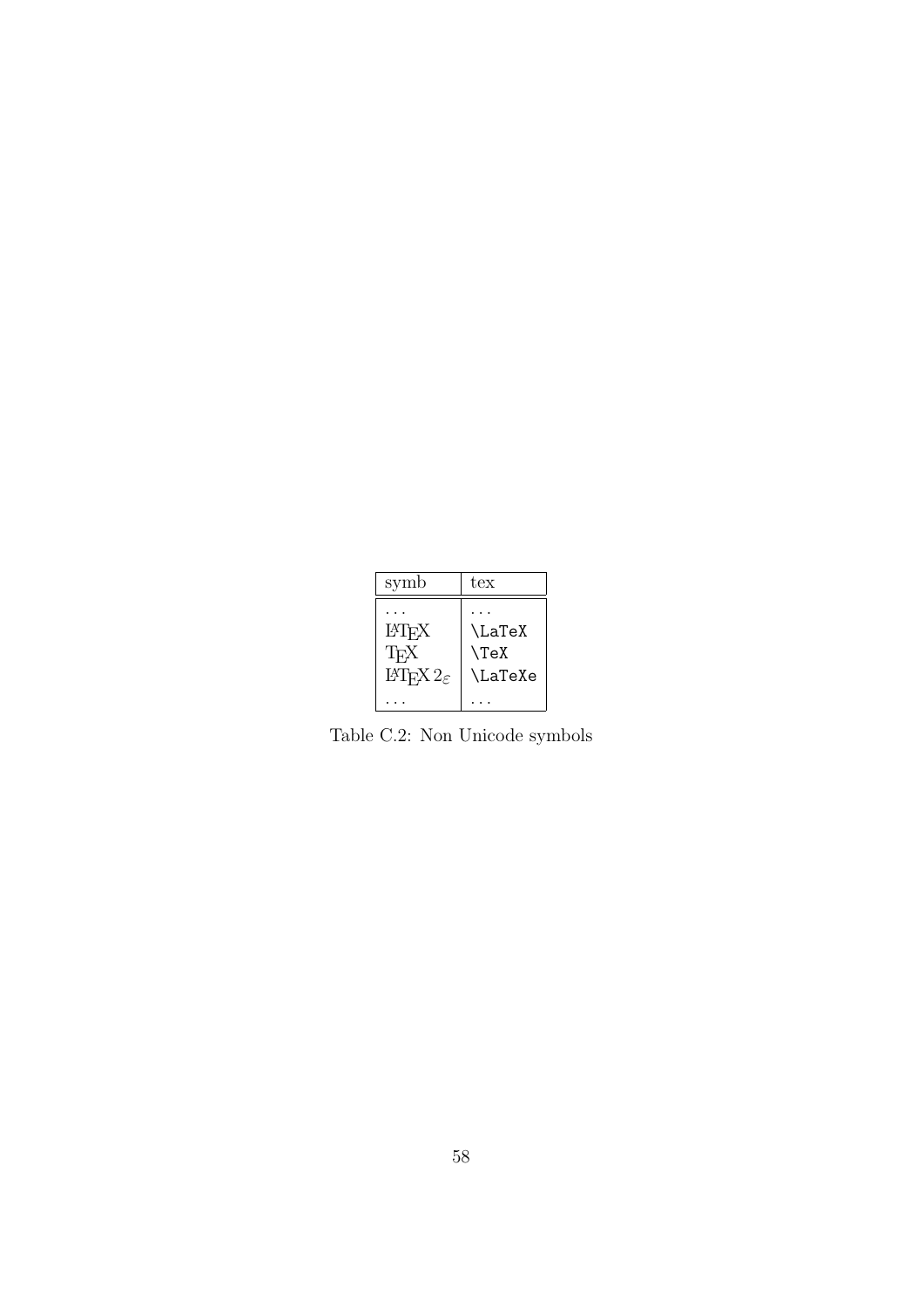| symb | tex |
|---|---|
| ... | ... |
| LaTeX | \LaTeX |
| TeX | \TeX |
| LaTeX $2_\varepsilon$ | \LaTeXe |
| ... | ... |

Table C.2: Non Unicode symbols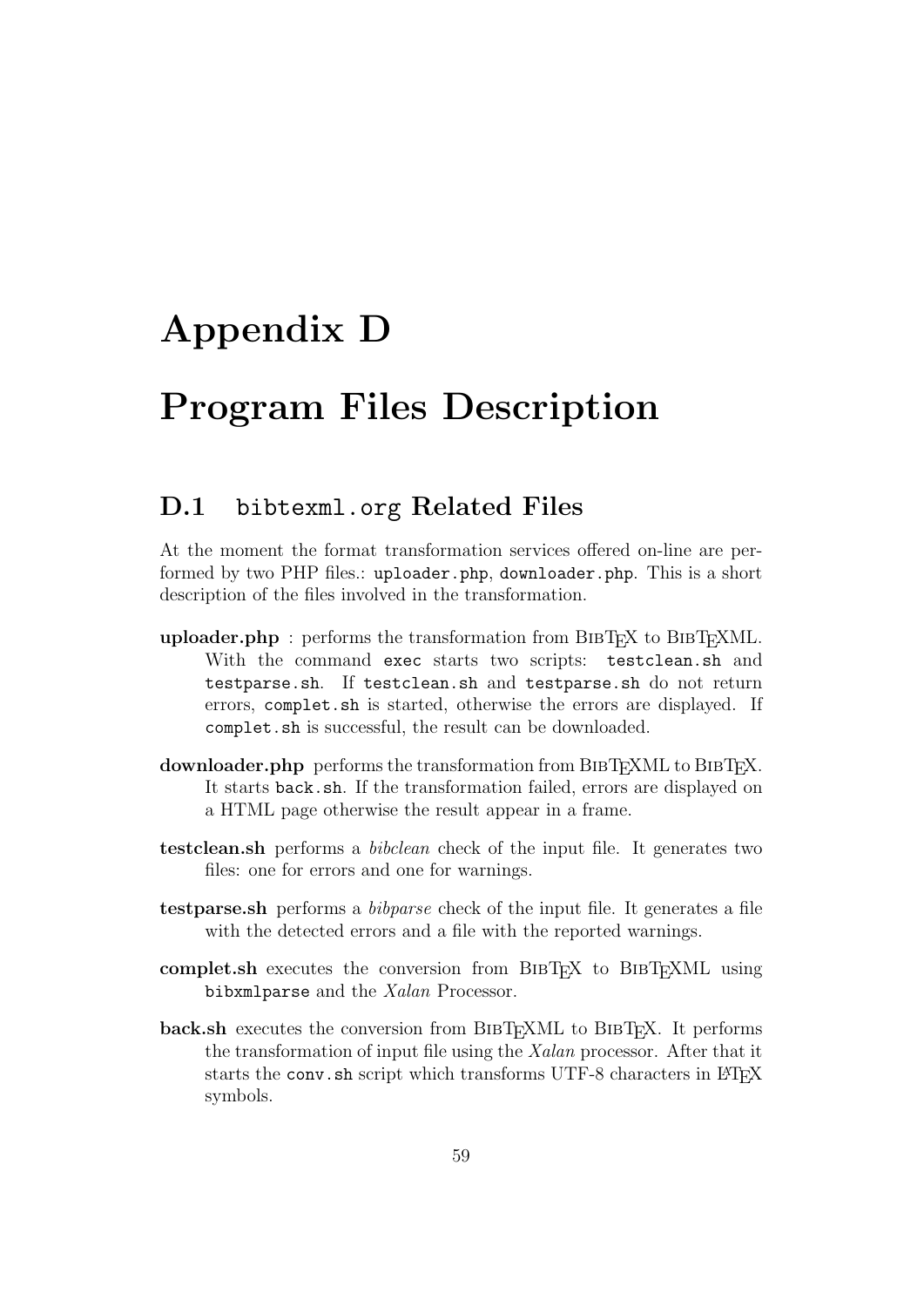# Appendix D

# Program Files Description

## D.1 `bibtexml.org` Related Files

At the moment the format transformation services offered on-line are performed by two PHP files.: `uploader.php`, `downloader.php`. This is a short description of the files involved in the transformation.

**uploader.php** : performs the transformation from BibTeX to BibTeXML. With the command `exec` starts two scripts: `testclean.sh` and `testparse.sh`. If `testclean.sh` and `testparse.sh` do not return errors, `complet.sh` is started, otherwise the errors are displayed. If `complet.sh` is successful, the result can be downloaded.

**downloader.php** performs the transformation from BibTeXML to BibTeX. It starts `back.sh`. If the transformation failed, errors are displayed on a HTML page otherwise the result appear in a frame.

**testclean.sh** performs a *bibclean* check of the input file. It generates two files: one for errors and one for warnings.

**testparse.sh** performs a *bibparse* check of the input file. It generates a file with the detected errors and a file with the reported warnings.

**complet.sh** executes the conversion from BibTeX to BibTeXML using `bibxmlparse` and the *Xalan* Processor.

**back.sh** executes the conversion from BibTeXML to BibTeX. It performs the transformation of input file using the *Xalan* processor. After that it starts the `conv.sh` script which transforms UTF-8 characters in LaTeX symbols.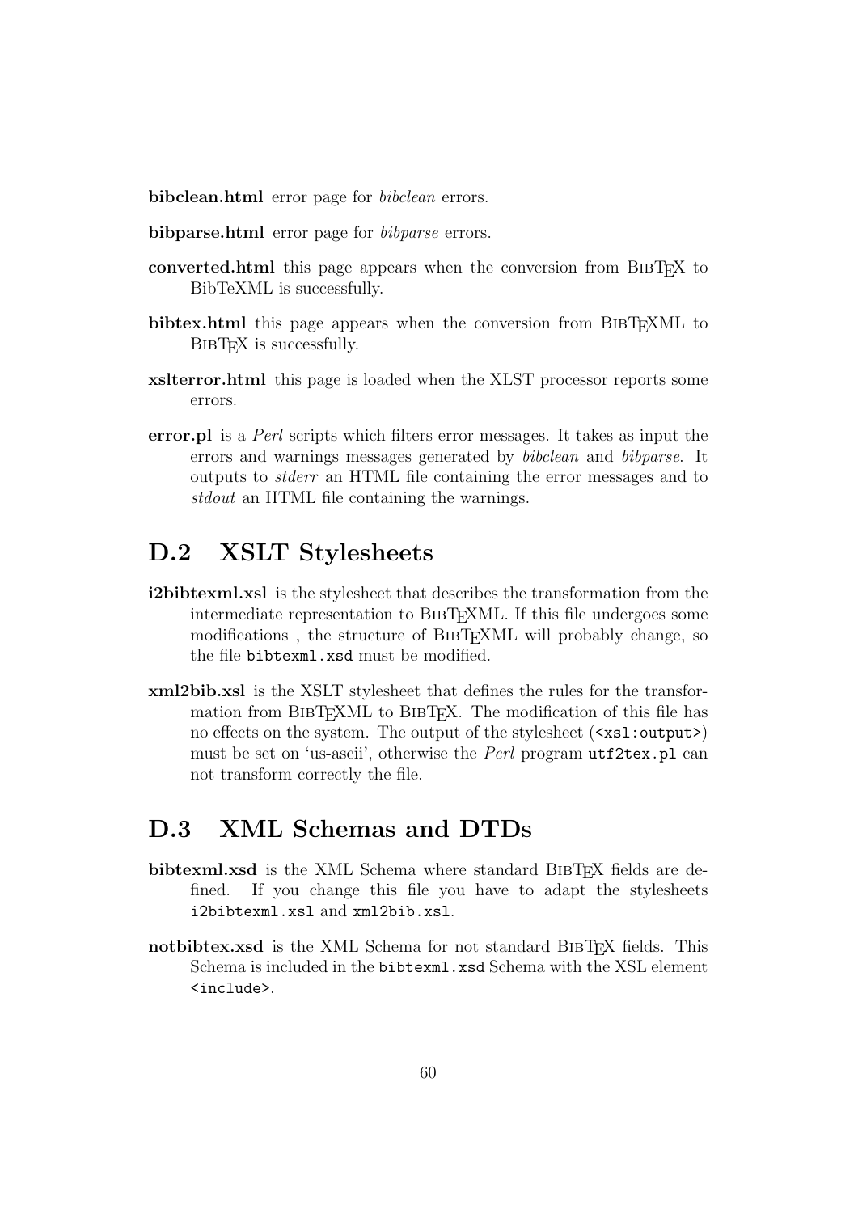**bibclean.html** error page for *bibclean* errors.

**bibparse.html** error page for *bibparse* errors.

**converted.html** this page appears when the conversion from BibTeX to BibTeXML is successfully.

**bibtex.html** this page appears when the conversion from BibTeXML to BibTeX is successfully.

**xslterror.html** this page is loaded when the XLST processor reports some errors.

**error.pl** is a *Perl* scripts which filters error messages. It takes as input the errors and warnings messages generated by *bibclean* and *bibparse*. It outputs to *stderr* an HTML file containing the error messages and to *stdout* an HTML file containing the warnings.

## D.2 XSLT Stylesheets

**i2bibtexml.xsl** is the stylesheet that describes the transformation from the intermediate representation to BibTeXML. If this file undergoes some modifications , the structure of BibTeXML will probably change, so the file `bibtexml.xsd` must be modified.

**xml2bib.xsl** is the XSLT stylesheet that defines the rules for the transformation from BibTeXML to BibTeX. The modification of this file has no effects on the system. The output of the stylesheet (`<xsl:output>`) must be set on 'us-ascii', otherwise the *Perl* program `utf2tex.pl` can not transform correctly the file.

## D.3 XML Schemas and DTDs

**bibtexml.xsd** is the XML Schema where standard BibTeX fields are defined. If you change this file you have to adapt the stylesheets `i2bibtexml.xsl` and `xml2bib.xsl`.

**notbibtex.xsd** is the XML Schema for not standard BibTeX fields. This Schema is included in the `bibtexml.xsd` Schema with the XSL element `<include>`.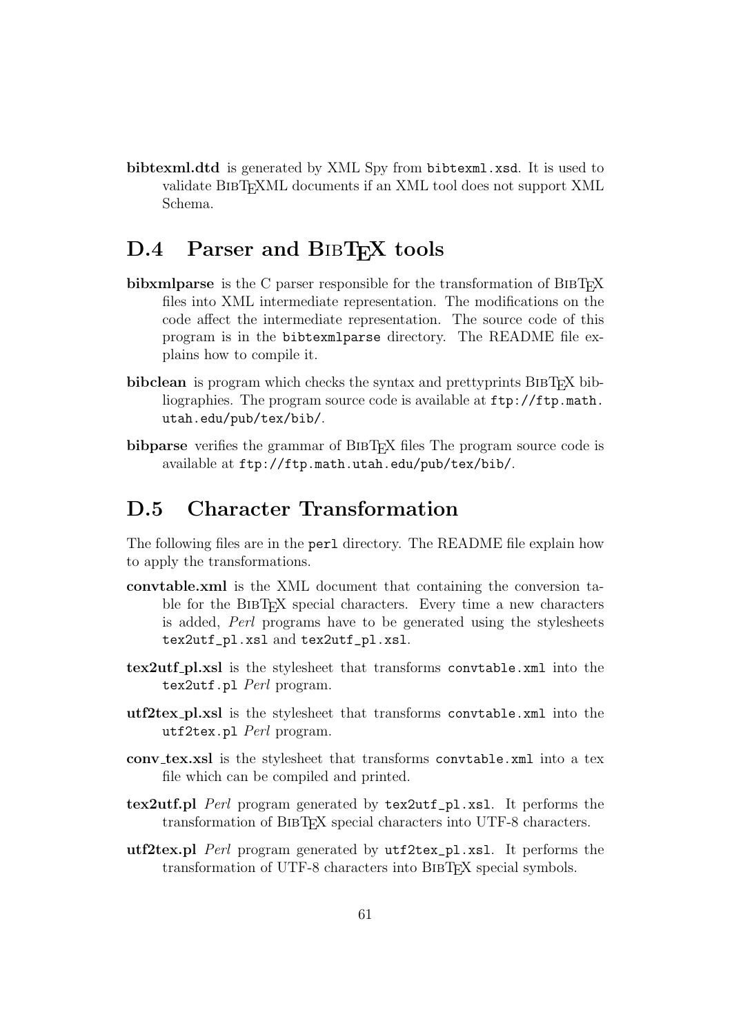**bibtexml.dtd** is generated by XML Spy from `bibtexml.xsd`. It is used to validate BibTeXML documents if an XML tool does not support XML Schema.

## D.4 Parser and BibTeX tools

**bibxmlparse** is the C parser responsible for the transformation of BibTeX files into XML intermediate representation. The modifications on the code affect the intermediate representation. The source code of this program is in the `bibtexmlparse` directory. The README file explains how to compile it.

**bibclean** is program which checks the syntax and prettyprints BibTeX bibliographies. The program source code is available at `ftp://ftp.math.utah.edu/pub/tex/bib/`.

**bibparse** verifies the grammar of BibTeX files The program source code is available at `ftp://ftp.math.utah.edu/pub/tex/bib/`.

## D.5 Character Transformation

The following files are in the `perl` directory. The README file explain how to apply the transformations.

**convtable.xml** is the XML document that containing the conversion table for the BibTeX special characters. Every time a new characters is added, *Perl* programs have to be generated using the stylesheets `tex2utf_pl.xsl` and `tex2utf_pl.xsl`.

**tex2utf_pl.xsl** is the stylesheet that transforms `convtable.xml` into the `tex2utf.pl` *Perl* program.

**utf2tex_pl.xsl** is the stylesheet that transforms `convtable.xml` into the `utf2tex.pl` *Perl* program.

**conv_tex.xsl** is the stylesheet that transforms `convtable.xml` into a tex file which can be compiled and printed.

**tex2utf.pl** *Perl* program generated by `tex2utf_pl.xsl`. It performs the transformation of BibTeX special characters into UTF-8 characters.

**utf2tex.pl** *Perl* program generated by `utf2tex_pl.xsl`. It performs the transformation of UTF-8 characters into BibTeX special symbols.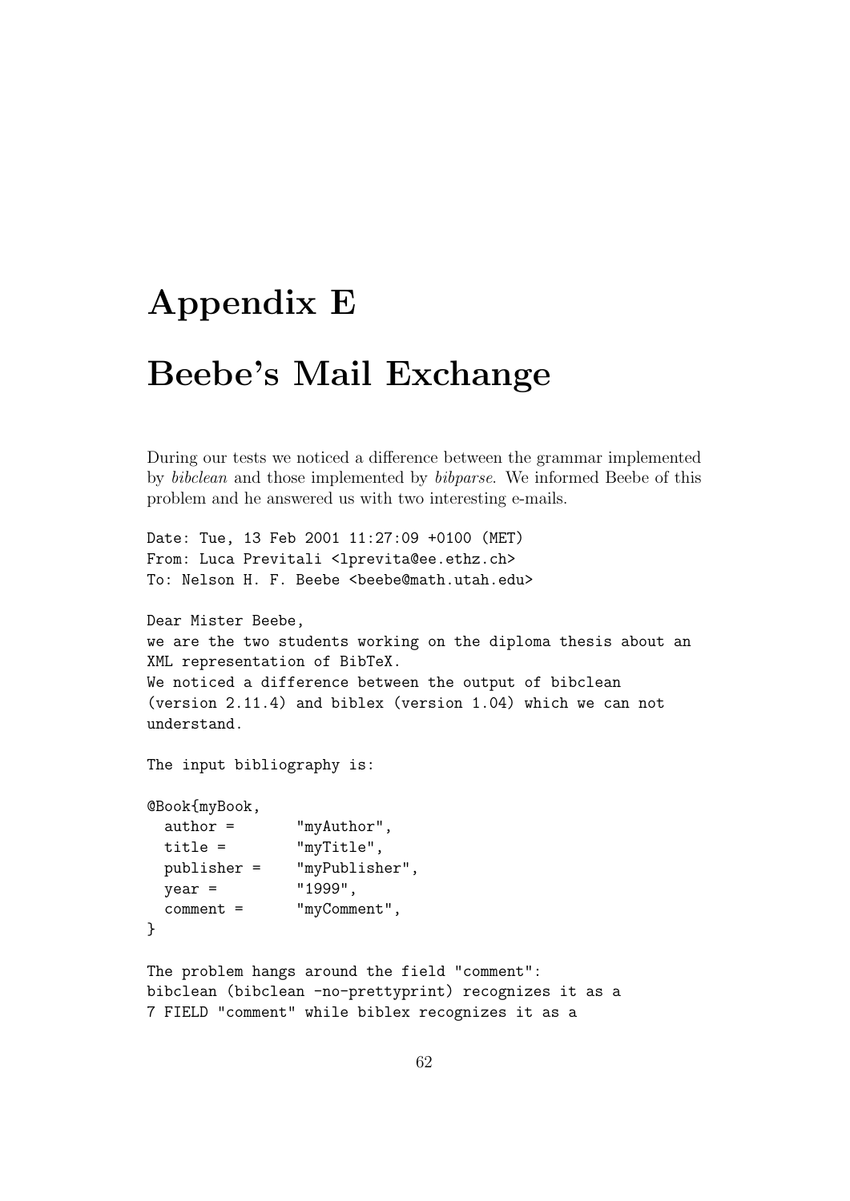# Appendix E

# Beebe's Mail Exchange

During our tests we noticed a difference between the grammar implemented by *bibclean* and those implemented by *bibparse*. We informed Beebe of this problem and he answered us with two interesting e-mails.

```
Date: Tue, 13 Feb 2001 11:27:09 +0100 (MET)
From: Luca Previtali <lprevita@ee.ethz.ch>
To: Nelson H. F. Beebe <beebe@math.utah.edu>

Dear Mister Beebe,
we are the two students working on the diploma thesis about an
XML representation of BibTeX.
We noticed a difference between the output of bibclean
(version 2.11.4) and biblex (version 1.04) which we can not
understand.

The input bibliography is:

@Book{myBook,
  author =       "myAuthor",
  title =        "myTitle",
  publisher =    "myPublisher",
  year =         "1999",
  comment =      "myComment",
}

The problem hangs around the field "comment":
bibclean (bibclean -no-prettyprint) recognizes it as a
7 FIELD "comment" while biblex recognizes it as a
```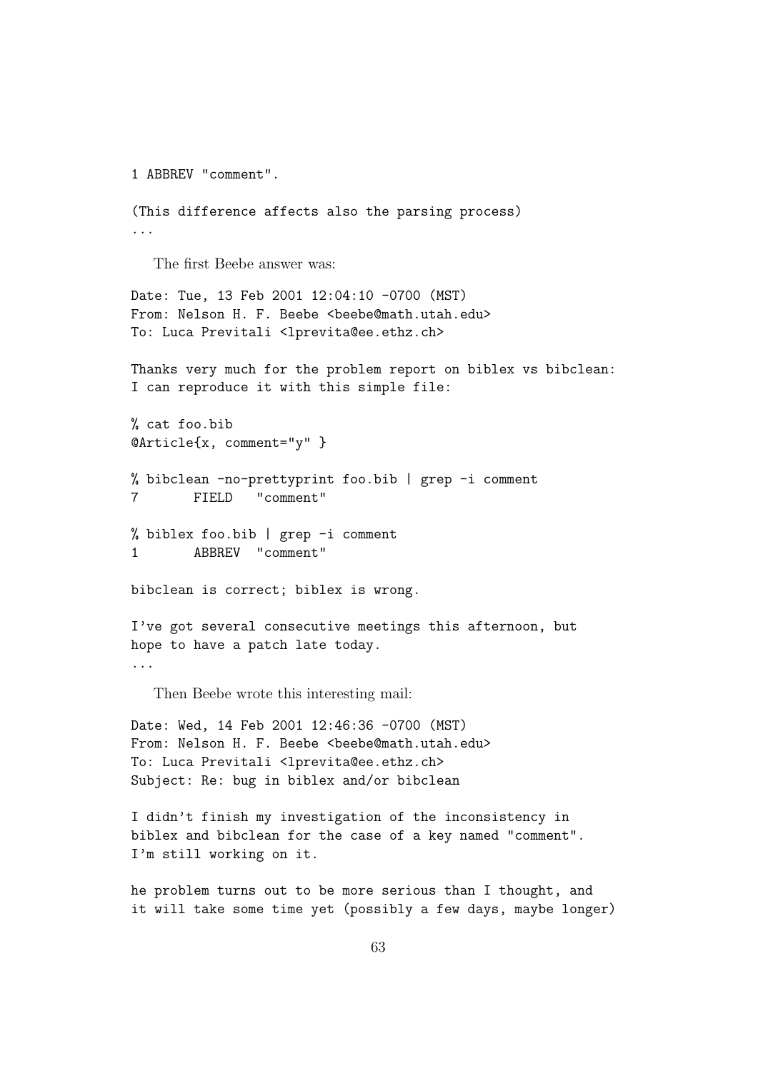```
1 ABBREV "comment".

(This difference affects also the parsing process)
...
```

The first Beebe answer was:

```
Date: Tue, 13 Feb 2001 12:04:10 -0700 (MST)
From: Nelson H. F. Beebe <beebe@math.utah.edu>
To: Luca Previtali <lprevita@ee.ethz.ch>

Thanks very much for the problem report on biblex vs bibclean:
I can reproduce it with this simple file:

% cat foo.bib
@Article{x, comment="y" }

% bibclean -no-prettyprint foo.bib | grep -i comment
7       FIELD   "comment"

% biblex foo.bib | grep -i comment
1       ABBREV  "comment"

bibclean is correct; biblex is wrong.

I've got several consecutive meetings this afternoon, but
hope to have a patch late today.
...
```

Then Beebe wrote this interesting mail:

```
Date: Wed, 14 Feb 2001 12:46:36 -0700 (MST)
From: Nelson H. F. Beebe <beebe@math.utah.edu>
To: Luca Previtali <lprevita@ee.ethz.ch>
Subject: Re: bug in biblex and/or bibclean

I didn't finish my investigation of the inconsistency in
biblex and bibclean for the case of a key named "comment".
I'm still working on it.

he problem turns out to be more serious than I thought, and
it will take some time yet (possibly a few days, maybe longer)
```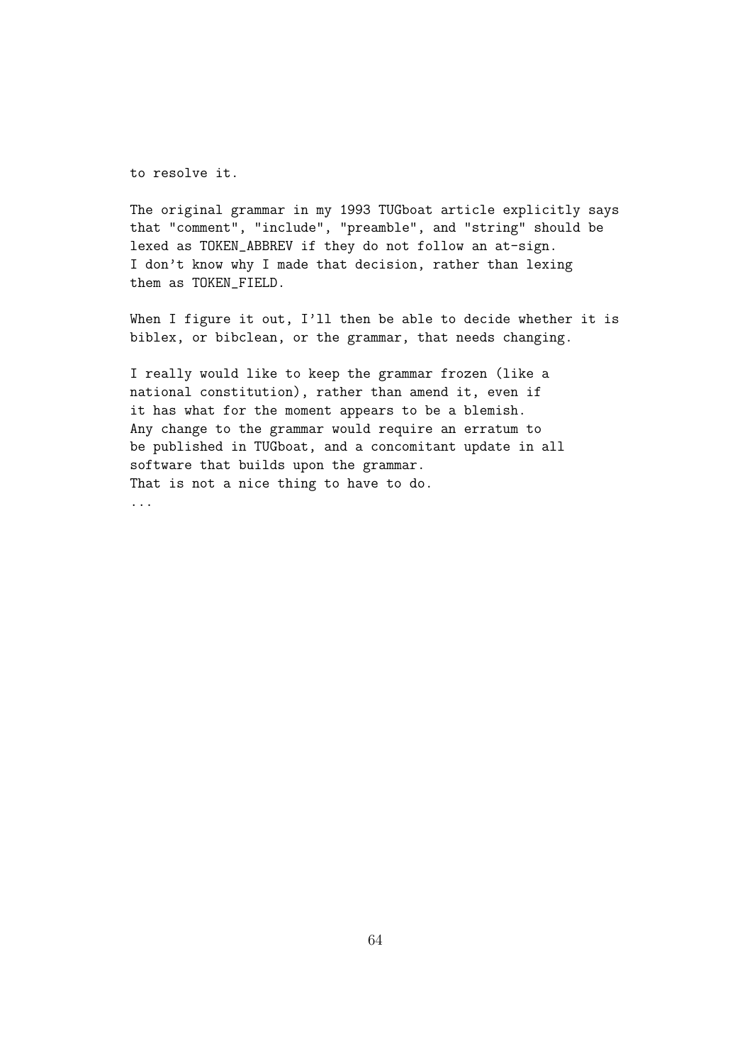```
to resolve it.

The original grammar in my 1993 TUGboat article explicitly says
that "comment", "include", "preamble", and "string" should be
lexed as TOKEN_ABBREV if they do not follow an at-sign.
I don't know why I made that decision, rather than lexing
them as TOKEN_FIELD.

When I figure it out, I'll then be able to decide whether it is
biblex, or bibclean, or the grammar, that needs changing.

I really would like to keep the grammar frozen (like a
national constitution), rather than amend it, even if
it has what for the moment appears to be a blemish.
Any change to the grammar would require an erratum to
be published in TUGboat, and a concomitant update in all
software that builds upon the grammar.
That is not a nice thing to have to do.
...
```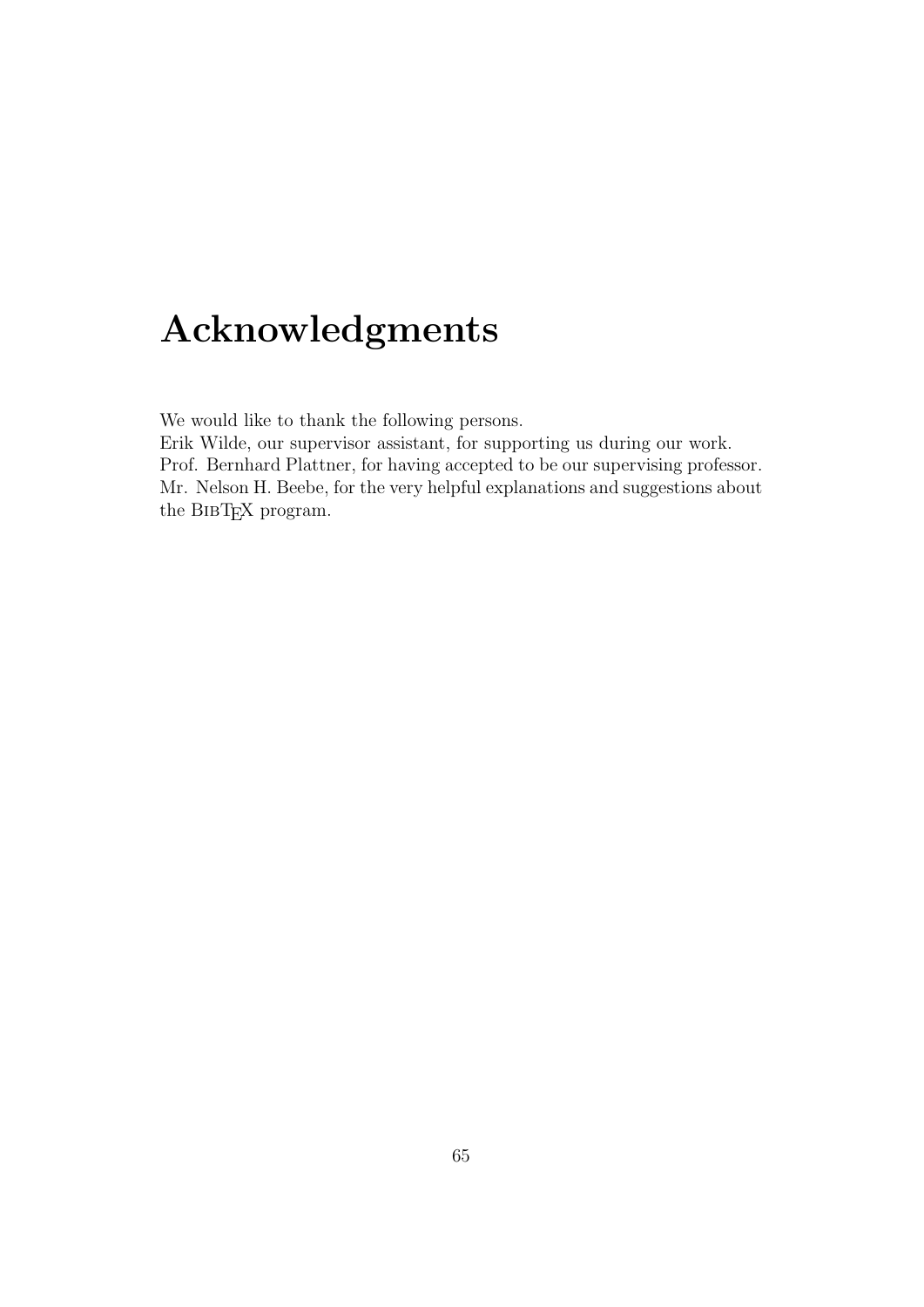# Acknowledgments

We would like to thank the following persons.
Erik Wilde, our supervisor assistant, for supporting us during our work.
Prof. Bernhard Plattner, for having accepted to be our supervising professor.
Mr. Nelson H. Beebe, for the very helpful explanations and suggestions about the BibTeX program.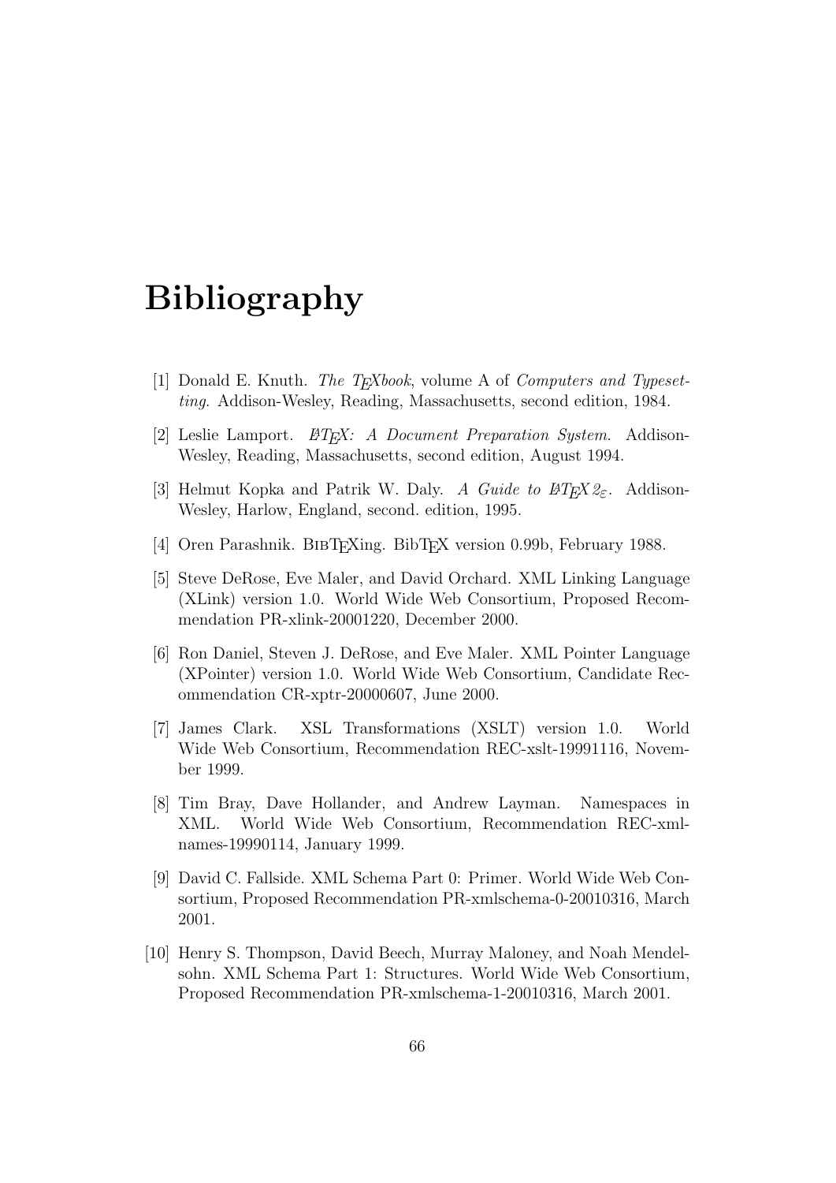# Bibliography

[1] Donald E. Knuth. *The TEXbook*, volume A of *Computers and Typesetting*. Addison-Wesley, Reading, Massachusetts, second edition, 1984.

[2] Leslie Lamport. *LATEX: A Document Preparation System*. Addison-Wesley, Reading, Massachusetts, second edition, August 1994.

[3] Helmut Kopka and Patrik W. Daly. *A Guide to LATEX 2ε*. Addison-Wesley, Harlow, England, second. edition, 1995.

[4] Oren Parashnik. BIBTEXing. BibTEX version 0.99b, February 1988.

[5] Steve DeRose, Eve Maler, and David Orchard. XML Linking Language (XLink) version 1.0. World Wide Web Consortium, Proposed Recommendation PR-xlink-20001220, December 2000.

[6] Ron Daniel, Steven J. DeRose, and Eve Maler. XML Pointer Language (XPointer) version 1.0. World Wide Web Consortium, Candidate Recommendation CR-xptr-20000607, June 2000.

[7] James Clark. XSL Transformations (XSLT) version 1.0. World Wide Web Consortium, Recommendation REC-xslt-19991116, November 1999.

[8] Tim Bray, Dave Hollander, and Andrew Layman. Namespaces in XML. World Wide Web Consortium, Recommendation REC-xml-names-19990114, January 1999.

[9] David C. Fallside. XML Schema Part 0: Primer. World Wide Web Consortium, Proposed Recommendation PR-xmlschema-0-20010316, March 2001.

[10] Henry S. Thompson, David Beech, Murray Maloney, and Noah Mendelsohn. XML Schema Part 1: Structures. World Wide Web Consortium, Proposed Recommendation PR-xmlschema-1-20010316, March 2001.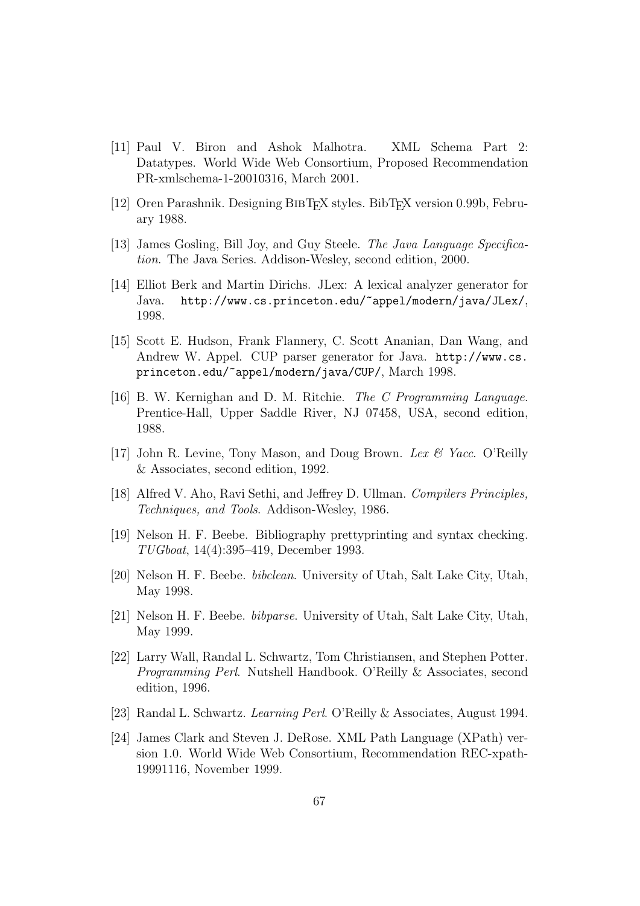[11] Paul V. Biron and Ashok Malhotra. XML Schema Part 2: Datatypes. World Wide Web Consortium, Proposed Recommendation PR-xmlschema-1-20010316, March 2001.

[12] Oren Parashnik. Designing BibTeX styles. BibTeX version 0.99b, February 1988.

[13] James Gosling, Bill Joy, and Guy Steele. *The Java Language Specification*. The Java Series. Addison-Wesley, second edition, 2000.

[14] Elliot Berk and Martin Dirichs. JLex: A lexical analyzer generator for Java. `http://www.cs.princeton.edu/~appel/modern/java/JLex/`, 1998.

[15] Scott E. Hudson, Frank Flannery, C. Scott Ananian, Dan Wang, and Andrew W. Appel. CUP parser generator for Java. `http://www.cs.princeton.edu/~appel/modern/java/CUP/`, March 1998.

[16] B. W. Kernighan and D. M. Ritchie. *The C Programming Language*. Prentice-Hall, Upper Saddle River, NJ 07458, USA, second edition, 1988.

[17] John R. Levine, Tony Mason, and Doug Brown. *Lex & Yacc*. O'Reilly & Associates, second edition, 1992.

[18] Alfred V. Aho, Ravi Sethi, and Jeffrey D. Ullman. *Compilers Principles, Techniques, and Tools*. Addison-Wesley, 1986.

[19] Nelson H. F. Beebe. Bibliography prettyprinting and syntax checking. *TUGboat*, 14(4):395–419, December 1993.

[20] Nelson H. F. Beebe. *bibclean*. University of Utah, Salt Lake City, Utah, May 1998.

[21] Nelson H. F. Beebe. *bibparse*. University of Utah, Salt Lake City, Utah, May 1999.

[22] Larry Wall, Randal L. Schwartz, Tom Christiansen, and Stephen Potter. *Programming Perl*. Nutshell Handbook. O'Reilly & Associates, second edition, 1996.

[23] Randal L. Schwartz. *Learning Perl*. O'Reilly & Associates, August 1994.

[24] James Clark and Steven J. DeRose. XML Path Language (XPath) version 1.0. World Wide Web Consortium, Recommendation REC-xpath-19991116, November 1999.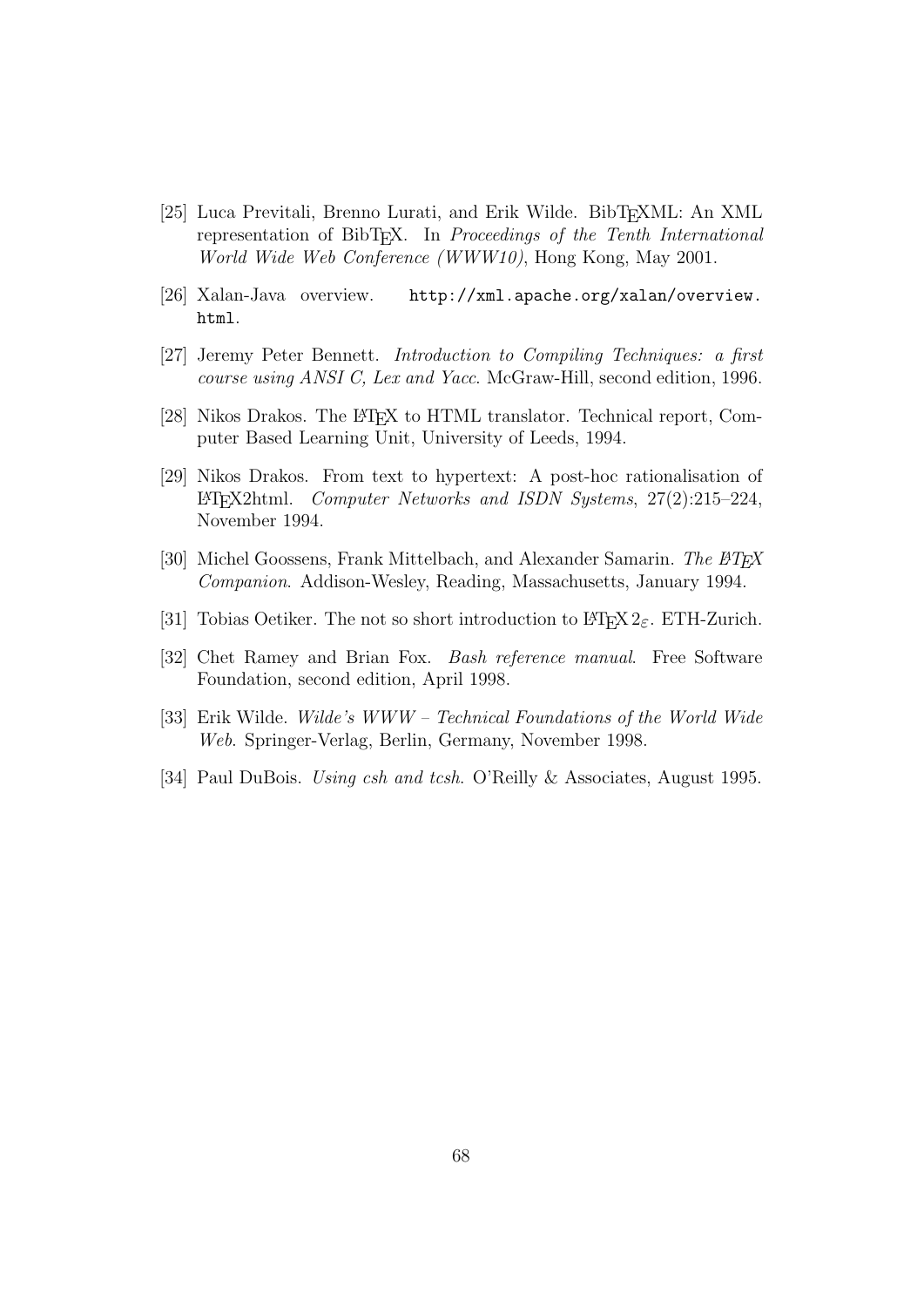[25] Luca Previtali, Brenno Lurati, and Erik Wilde. BibTEXML: An XML representation of BibTEX. In *Proceedings of the Tenth International World Wide Web Conference (WWW10)*, Hong Kong, May 2001.

[26] Xalan-Java overview. `http://xml.apache.org/xalan/overview.html`.

[27] Jeremy Peter Bennett. *Introduction to Compiling Techniques: a first course using ANSI C, Lex and Yacc*. McGraw-Hill, second edition, 1996.

[28] Nikos Drakos. The LATEX to HTML translator. Technical report, Computer Based Learning Unit, University of Leeds, 1994.

[29] Nikos Drakos. From text to hypertext: A post-hoc rationalisation of LATEX2html. *Computer Networks and ISDN Systems*, 27(2):215–224, November 1994.

[30] Michel Goossens, Frank Mittelbach, and Alexander Samarin. *The LATEX Companion*. Addison-Wesley, Reading, Massachusetts, January 1994.

[31] Tobias Oetiker. The not so short introduction to LATEX $2_\varepsilon$. ETH-Zurich.

[32] Chet Ramey and Brian Fox. *Bash reference manual*. Free Software Foundation, second edition, April 1998.

[33] Erik Wilde. *Wilde's WWW – Technical Foundations of the World Wide Web*. Springer-Verlag, Berlin, Germany, November 1998.

[34] Paul DuBois. *Using csh and tcsh*. O'Reilly & Associates, August 1995.